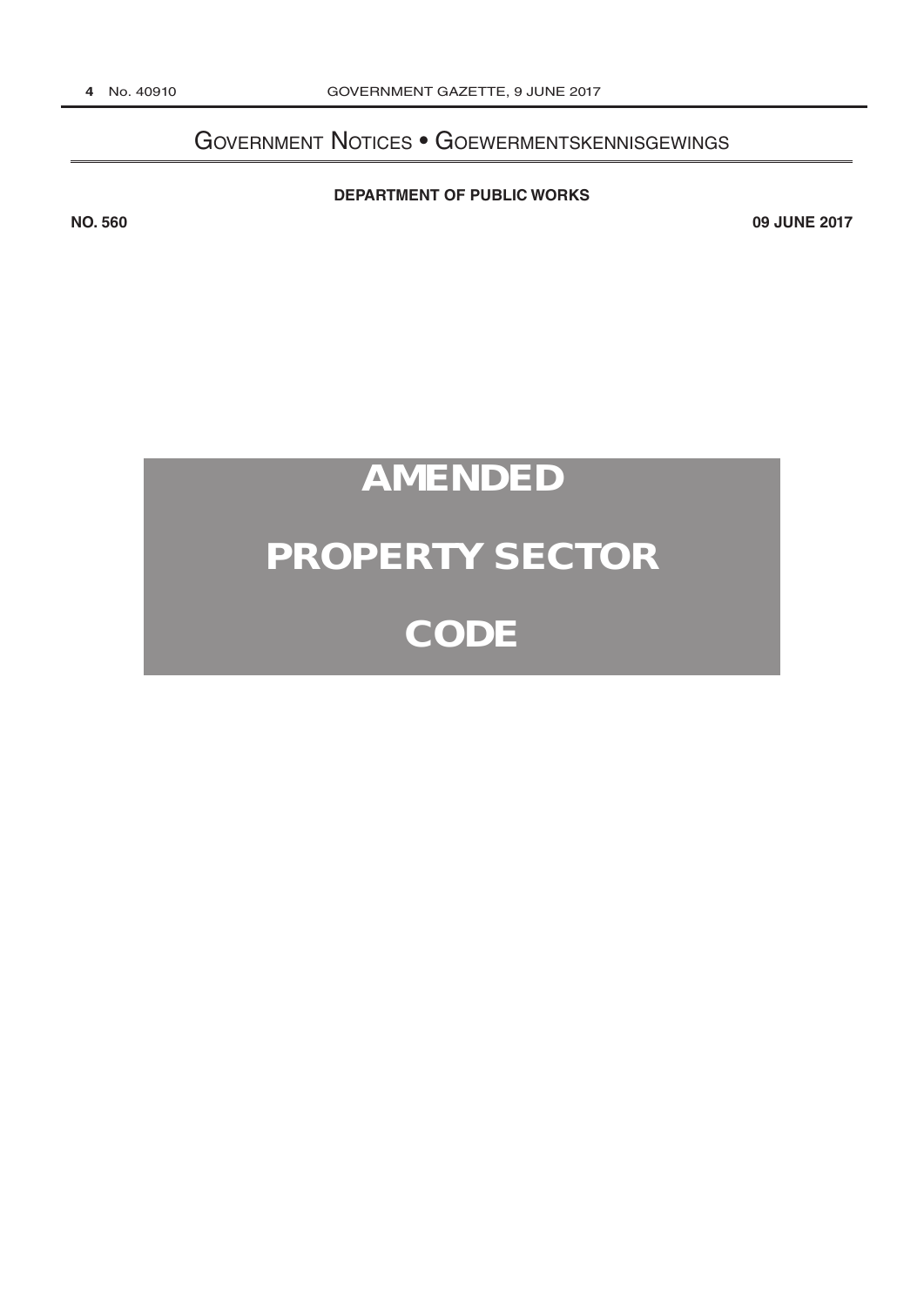# Government Notices • Goewermentskennisgewings

**DEPARTMENT OF PUBLIC WORKS**

**NO. 560** **09 JUNE 2017**

# AMENDED

# PROPERTY SECTOR

# CODE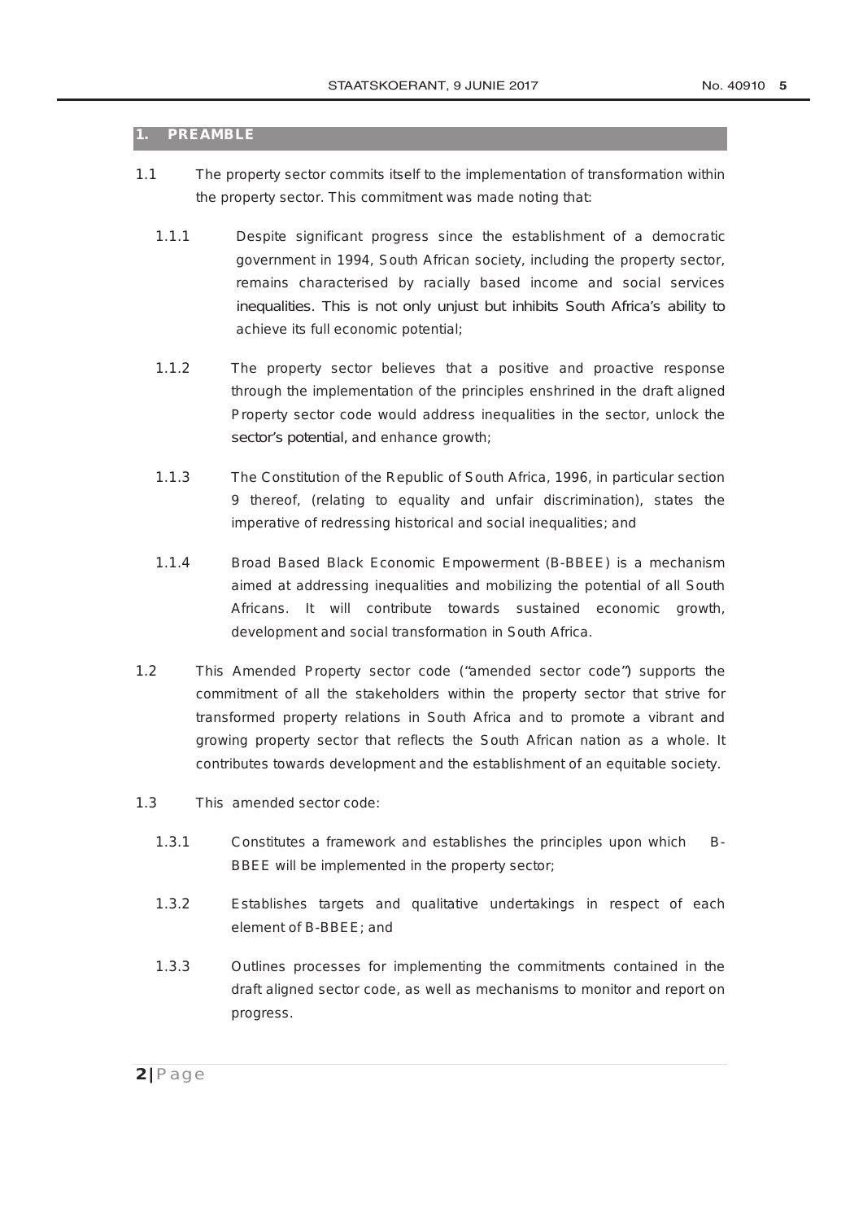## 1. PREAMBLE

1.1 The property sector commits itself to the implementation of transformation within the property sector. This commitment was made noting that:

1.1.1 Despite significant progress since the establishment of a democratic government in 1994, South African society, including the property sector, remains characterised by racially based income and social services inequalities. This is not only unjust but inhibits South Africa's ability to achieve its full economic potential;

1.1.2 The property sector believes that a positive and proactive response through the implementation of the principles enshrined in the draft aligned Property sector code would address inequalities in the sector, unlock the sector's potential, and enhance growth;

1.1.3 The Constitution of the Republic of South Africa, 1996, in particular section 9 thereof, (relating to equality and unfair discrimination), states the imperative of redressing historical and social inequalities; and

1.1.4 Broad Based Black Economic Empowerment (B-BBEE) is a mechanism aimed at addressing inequalities and mobilizing the potential of all South Africans. It will contribute towards sustained economic growth, development and social transformation in South Africa.

1.2 This Amended Property sector code ("amended sector code") supports the commitment of all the stakeholders within the property sector that strive for transformed property relations in South Africa and to promote a vibrant and growing property sector that reflects the South African nation as a whole. It contributes towards development and the establishment of an equitable society.

1.3 This amended sector code:

1.3.1 Constitutes a framework and establishes the principles upon which B-BBEE will be implemented in the property sector;

1.3.2 Establishes targets and qualitative undertakings in respect of each element of B-BBEE; and

1.3.3 Outlines processes for implementing the commitments contained in the draft aligned sector code, as well as mechanisms to monitor and report on progress.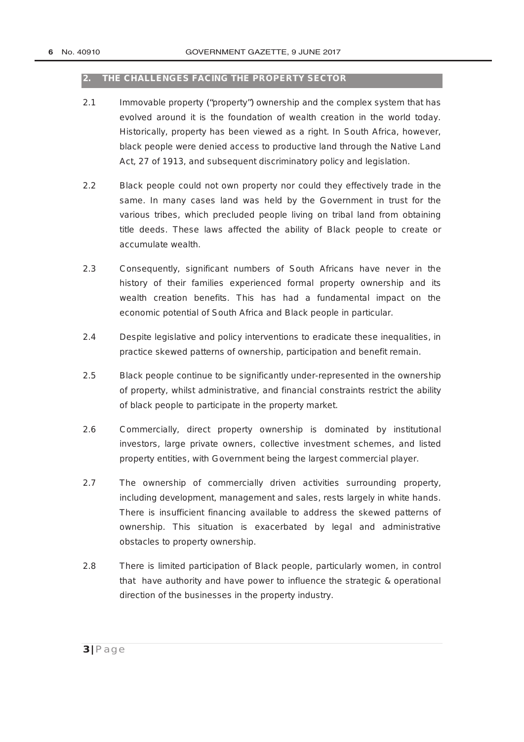## 2. THE CHALLENGES FACING THE PROPERTY SECTOR

2.1 Immovable property ("property") ownership and the complex system that has evolved around it is the foundation of wealth creation in the world today. Historically, property has been viewed as a right. In South Africa, however, black people were denied access to productive land through the Native Land Act, 27 of 1913, and subsequent discriminatory policy and legislation.

2.2 Black people could not own property nor could they effectively trade in the same. In many cases land was held by the Government in trust for the various tribes, which precluded people living on tribal land from obtaining title deeds. These laws affected the ability of Black people to create or accumulate wealth.

2.3 Consequently, significant numbers of South Africans have never in the history of their families experienced formal property ownership and its wealth creation benefits. This has had a fundamental impact on the economic potential of South Africa and Black people in particular.

2.4 Despite legislative and policy interventions to eradicate these inequalities, in practice skewed patterns of ownership, participation and benefit remain.

2.5 Black people continue to be significantly under-represented in the ownership of property, whilst administrative, and financial constraints restrict the ability of black people to participate in the property market.

2.6 Commercially, direct property ownership is dominated by institutional investors, large private owners, collective investment schemes, and listed property entities, with Government being the largest commercial player.

2.7 The ownership of commercially driven activities surrounding property, including development, management and sales, rests largely in white hands. There is insufficient financing available to address the skewed patterns of ownership. This situation is exacerbated by legal and administrative obstacles to property ownership.

2.8 There is limited participation of Black people, particularly women, in control that have authority and have power to influence the strategic & operational direction of the businesses in the property industry.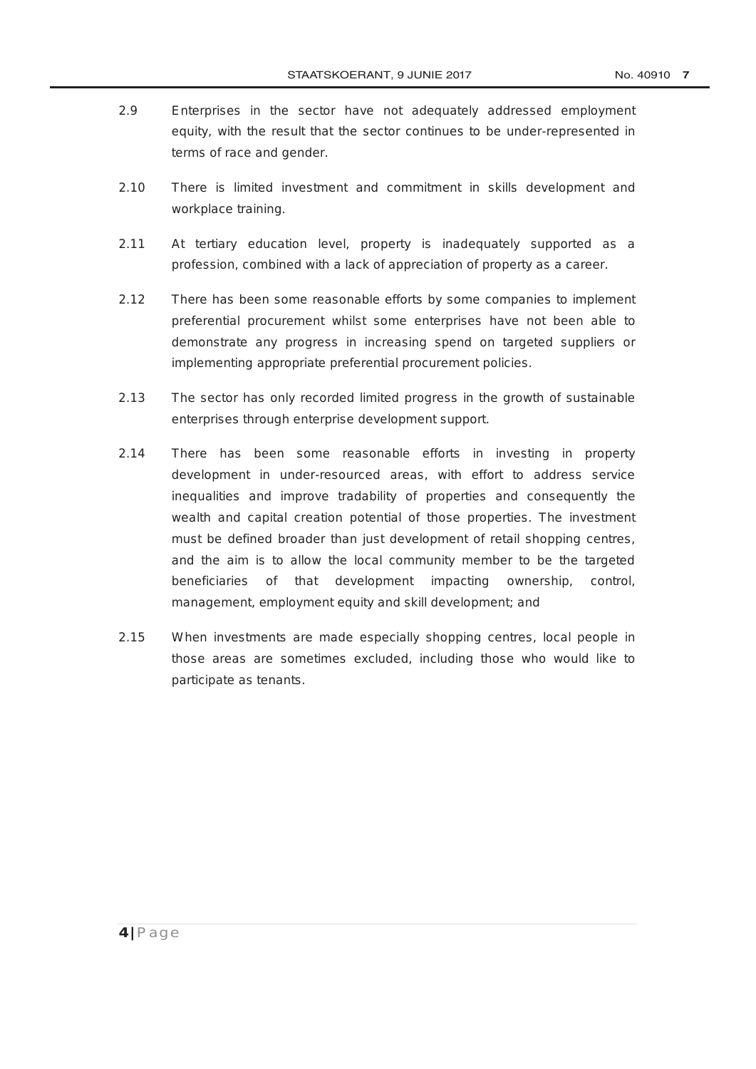2.9 Enterprises in the sector have not adequately addressed employment equity, with the result that the sector continues to be under-represented in terms of race and gender.

2.10 There is limited investment and commitment in skills development and workplace training.

2.11 At tertiary education level, property is inadequately supported as a profession, combined with a lack of appreciation of property as a career.

2.12 There has been some reasonable efforts by some companies to implement preferential procurement whilst some enterprises have not been able to demonstrate any progress in increasing spend on targeted suppliers or implementing appropriate preferential procurement policies.

2.13 The sector has only recorded limited progress in the growth of sustainable enterprises through enterprise development support.

2.14 There has been some reasonable efforts in investing in property development in under-resourced areas, with effort to address service inequalities and improve tradability of properties and consequently the wealth and capital creation potential of those properties. The investment must be defined broader than just development of retail shopping centres, and the aim is to allow the local community member to be the targeted beneficiaries of that development impacting ownership, control, management, employment equity and skill development; and

2.15 When investments are made especially shopping centres, local people in those areas are sometimes excluded, including those who would like to participate as tenants.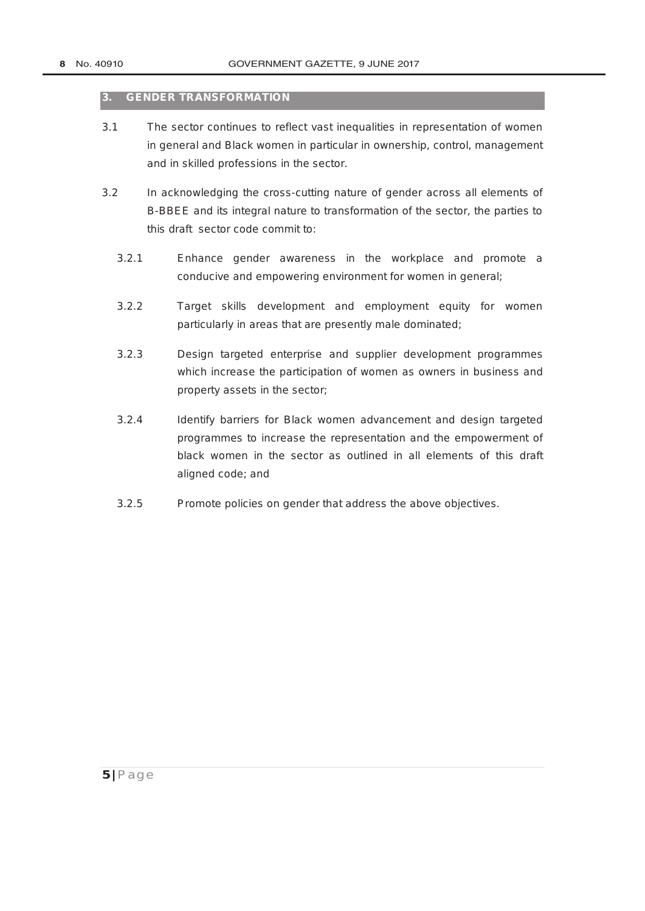## 3. GENDER TRANSFORMATION

3.1 The sector continues to reflect vast inequalities in representation of women in general and Black women in particular in ownership, control, management and in skilled professions in the sector.

3.2 In acknowledging the cross-cutting nature of gender across all elements of B-BBEE and its integral nature to transformation of the sector, the parties to this draft sector code commit to:

3.2.1 Enhance gender awareness in the workplace and promote a conducive and empowering environment for women in general;

3.2.2 Target skills development and employment equity for women particularly in areas that are presently male dominated;

3.2.3 Design targeted enterprise and supplier development programmes which increase the participation of women as owners in business and property assets in the sector;

3.2.4 Identify barriers for Black women advancement and design targeted programmes to increase the representation and the empowerment of black women in the sector as outlined in all elements of this draft aligned code; and

3.2.5 Promote policies on gender that address the above objectives.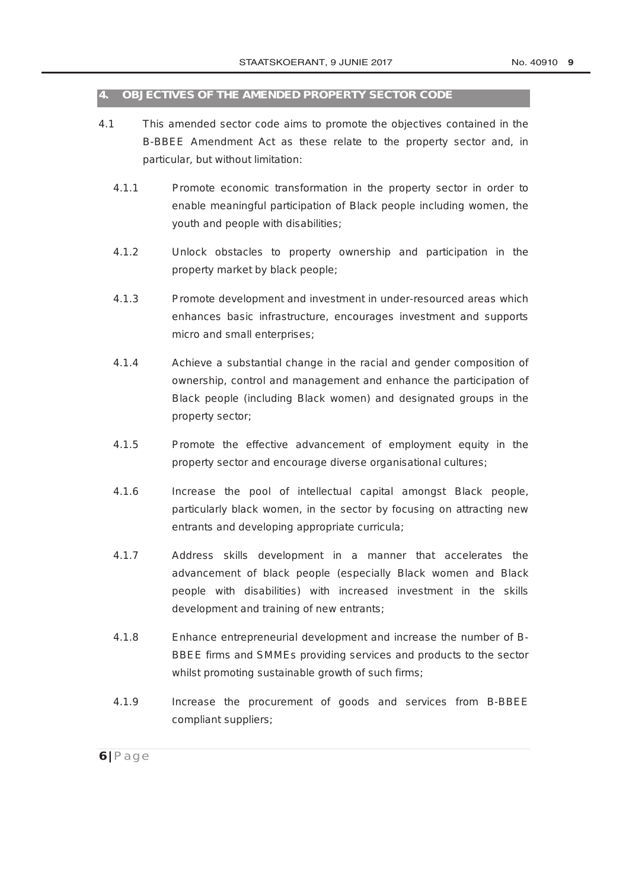## 4. OBJECTIVES OF THE AMENDED PROPERTY SECTOR CODE

4.1 This amended sector code aims to promote the objectives contained in the B-BBEE Amendment Act as these relate to the property sector and, in particular, but without limitation:

4.1.1 Promote economic transformation in the property sector in order to enable meaningful participation of Black people including women, the youth and people with disabilities;

4.1.2 Unlock obstacles to property ownership and participation in the property market by black people;

4.1.3 Promote development and investment in under-resourced areas which enhances basic infrastructure, encourages investment and supports micro and small enterprises;

4.1.4 Achieve a substantial change in the racial and gender composition of ownership, control and management and enhance the participation of Black people (including Black women) and designated groups in the property sector;

4.1.5 Promote the effective advancement of employment equity in the property sector and encourage diverse organisational cultures;

4.1.6 Increase the pool of intellectual capital amongst Black people, particularly black women, in the sector by focusing on attracting new entrants and developing appropriate curricula;

4.1.7 Address skills development in a manner that accelerates the advancement of black people (especially Black women and Black people with disabilities) with increased investment in the skills development and training of new entrants;

4.1.8 Enhance entrepreneurial development and increase the number of B-BBEE firms and SMMEs providing services and products to the sector whilst promoting sustainable growth of such firms;

4.1.9 Increase the procurement of goods and services from B-BBEE compliant suppliers;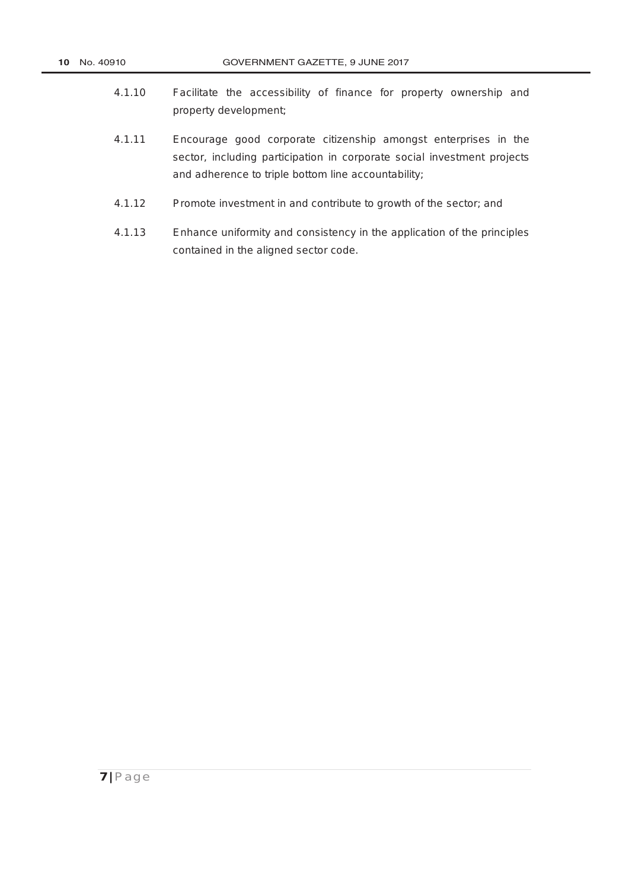4.1.10 Facilitate the accessibility of finance for property ownership and property development;

4.1.11 Encourage good corporate citizenship amongst enterprises in the sector, including participation in corporate social investment projects and adherence to triple bottom line accountability;

4.1.12 Promote investment in and contribute to growth of the sector; and

4.1.13 Enhance uniformity and consistency in the application of the principles contained in the aligned sector code.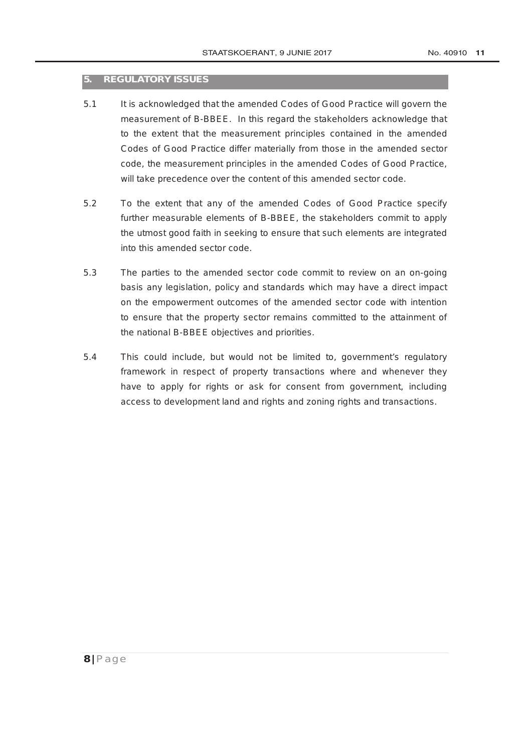## 5. REGULATORY ISSUES

5.1 It is acknowledged that the amended Codes of Good Practice will govern the measurement of B-BBEE. In this regard the stakeholders acknowledge that to the extent that the measurement principles contained in the amended Codes of Good Practice differ materially from those in the amended sector code, the measurement principles in the amended Codes of Good Practice, will take precedence over the content of this amended sector code.

5.2 To the extent that any of the amended Codes of Good Practice specify further measurable elements of B-BBEE, the stakeholders commit to apply the utmost good faith in seeking to ensure that such elements are integrated into this amended sector code.

5.3 The parties to the amended sector code commit to review on an on-going basis any legislation, policy and standards which may have a direct impact on the empowerment outcomes of the amended sector code with intention to ensure that the property sector remains committed to the attainment of the national B-BBEE objectives and priorities.

5.4 This could include, but would not be limited to, government's regulatory framework in respect of property transactions where and whenever they have to apply for rights or ask for consent from government, including access to development land and rights and zoning rights and transactions.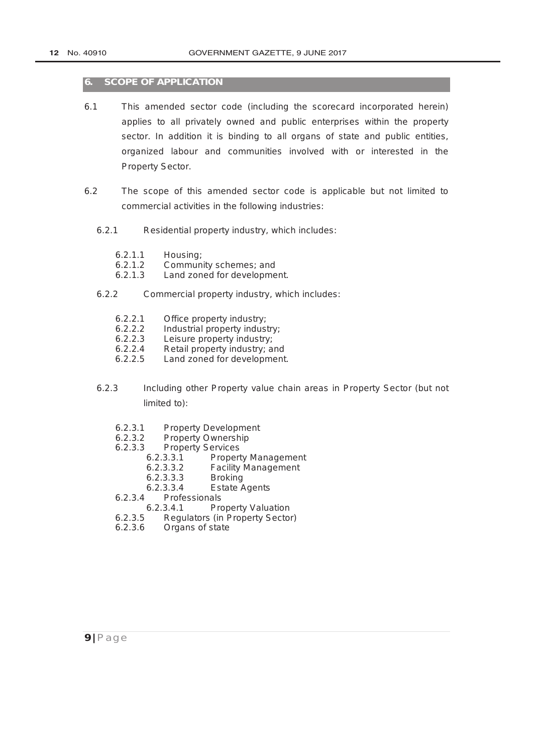## 6. SCOPE OF APPLICATION

6.1 This amended sector code (including the scorecard incorporated herein) applies to all privately owned and public enterprises within the property sector. In addition it is binding to all organs of state and public entities, organized labour and communities involved with or interested in the Property Sector.

6.2 The scope of this amended sector code is applicable but not limited to commercial activities in the following industries:

- 6.2.1 Residential property industry, which includes:
  - 6.2.1.1 Housing;
  - 6.2.1.2 Community schemes; and
  - 6.2.1.3 Land zoned for development.
- 6.2.2 Commercial property industry, which includes:
  - 6.2.2.1 Office property industry;
  - 6.2.2.2 Industrial property industry;
  - 6.2.2.3 Leisure property industry;
  - 6.2.2.4 Retail property industry; and
  - 6.2.2.5 Land zoned for development.
- 6.2.3 Including other Property value chain areas in Property Sector (but not limited to):
  - 6.2.3.1 Property Development
  - 6.2.3.2 Property Ownership
  - 6.2.3.3 Property Services
    - 6.2.3.3.1 Property Management
    - 6.2.3.3.2 Facility Management
    - 6.2.3.3.3 Broking
    - 6.2.3.3.4 Estate Agents
  - 6.2.3.4 Professionals
    - 6.2.3.4.1 Property Valuation
  - 6.2.3.5 Regulators (in Property Sector)
  - 6.2.3.6 Organs of state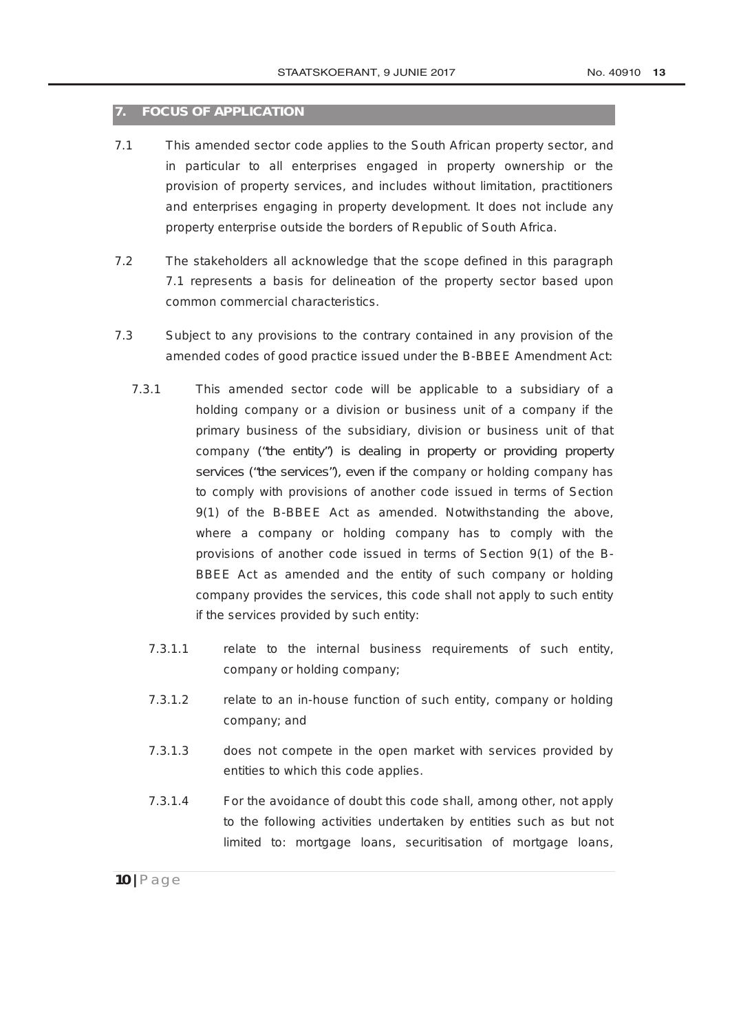## 7. FOCUS OF APPLICATION

7.1 This amended sector code applies to the South African property sector, and in particular to all enterprises engaged in property ownership or the provision of property services, and includes without limitation, practitioners and enterprises engaging in property development. It does not include any property enterprise outside the borders of Republic of South Africa.

7.2 The stakeholders all acknowledge that the scope defined in this paragraph 7.1 represents a basis for delineation of the property sector based upon common commercial characteristics.

7.3 Subject to any provisions to the contrary contained in any provision of the amended codes of good practice issued under the B-BBEE Amendment Act:

7.3.1 This amended sector code will be applicable to a subsidiary of a holding company or a division or business unit of a company if the primary business of the subsidiary, division or business unit of that company ("the entity") is dealing in property or providing property services ("the services"), even if the company or holding company has to comply with provisions of another code issued in terms of Section 9(1) of the B-BBEE Act as amended. Notwithstanding the above, where a company or holding company has to comply with the provisions of another code issued in terms of Section 9(1) of the B-BBEE Act as amended and the entity of such company or holding company provides the services, this code shall not apply to such entity if the services provided by such entity:

7.3.1.1 relate to the internal business requirements of such entity, company or holding company;

7.3.1.2 relate to an in-house function of such entity, company or holding company; and

7.3.1.3 does not compete in the open market with services provided by entities to which this code applies.

7.3.1.4 For the avoidance of doubt this code shall, among other, not apply to the following activities undertaken by entities such as but not limited to: mortgage loans, securitisation of mortgage loans,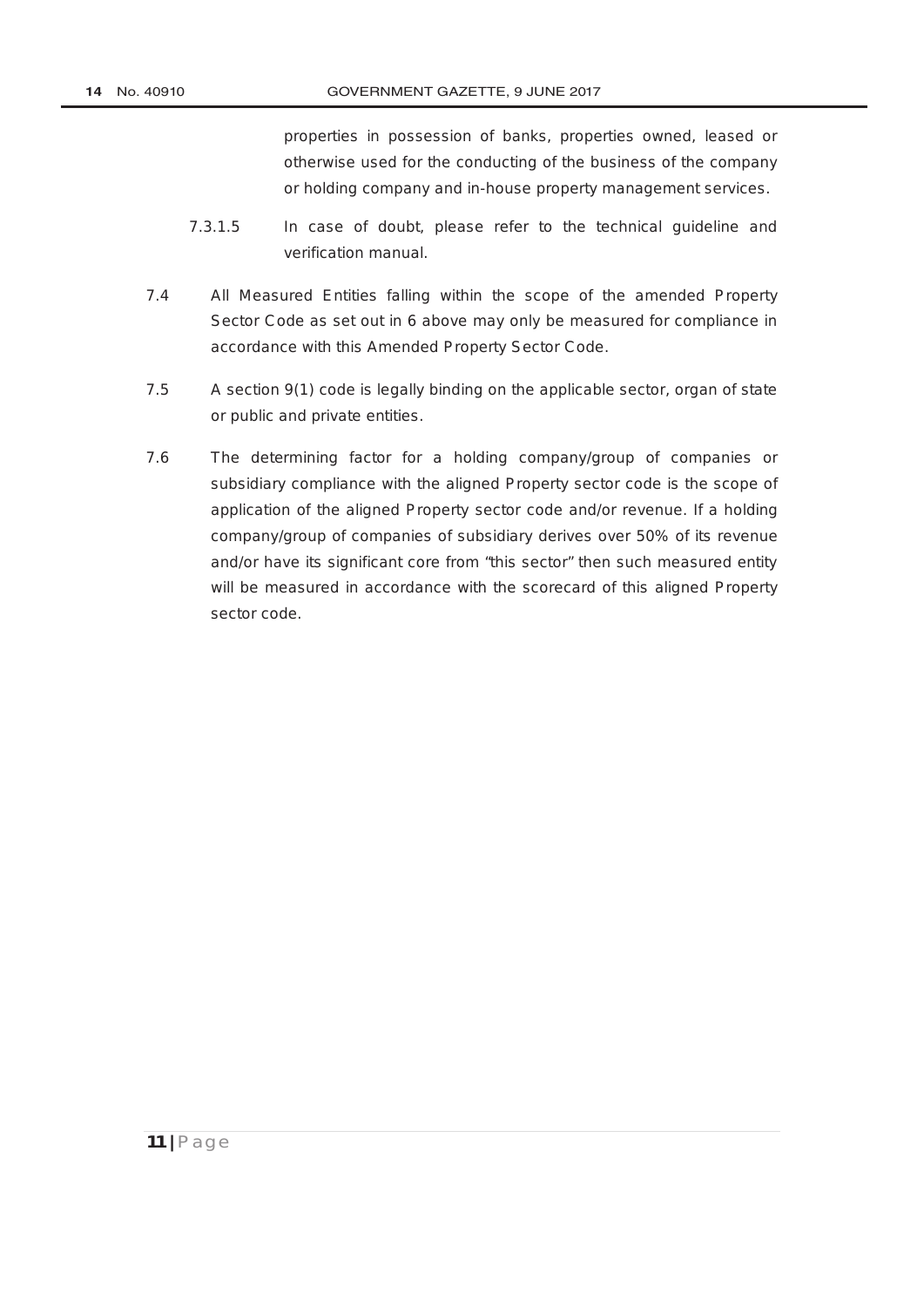properties in possession of banks, properties owned, leased or otherwise used for the conducting of the business of the company or holding company and in-house property management services.

7.3.1.5 In case of doubt, please refer to the technical guideline and verification manual.

7.4 All Measured Entities falling within the scope of the amended Property Sector Code as set out in 6 above may only be measured for compliance in accordance with this Amended Property Sector Code.

7.5 A section 9(1) code is legally binding on the applicable sector, organ of state or public and private entities.

7.6 The determining factor for a holding company/group of companies or subsidiary compliance with the aligned Property sector code is the scope of application of the aligned Property sector code and/or revenue. If a holding company/group of companies of subsidiary derives over 50% of its revenue and/or have its significant core from "this sector" then such measured entity will be measured in accordance with the scorecard of this aligned Property sector code.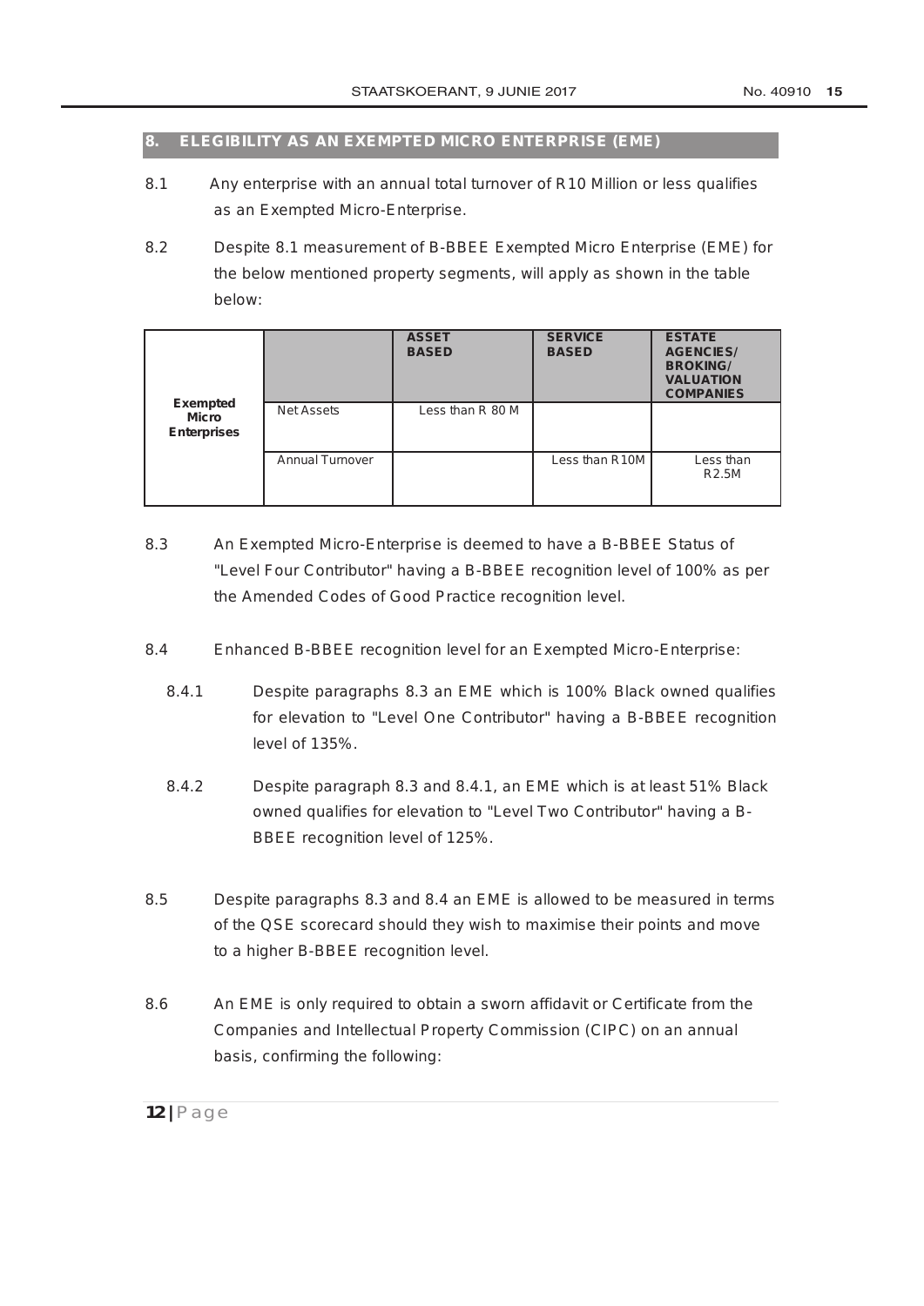## 8. ELEGIBILITY AS AN EXEMPTED MICRO ENTERPRISE (EME)

8.1 Any enterprise with an annual total turnover of R10 Million or less qualifies as an Exempted Micro-Enterprise.

8.2 Despite 8.1 measurement of B-BBEE Exempted Micro Enterprise (EME) for the below mentioned property segments, will apply as shown in the table below:

| | | ASSET BASED | SERVICE BASED | ESTATE AGENCIES/ BROKING/ VALUATION COMPANIES |
|---|---|---|---|---|
| **Exempted Micro Enterprises** | Net Assets | Less than R 80 M | | |
| | Annual Turnover | | Less than R10M | Less than R2.5M |

8.3 An Exempted Micro-Enterprise is deemed to have a B-BBEE Status of "Level Four Contributor" having a B-BBEE recognition level of 100% as per the Amended Codes of Good Practice recognition level.

8.4 Enhanced B-BBEE recognition level for an Exempted Micro-Enterprise:

8.4.1 Despite paragraphs 8.3 an EME which is 100% Black owned qualifies for elevation to "Level One Contributor" having a B-BBEE recognition level of 135%.

8.4.2 Despite paragraph 8.3 and 8.4.1, an EME which is at least 51% Black owned qualifies for elevation to "Level Two Contributor" having a B-BBEE recognition level of 125%.

8.5 Despite paragraphs 8.3 and 8.4 an EME is allowed to be measured in terms of the QSE scorecard should they wish to maximise their points and move to a higher B-BBEE recognition level.

8.6 An EME is only required to obtain a sworn affidavit or Certificate from the Companies and Intellectual Property Commission (CIPC) on an annual basis, confirming the following: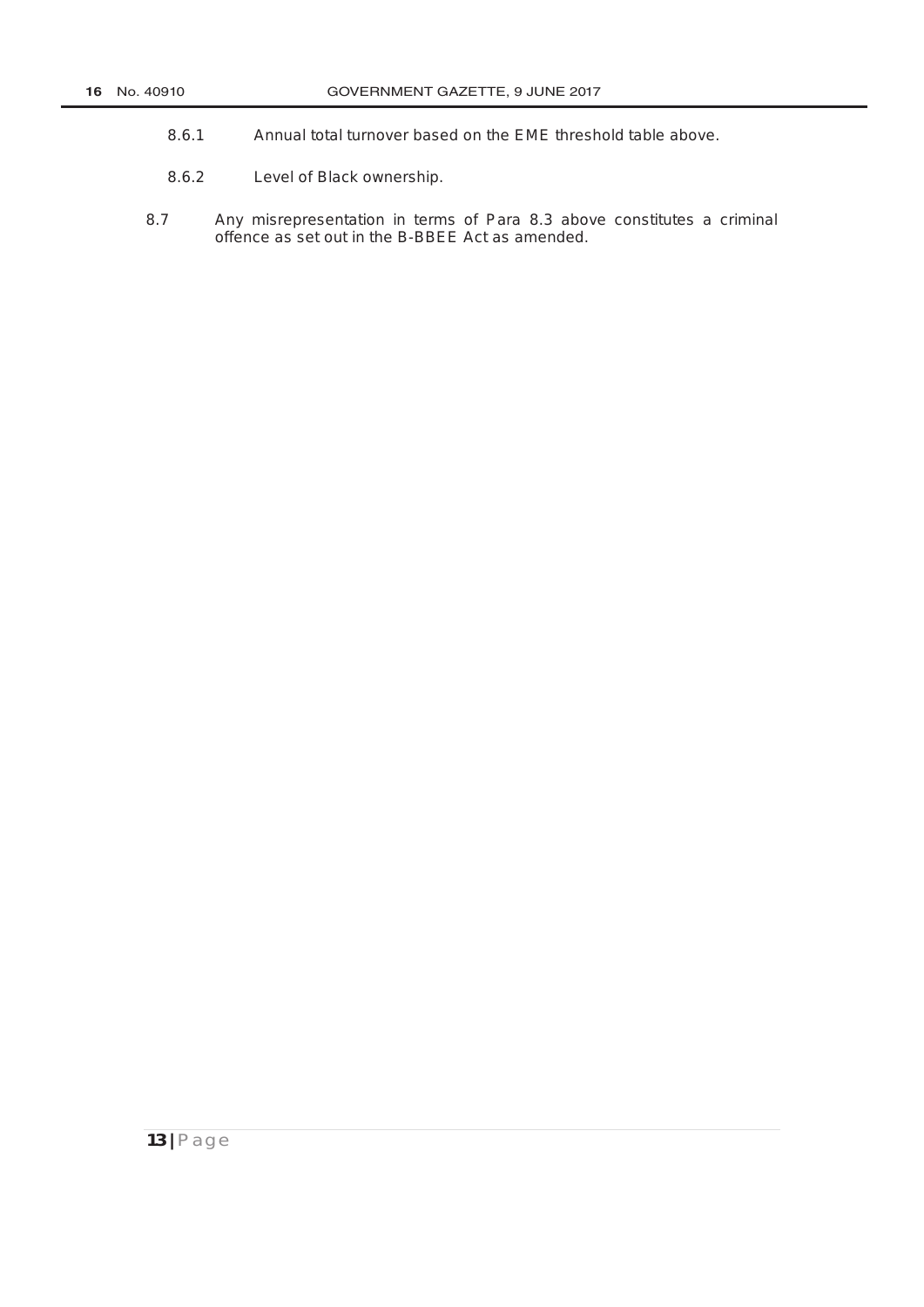8.6.1 Annual total turnover based on the EME threshold table above.

8.6.2 Level of Black ownership.

8.7 Any misrepresentation in terms of Para 8.3 above constitutes a criminal offence as set out in the B-BBEE Act as amended.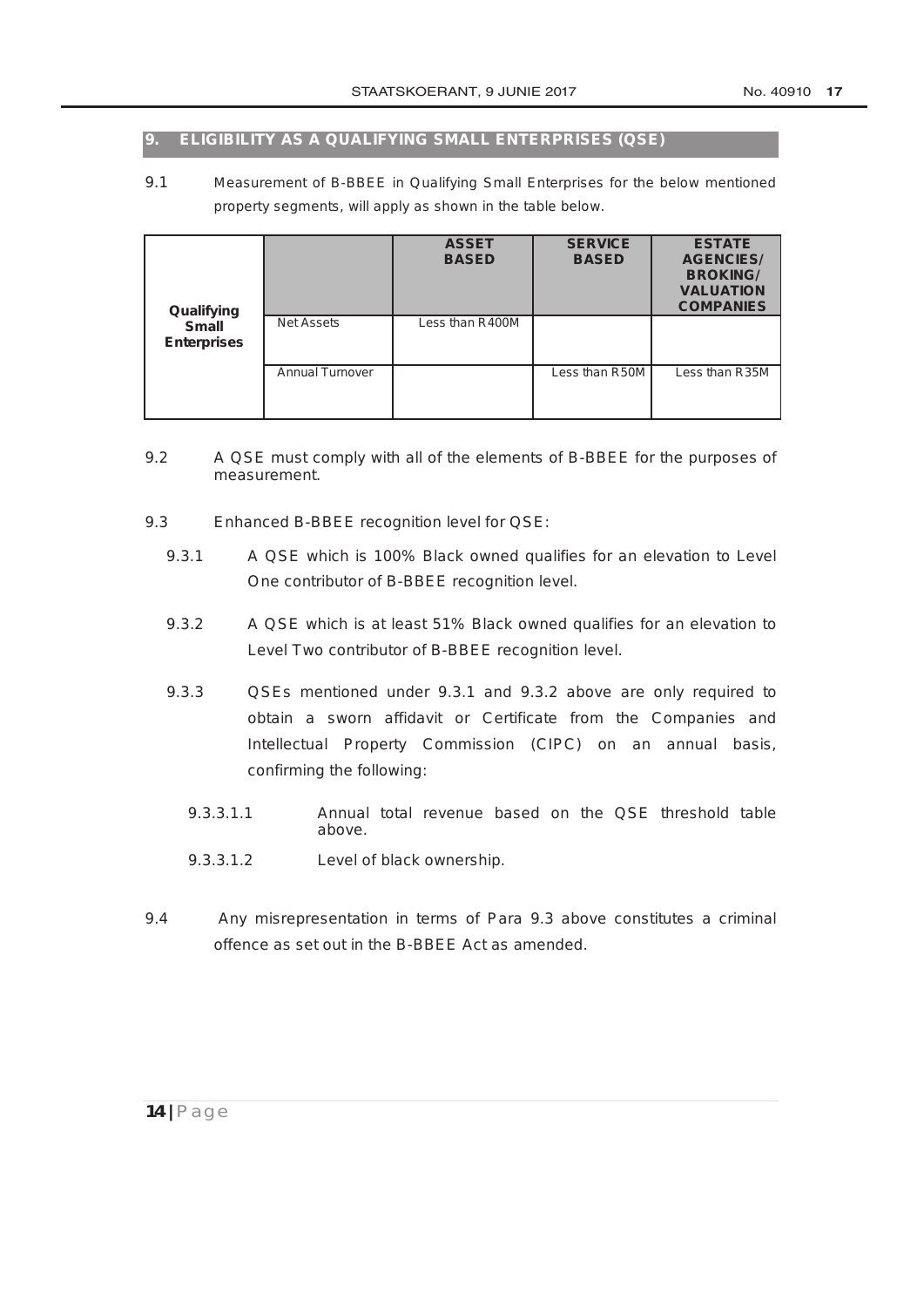## 9. ELIGIBILITY AS A QUALIFYING SMALL ENTERPRISES (QSE)

9.1 Measurement of B-BBEE in Qualifying Small Enterprises for the below mentioned property segments, will apply as shown in the table below.

| | | ASSET BASED | SERVICE BASED | ESTATE AGENCIES/ BROKING/ VALUATION COMPANIES |
|---|---|---|---|---|
| Qualifying Small Enterprises | Net Assets | Less than R400M | | |
| | Annual Turnover | | Less than R50M | Less than R35M |

9.2 A QSE must comply with all of the elements of B-BBEE for the purposes of measurement.

9.3 Enhanced B-BBEE recognition level for QSE:

9.3.1 A QSE which is 100% Black owned qualifies for an elevation to Level One contributor of B-BBEE recognition level.

9.3.2 A QSE which is at least 51% Black owned qualifies for an elevation to Level Two contributor of B-BBEE recognition level.

9.3.3 QSEs mentioned under 9.3.1 and 9.3.2 above are only required to obtain a sworn affidavit or Certificate from the Companies and Intellectual Property Commission (CIPC) on an annual basis, confirming the following:

9.3.3.1.1 Annual total revenue based on the QSE threshold table above.

9.3.3.1.2 Level of black ownership.

9.4 Any misrepresentation in terms of Para 9.3 above constitutes a criminal offence as set out in the B-BBEE Act as amended.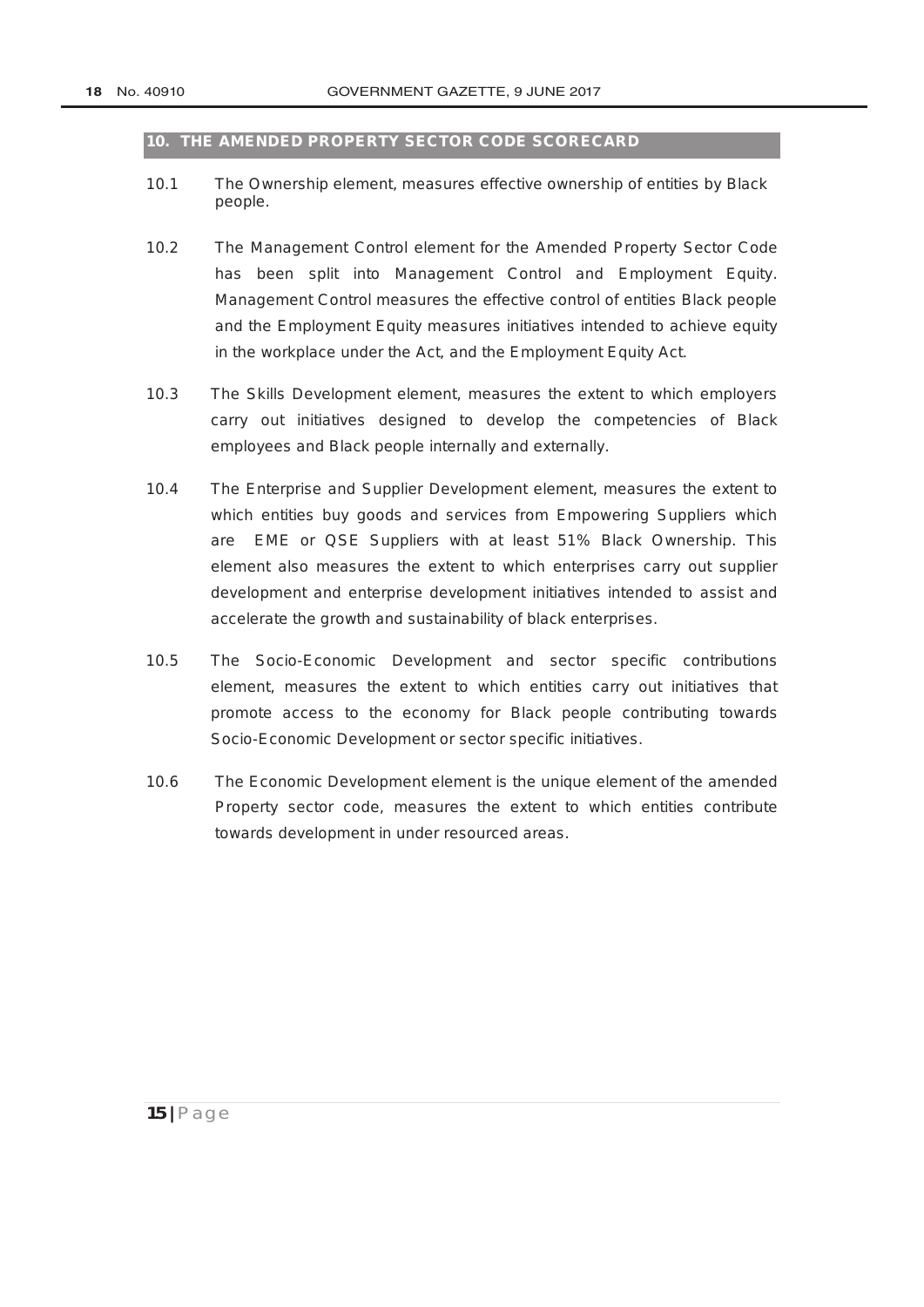## 10. THE AMENDED PROPERTY SECTOR CODE SCORECARD

10.1 The Ownership element, measures effective ownership of entities by Black people.

10.2 The Management Control element for the Amended Property Sector Code has been split into Management Control and Employment Equity. Management Control measures the effective control of entities Black people and the Employment Equity measures initiatives intended to achieve equity in the workplace under the Act, and the Employment Equity Act.

10.3 The Skills Development element, measures the extent to which employers carry out initiatives designed to develop the competencies of Black employees and Black people internally and externally.

10.4 The Enterprise and Supplier Development element, measures the extent to which entities buy goods and services from Empowering Suppliers which are EME or QSE Suppliers with at least 51% Black Ownership. This element also measures the extent to which enterprises carry out supplier development and enterprise development initiatives intended to assist and accelerate the growth and sustainability of black enterprises.

10.5 The Socio-Economic Development and sector specific contributions element, measures the extent to which entities carry out initiatives that promote access to the economy for Black people contributing towards Socio-Economic Development or sector specific initiatives.

10.6 The Economic Development element is the unique element of the amended Property sector code, measures the extent to which entities contribute towards development in under resourced areas.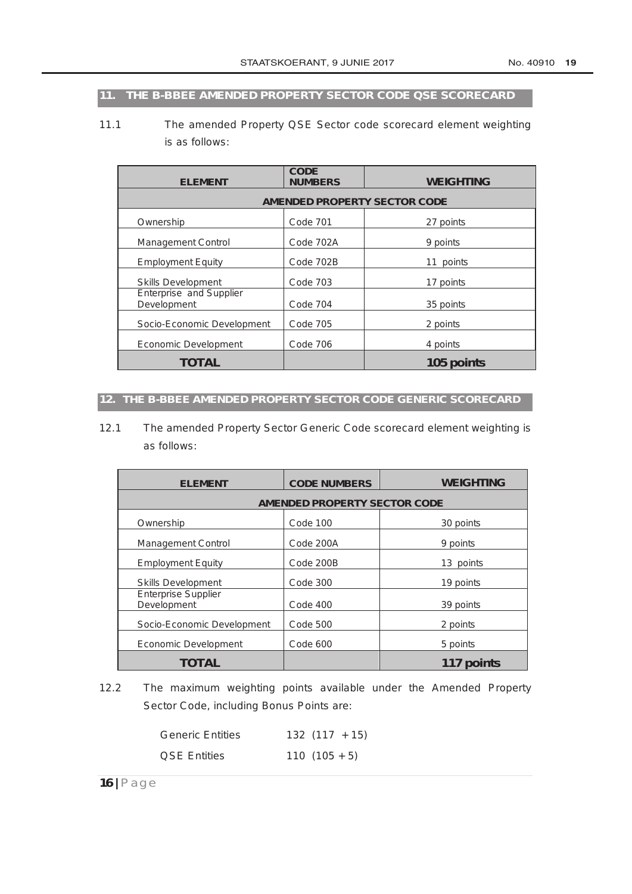## 11. THE B-BBEE AMENDED PROPERTY SECTOR CODE QSE SCORECARD

11.1 The amended Property QSE Sector code scorecard element weighting is as follows:

| ELEMENT | CODE NUMBERS | WEIGHTING |
|---|---|---|
| **AMENDED PROPERTY SECTOR CODE** | | |
| Ownership | Code 701 | 27 points |
| Management Control | Code 702A | 9 points |
| Employment Equity | Code 702B | 11 points |
| Skills Development | Code 703 | 17 points |
| Enterprise and Supplier Development | Code 704 | 35 points |
| Socio-Economic Development | Code 705 | 2 points |
| Economic Development | Code 706 | 4 points |
| **TOTAL** | | **105 points** |

## 12. THE B-BBEE AMENDED PROPERTY SECTOR CODE GENERIC SCORECARD

12.1 The amended Property Sector Generic Code scorecard element weighting is as follows:

| ELEMENT | CODE NUMBERS | WEIGHTING |
|---|---|---|
| **AMENDED PROPERTY SECTOR CODE** | | |
| Ownership | Code 100 | 30 points |
| Management Control | Code 200A | 9 points |
| Employment Equity | Code 200B | 13 points |
| Skills Development | Code 300 | 19 points |
| Enterprise Supplier Development | Code 400 | 39 points |
| Socio-Economic Development | Code 500 | 2 points |
| Economic Development | Code 600 | 5 points |
| **TOTAL** | | **117 points** |

12.2 The maximum weighting points available under the Amended Property Sector Code, including Bonus Points are:

| | |
|---|---|
| Generic Entities | 132 (117 + 15) |
| QSE Entities | 110 (105 + 5) |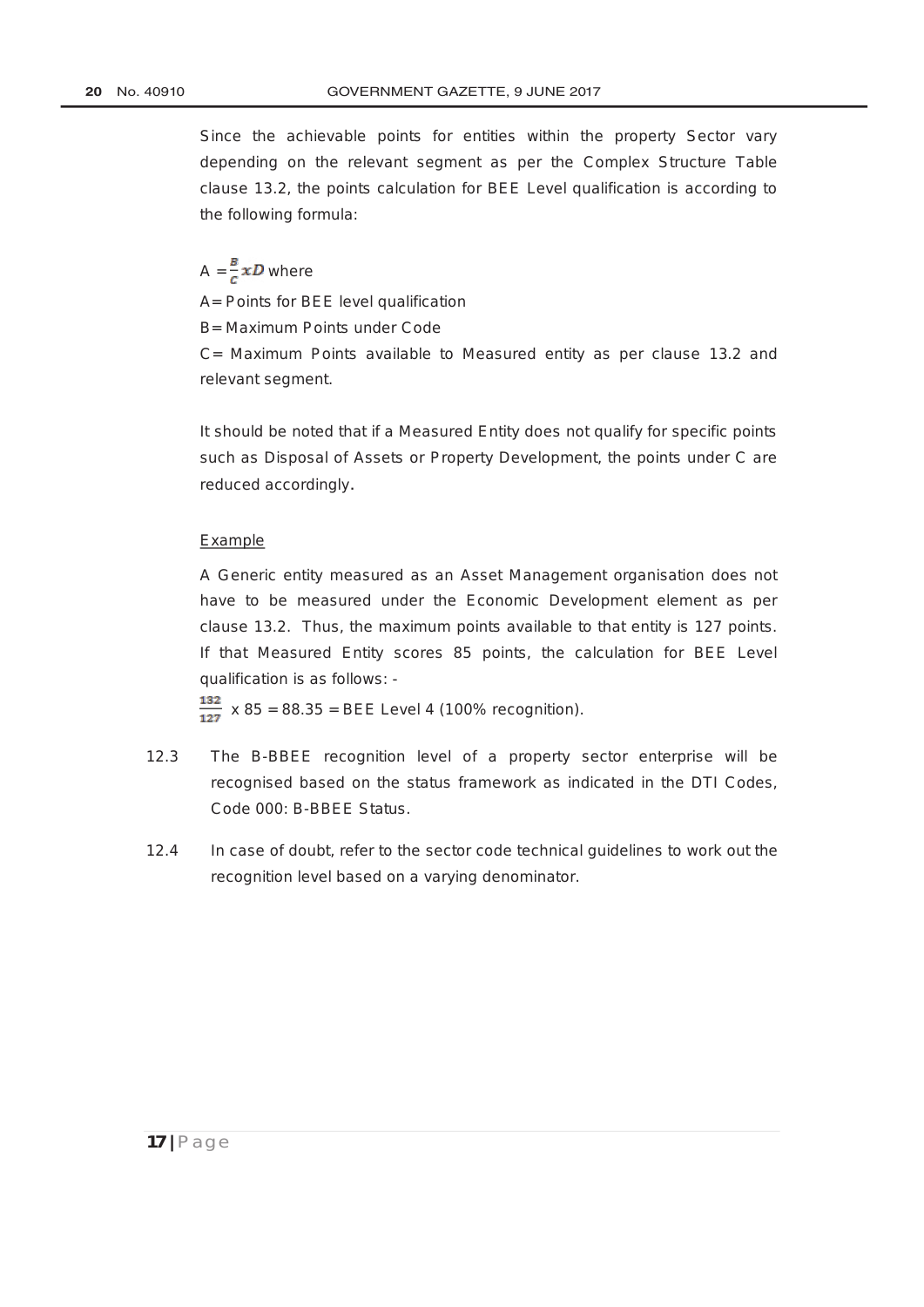Since the achievable points for entities within the property Sector vary depending on the relevant segment as per the Complex Structure Table clause 13.2, the points calculation for BEE Level qualification is according to the following formula:

$A = \frac{B}{C} x D$ where

A= Points for BEE level qualification

B= Maximum Points under Code

C= Maximum Points available to Measured entity as per clause 13.2 and relevant segment.

It should be noted that if a Measured Entity does not qualify for specific points such as Disposal of Assets or Property Development, the points under C are reduced accordingly.

<u>Example</u>

A Generic entity measured as an Asset Management organisation does not have to be measured under the Economic Development element as per clause 13.2. Thus, the maximum points available to that entity is 127 points. If that Measured Entity scores 85 points, the calculation for BEE Level qualification is as follows: -

$\frac{132}{127}$ x 85 = 88.35 = BEE Level 4 (100% recognition).

12.3 The B-BBEE recognition level of a property sector enterprise will be recognised based on the status framework as indicated in the DTI Codes, Code 000: B-BBEE Status.

12.4 In case of doubt, refer to the sector code technical guidelines to work out the recognition level based on a varying denominator.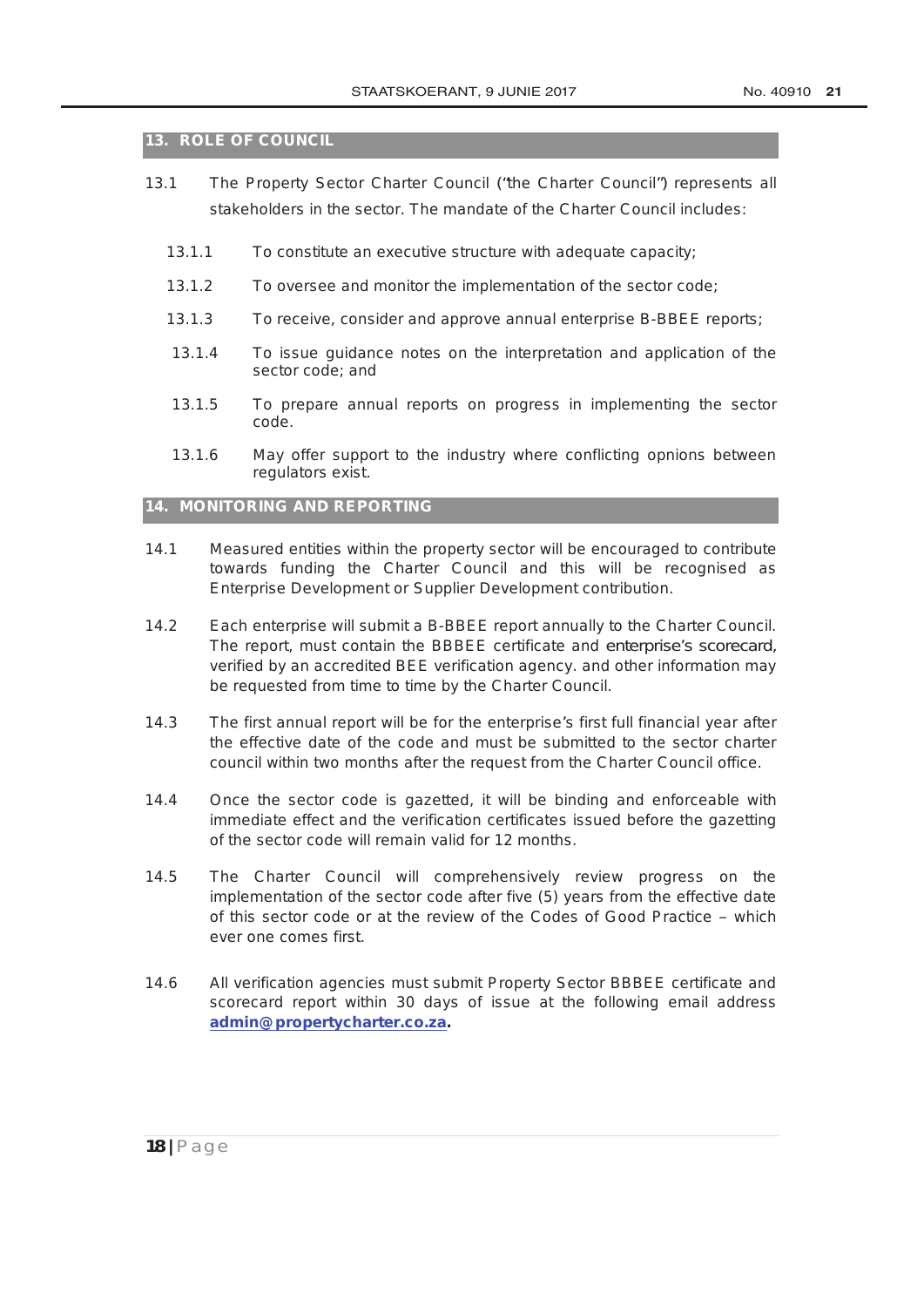## 13. ROLE OF COUNCIL

13.1 The Property Sector Charter Council ("the Charter Council") represents all stakeholders in the sector. The mandate of the Charter Council includes:

13.1.1 To constitute an executive structure with adequate capacity;

13.1.2 To oversee and monitor the implementation of the sector code;

13.1.3 To receive, consider and approve annual enterprise B-BBEE reports;

13.1.4 To issue guidance notes on the interpretation and application of the sector code; and

13.1.5 To prepare annual reports on progress in implementing the sector code.

13.1.6 May offer support to the industry where conflicting opnions between regulators exist.

## 14. MONITORING AND REPORTING

14.1 Measured entities within the property sector will be encouraged to contribute towards funding the Charter Council and this will be recognised as Enterprise Development or Supplier Development contribution.

14.2 Each enterprise will submit a B-BBEE report annually to the Charter Council. The report, must contain the BBBEE certificate and enterprise's scorecard, verified by an accredited BEE verification agency. and other information may be requested from time to time by the Charter Council.

14.3 The first annual report will be for the enterprise's first full financial year after the effective date of the code and must be submitted to the sector charter council within two months after the request from the Charter Council office.

14.4 Once the sector code is gazetted, it will be binding and enforceable with immediate effect and the verification certificates issued before the gazetting of the sector code will remain valid for 12 months.

14.5 The Charter Council will comprehensively review progress on the implementation of the sector code after five (5) years from the effective date of this sector code or at the review of the Codes of Good Practice – which ever one comes first.

14.6 All verification agencies must submit Property Sector BBBEE certificate and scorecard report within 30 days of issue at the following email address **admin@propertycharter.co.za.**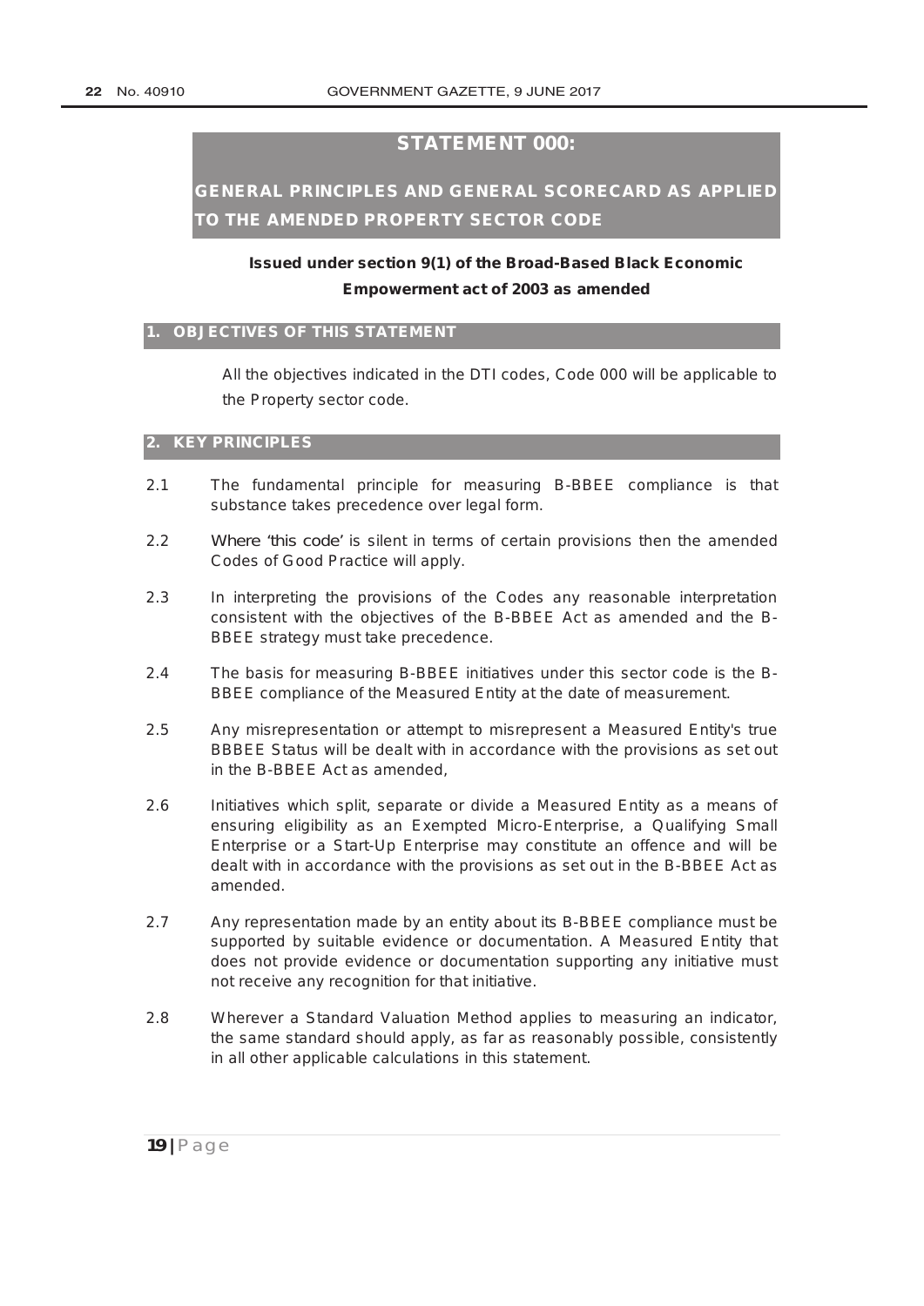# STATEMENT 000:

## GENERAL PRINCIPLES AND GENERAL SCORECARD AS APPLIED TO THE AMENDED PROPERTY SECTOR CODE

**Issued under section 9(1) of the Broad-Based Black Economic Empowerment act of 2003 as amended**

## 1. OBJECTIVES OF THIS STATEMENT

All the objectives indicated in the DTI codes, Code 000 will be applicable to the Property sector code.

## 2. KEY PRINCIPLES

2.1 The fundamental principle for measuring B-BBEE compliance is that substance takes precedence over legal form.

2.2 Where 'this code' is silent in terms of certain provisions then the amended Codes of Good Practice will apply.

2.3 In interpreting the provisions of the Codes any reasonable interpretation consistent with the objectives of the B-BBEE Act as amended and the B-BBEE strategy must take precedence.

2.4 The basis for measuring B-BBEE initiatives under this sector code is the B-BBEE compliance of the Measured Entity at the date of measurement.

2.5 Any misrepresentation or attempt to misrepresent a Measured Entity's true BBBEE Status will be dealt with in accordance with the provisions as set out in the B-BBEE Act as amended,

2.6 Initiatives which split, separate or divide a Measured Entity as a means of ensuring eligibility as an Exempted Micro-Enterprise, a Qualifying Small Enterprise or a Start-Up Enterprise may constitute an offence and will be dealt with in accordance with the provisions as set out in the B-BBEE Act as amended.

2.7 Any representation made by an entity about its B-BBEE compliance must be supported by suitable evidence or documentation. A Measured Entity that does not provide evidence or documentation supporting any initiative must not receive any recognition for that initiative.

2.8 Wherever a Standard Valuation Method applies to measuring an indicator, the same standard should apply, as far as reasonably possible, consistently in all other applicable calculations in this statement.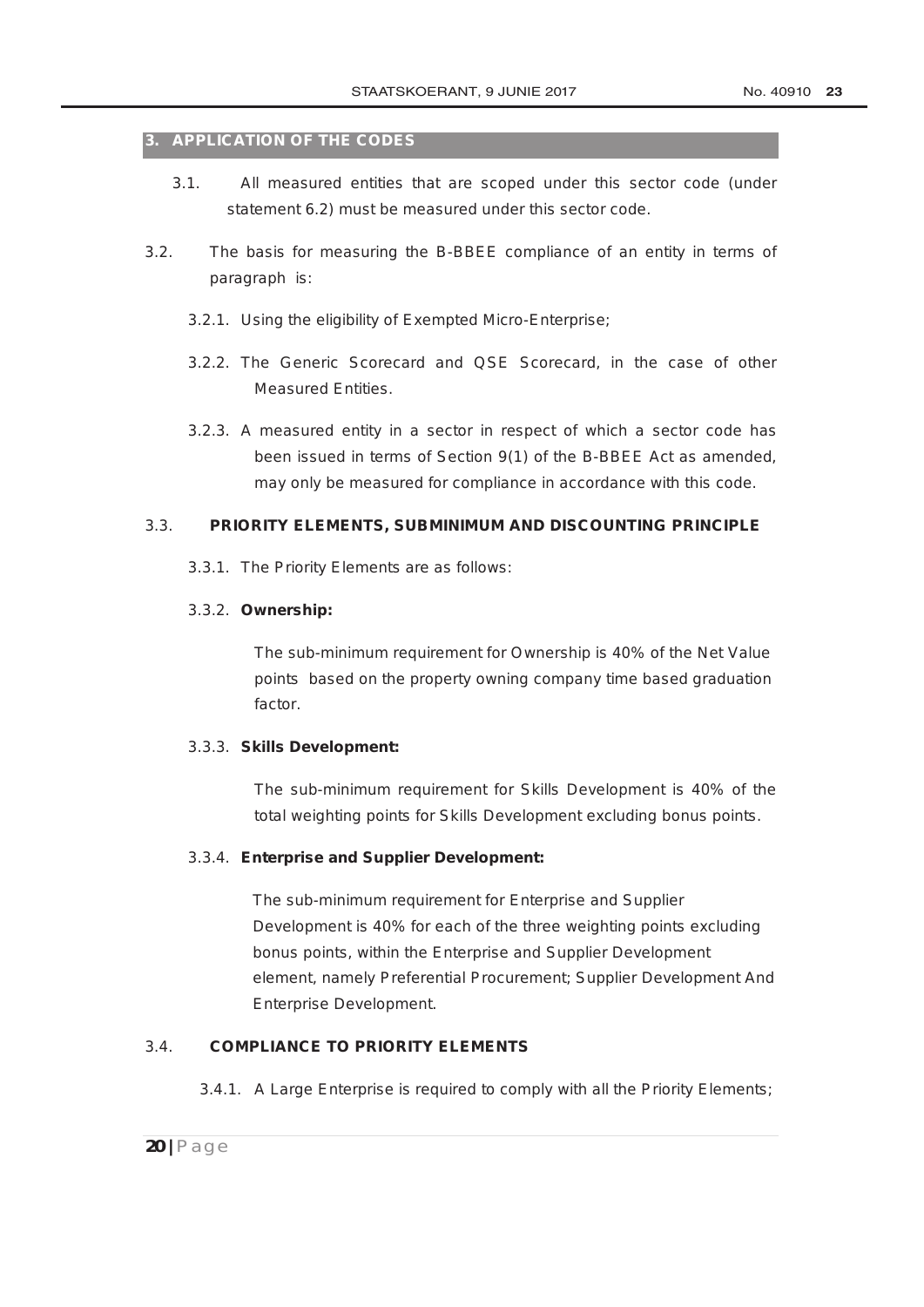## 3. APPLICATION OF THE CODES

3.1. All measured entities that are scoped under this sector code (under statement 6.2) must be measured under this sector code.

3.2. The basis for measuring the B-BBEE compliance of an entity in terms of paragraph is:

3.2.1. Using the eligibility of Exempted Micro-Enterprise;

3.2.2. The Generic Scorecard and QSE Scorecard, in the case of other Measured Entities.

3.2.3. A measured entity in a sector in respect of which a sector code has been issued in terms of Section 9(1) of the B-BBEE Act as amended, may only be measured for compliance in accordance with this code.

3.3. **PRIORITY ELEMENTS, SUBMINIMUM AND DISCOUNTING PRINCIPLE**

3.3.1. The Priority Elements are as follows:

3.3.2. **Ownership:**

The sub-minimum requirement for Ownership is 40% of the Net Value points based on the property owning company time based graduation factor.

3.3.3. **Skills Development:**

The sub-minimum requirement for Skills Development is 40% of the total weighting points for Skills Development excluding bonus points.

3.3.4. **Enterprise and Supplier Development:**

The sub-minimum requirement for Enterprise and Supplier Development is 40% for each of the three weighting points excluding bonus points, within the Enterprise and Supplier Development element, namely Preferential Procurement; Supplier Development And Enterprise Development.

3.4. **COMPLIANCE TO PRIORITY ELEMENTS**

3.4.1. A Large Enterprise is required to comply with all the Priority Elements;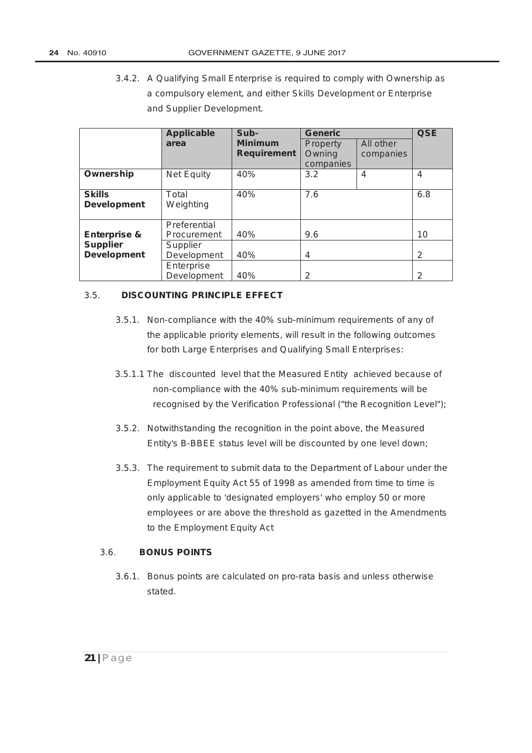3.4.2. A Qualifying Small Enterprise is required to comply with Ownership as a compulsory element, and either Skills Development or Enterprise and Supplier Development.

| | Applicable area | Sub-Minimum Requirement | Generic | | QSE |
|---|---|---|---|---|---|
| | | | Property Owning companies | All other companies | |
| **Ownership** | Net Equity | 40% | 3.2 | 4 | 4 |
| **Skills Development** | Total Weighting | 40% | 7.6 | | 6.8 |
| **Enterprise & Supplier Development** | Preferential Procurement | 40% | 9.6 | | 10 |
| | Supplier Development | 40% | 4 | | 2 |
| | Enterprise Development | 40% | 2 | | 2 |

3.5. **DISCOUNTING PRINCIPLE EFFECT**

3.5.1. Non-compliance with the 40% sub-minimum requirements of any of the applicable priority elements, will result in the following outcomes for both Large Enterprises and Qualifying Small Enterprises:

3.5.1.1 The discounted level that the Measured Entity achieved because of non-compliance with the 40% sub-minimum requirements will be recognised by the Verification Professional ("the Recognition Level");

3.5.2. Notwithstanding the recognition in the point above, the Measured Entity's B-BBEE status level will be discounted by one level down;

3.5.3. The requirement to submit data to the Department of Labour under the Employment Equity Act 55 of 1998 as amended from time to time is only applicable to 'designated employers' who employ 50 or more employees or are above the threshold as gazetted in the Amendments to the Employment Equity Act

3.6. **BONUS POINTS**

3.6.1. Bonus points are calculated on pro-rata basis and unless otherwise stated.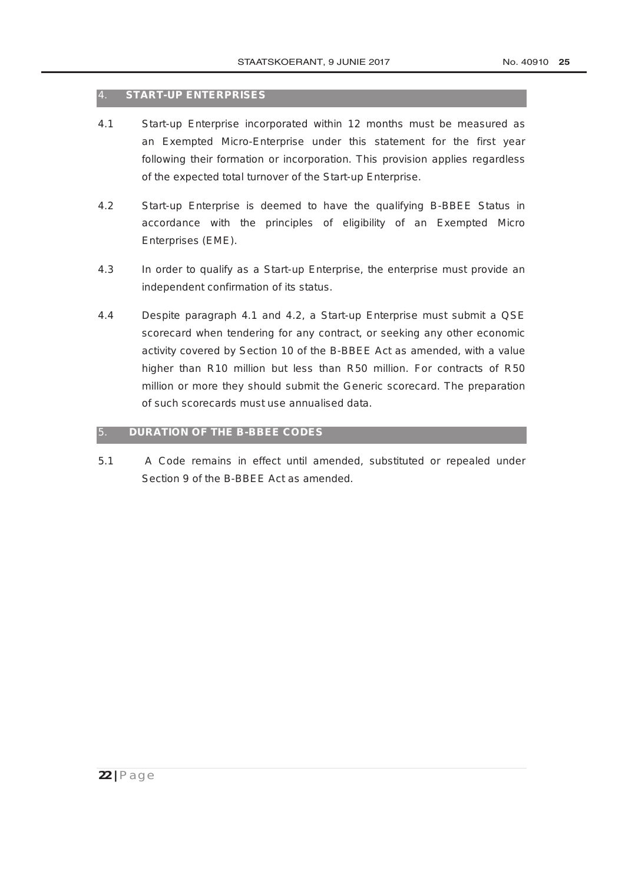## 4. START-UP ENTERPRISES

4.1 Start-up Enterprise incorporated within 12 months must be measured as an Exempted Micro-Enterprise under this statement for the first year following their formation or incorporation. This provision applies regardless of the expected total turnover of the Start-up Enterprise.

4.2 Start-up Enterprise is deemed to have the qualifying B-BBEE Status in accordance with the principles of eligibility of an Exempted Micro Enterprises (EME).

4.3 In order to qualify as a Start-up Enterprise, the enterprise must provide an independent confirmation of its status.

4.4 Despite paragraph 4.1 and 4.2, a Start-up Enterprise must submit a QSE scorecard when tendering for any contract, or seeking any other economic activity covered by Section 10 of the B-BBEE Act as amended, with a value higher than R10 million but less than R50 million. For contracts of R50 million or more they should submit the Generic scorecard. The preparation of such scorecards must use annualised data.

## 5. DURATION OF THE B-BBEE CODES

5.1 A Code remains in effect until amended, substituted or repealed under Section 9 of the B-BBEE Act as amended.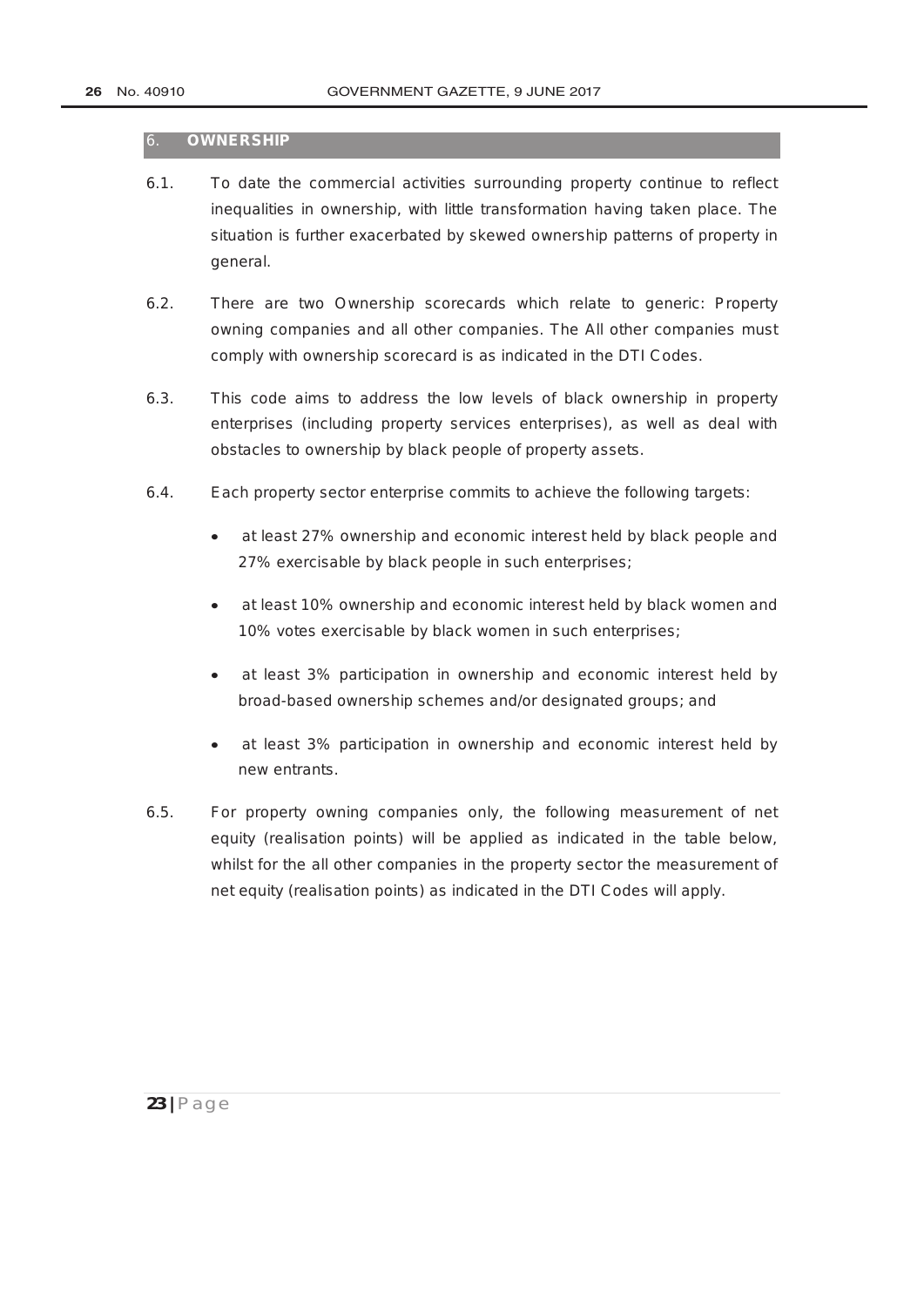## 6. OWNERSHIP

6.1. To date the commercial activities surrounding property continue to reflect inequalities in ownership, with little transformation having taken place. The situation is further exacerbated by skewed ownership patterns of property in general.

6.2. There are two Ownership scorecards which relate to generic: Property owning companies and all other companies. The All other companies must comply with ownership scorecard is as indicated in the DTI Codes.

6.3. This code aims to address the low levels of black ownership in property enterprises (including property services enterprises), as well as deal with obstacles to ownership by black people of property assets.

6.4. Each property sector enterprise commits to achieve the following targets:

- at least 27% ownership and economic interest held by black people and 27% exercisable by black people in such enterprises;
- at least 10% ownership and economic interest held by black women and 10% votes exercisable by black women in such enterprises;
- at least 3% participation in ownership and economic interest held by broad-based ownership schemes and/or designated groups; and
- at least 3% participation in ownership and economic interest held by new entrants.

6.5. For property owning companies only, the following measurement of net equity (realisation points) will be applied as indicated in the table below, whilst for the all other companies in the property sector the measurement of net equity (realisation points) as indicated in the DTI Codes will apply.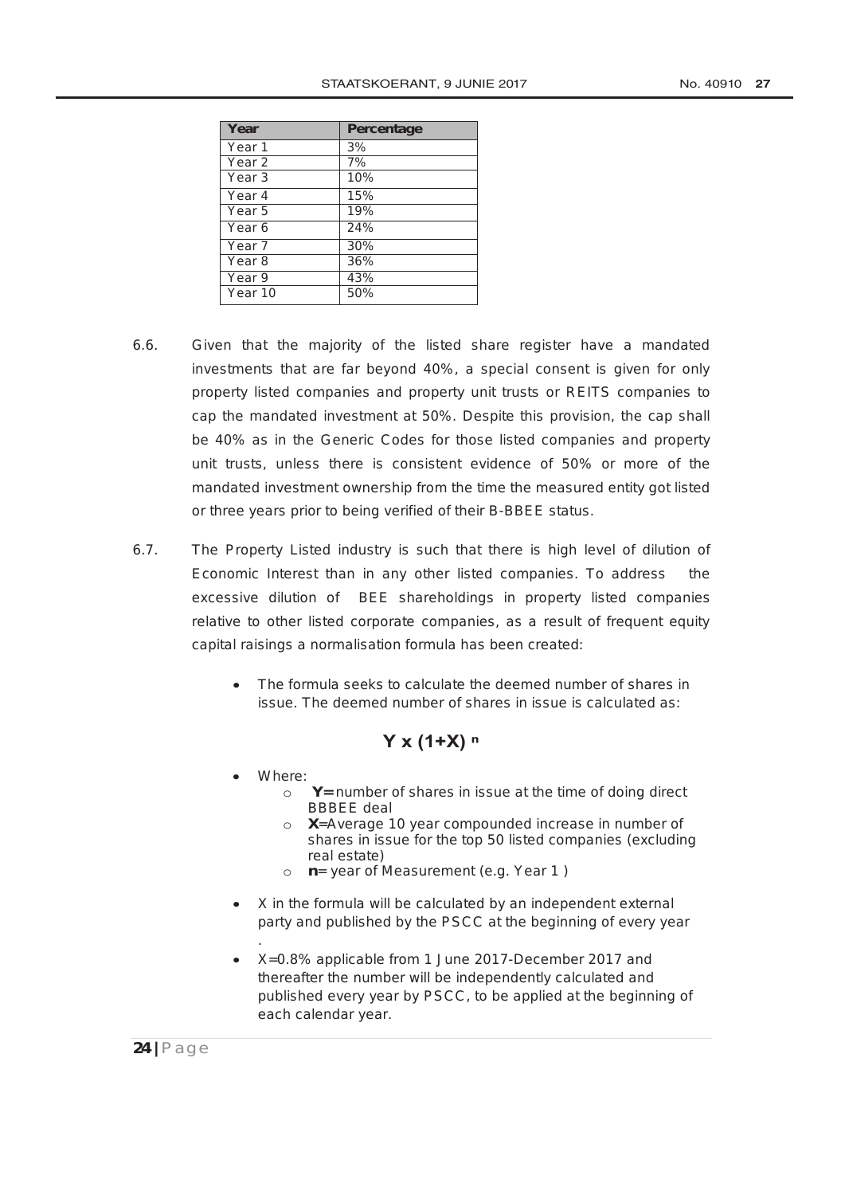| Year | Percentage |
|---|---|
| Year 1 | 3% |
| Year 2 | 7% |
| Year 3 | 10% |
| Year 4 | 15% |
| Year 5 | 19% |
| Year 6 | 24% |
| Year 7 | 30% |
| Year 8 | 36% |
| Year 9 | 43% |
| Year 10 | 50% |

6.6. Given that the majority of the listed share register have a mandated investments that are far beyond 40%, a special consent is given for only property listed companies and property unit trusts or REITS companies to cap the mandated investment at 50%. Despite this provision, the cap shall be 40% as in the Generic Codes for those listed companies and property unit trusts, unless there is consistent evidence of 50% or more of the mandated investment ownership from the time the measured entity got listed or three years prior to being verified of their B-BBEE status.

6.7. The Property Listed industry is such that there is high level of dilution of Economic Interest than in any other listed companies. To address the excessive dilution of BEE shareholdings in property listed companies relative to other listed corporate companies, as a result of frequent equity capital raisings a normalisation formula has been created:

- The formula seeks to calculate the deemed number of shares in issue. The deemed number of shares in issue is calculated as:

$$Y \times (1+X)^{n}$$

- Where:
  - **Y=** number of shares in issue at the time of doing direct BBBEE deal
  - **X=**Average 10 year compounded increase in number of shares in issue for the top 50 listed companies (excluding real estate)
  - **n**= year of Measurement (e.g. Year 1 )
- X in the formula will be calculated by an independent external party and published by the PSCC at the beginning of every year .
- X=0.8% applicable from 1 June 2017-December 2017 and thereafter the number will be independently calculated and published every year by PSCC, to be applied at the beginning of each calendar year.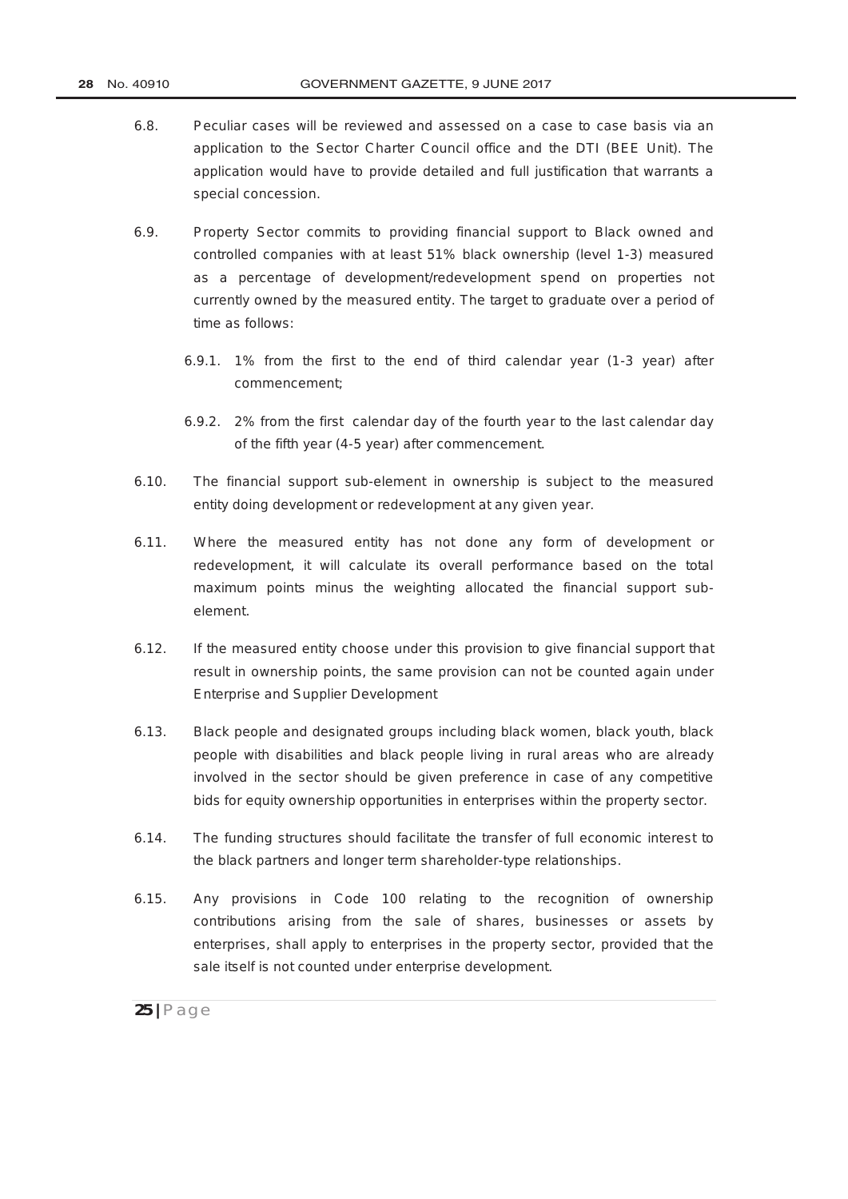6.8. Peculiar cases will be reviewed and assessed on a case to case basis via an application to the Sector Charter Council office and the DTI (BEE Unit). The application would have to provide detailed and full justification that warrants a special concession.

6.9. Property Sector commits to providing financial support to Black owned and controlled companies with at least 51% black ownership (level 1-3) measured as a percentage of development/redevelopment spend on properties not currently owned by the measured entity. The target to graduate over a period of time as follows:

6.9.1. 1% from the first to the end of third calendar year (1-3 year) after commencement;

6.9.2. 2% from the first calendar day of the fourth year to the last calendar day of the fifth year (4-5 year) after commencement.

6.10. The financial support sub-element in ownership is subject to the measured entity doing development or redevelopment at any given year.

6.11. Where the measured entity has not done any form of development or redevelopment, it will calculate its overall performance based on the total maximum points minus the weighting allocated the financial support sub-element.

6.12. If the measured entity choose under this provision to give financial support that result in ownership points, the same provision can not be counted again under Enterprise and Supplier Development

6.13. Black people and designated groups including black women, black youth, black people with disabilities and black people living in rural areas who are already involved in the sector should be given preference in case of any competitive bids for equity ownership opportunities in enterprises within the property sector.

6.14. The funding structures should facilitate the transfer of full economic interest to the black partners and longer term shareholder-type relationships.

6.15. Any provisions in Code 100 relating to the recognition of ownership contributions arising from the sale of shares, businesses or assets by enterprises, shall apply to enterprises in the property sector, provided that the sale itself is not counted under enterprise development.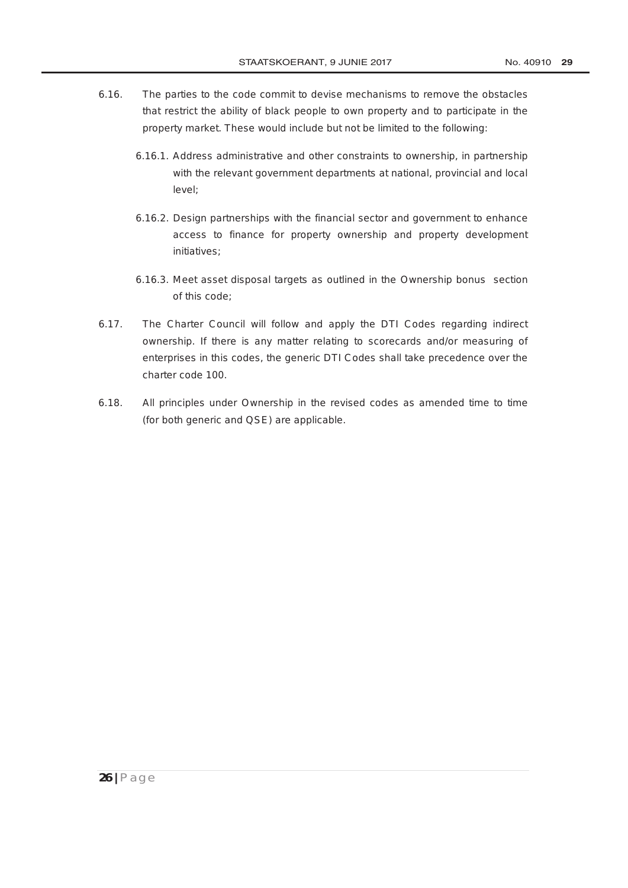6.16. The parties to the code commit to devise mechanisms to remove the obstacles that restrict the ability of black people to own property and to participate in the property market. These would include but not be limited to the following:

6.16.1. Address administrative and other constraints to ownership, in partnership with the relevant government departments at national, provincial and local level;

6.16.2. Design partnerships with the financial sector and government to enhance access to finance for property ownership and property development initiatives;

6.16.3. Meet asset disposal targets as outlined in the Ownership bonus section of this code;

6.17. The Charter Council will follow and apply the DTI Codes regarding indirect ownership. If there is any matter relating to scorecards and/or measuring of enterprises in this codes, the generic DTI Codes shall take precedence over the charter code 100.

6.18. All principles under Ownership in the revised codes as amended time to time (for both generic and QSE) are applicable.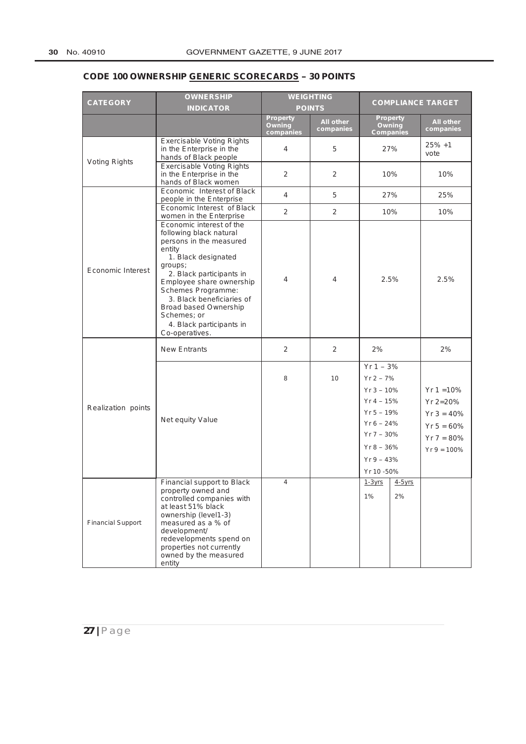## CODE 100 OWNERSHIP GENERIC SCORECARDS – 30 POINTS

| CATEGORY | OWNERSHIP INDICATOR | WEIGHTING POINTS | | COMPLIANCE TARGET | |
|---|---|---|---|---|---|
| | | Property Owning companies | All other companies | Property Owning Companies | All other companies |
| Voting Rights | Exercisable Voting Rights in the Enterprise in the hands of Black people | 4 | 5 | 27% | 25% +1 vote |
| | Exercisable Voting Rights in the Enterprise in the hands of Black women | 2 | 2 | 10% | 10% |
| Economic Interest | Economic Interest of Black people in the Enterprise | 4 | 5 | 27% | 25% |
| | Economic Interest of Black women in the Enterprise | 2 | 2 | 10% | 10% |
| | Economic interest of the following black natural persons in the measured entity<br>1. Black designated groups;<br>2. Black participants in Employee share ownership Schemes Programme:<br>3. Black beneficiaries of Broad based Ownership Schemes; or<br>4. Black participants in Co-operatives. | 4 | 4 | 2.5% | 2.5% |
| Realization points | New Entrants | 2 | 2 | 2% | 2% |
| | Net equity Value | 8 | 10 | Yr 1 – 3%<br>Yr 2 – 7%<br>Yr 3 – 10%<br>Yr 4 – 15%<br>Yr 5 – 19%<br>Yr 6 – 24%<br>Yr 7 – 30%<br>Yr 8 – 36%<br>Yr 9 – 43%<br>Yr 10 -50% | Yr 1 =10%<br>Yr 2=20%<br>Yr 3 = 40%<br>Yr 5 = 60%<br>Yr 7 = 80%<br>Yr 9 = 100% |
| Financial Support | Financial support to Black property owned and controlled companies with at least 51% black ownership (level1-3) measured as a % of development/ redevelopments spend on properties not currently owned by the measured entity | 4 | | 1-3yrs: 1%<br>4-5yrs: 2% | |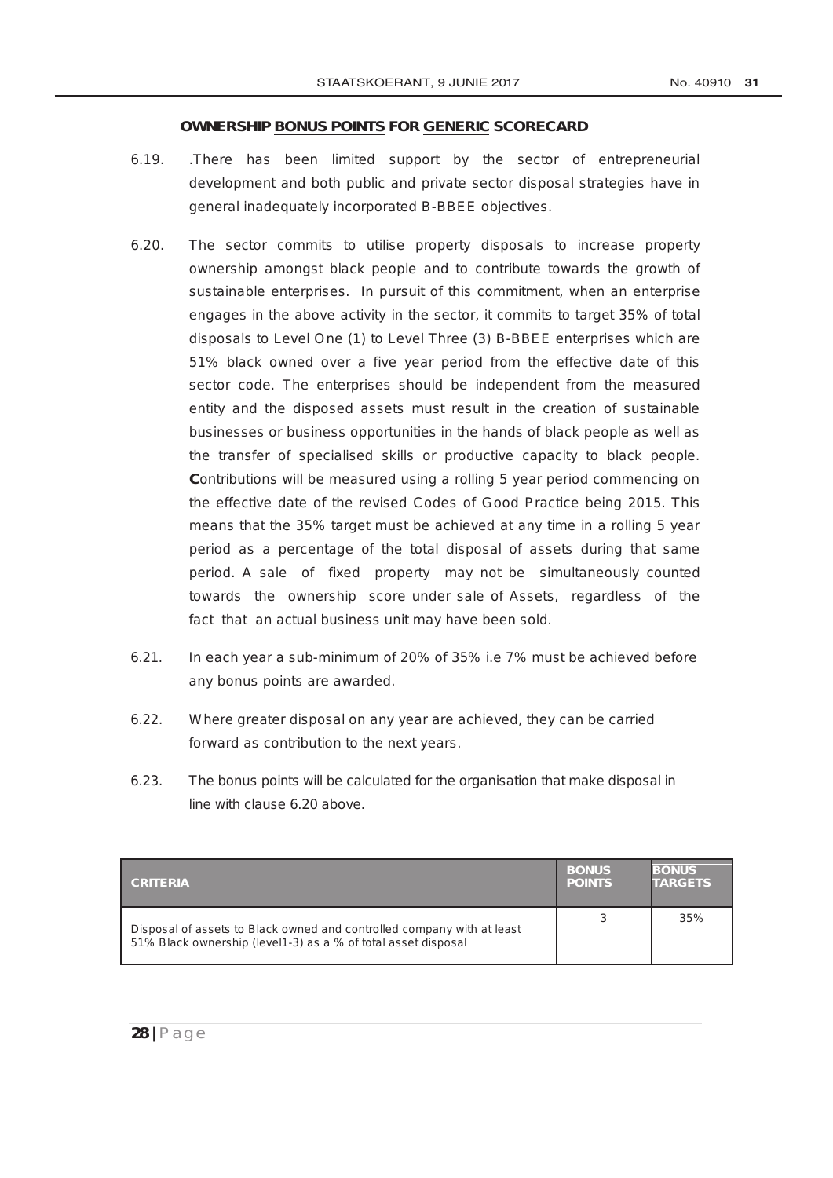**OWNERSHIP BONUS POINTS FOR GENERIC SCORECARD**

6.19. .There has been limited support by the sector of entrepreneurial development and both public and private sector disposal strategies have in general inadequately incorporated B-BBEE objectives.

6.20. The sector commits to utilise property disposals to increase property ownership amongst black people and to contribute towards the growth of sustainable enterprises. In pursuit of this commitment, when an enterprise engages in the above activity in the sector, it commits to target 35% of total disposals to Level One (1) to Level Three (3) B-BBEE enterprises which are 51% black owned over a five year period from the effective date of this sector code. The enterprises should be independent from the measured entity and the disposed assets must result in the creation of sustainable businesses or business opportunities in the hands of black people as well as the transfer of specialised skills or productive capacity to black people. **C**ontributions will be measured using a rolling 5 year period commencing on the effective date of the revised Codes of Good Practice being 2015. This means that the 35% target must be achieved at any time in a rolling 5 year period as a percentage of the total disposal of assets during that same period. A sale of fixed property may not be simultaneously counted towards the ownership score under sale of Assets, regardless of the fact that an actual business unit may have been sold.

6.21. In each year a sub-minimum of 20% of 35% i.e 7% must be achieved before any bonus points are awarded.

6.22. Where greater disposal on any year are achieved, they can be carried forward as contribution to the next years.

6.23. The bonus points will be calculated for the organisation that make disposal in line with clause 6.20 above.

| CRITERIA | BONUS POINTS | BONUS TARGETS |
|---|---|---|
| Disposal of assets to Black owned and controlled company with at least 51% Black ownership (level1-3) as a % of total asset disposal | 3 | 35% |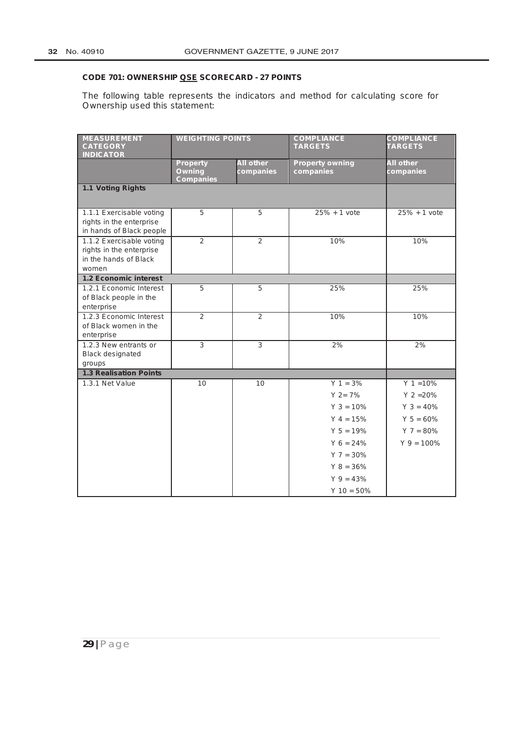**CODE 701: OWNERSHIP QSE SCORECARD - 27 POINTS**

The following table represents the indicators and method for calculating score for Ownership used this statement:

| MEASUREMENT CATEGORY INDICATOR | WEIGHTING POINTS | | COMPLIANCE TARGETS | COMPLIANCE TARGETS |
|---|---|---|---|---|
| | Property Owning Companies | All other companies | Property owning companies | All other companies |
| **1.1 Voting Rights** | | | | |
| 1.1.1 Exercisable voting rights in the enterprise in hands of Black people | 5 | 5 | 25% + 1 vote | 25% + 1 vote |
| 1.1.2 Exercisable voting rights in the enterprise in the hands of Black women | 2 | 2 | 10% | 10% |
| **1.2 Economic interest** | | | | |
| 1.2.1 Economic Interest of Black people in the enterprise | 5 | 5 | 25% | 25% |
| 1.2.3 Economic Interest of Black women in the enterprise | 2 | 2 | 10% | 10% |
| 1.2.3 New entrants or Black designated groups | 3 | 3 | 2% | 2% |
| **1.3 Realisation Points** | | | | |
| 1.3.1 Net Value | 10 | 10 | Y 1 = 3%<br>Y 2= 7%<br>Y 3 = 10%<br>Y 4 = 15%<br>Y 5 = 19%<br>Y 6 = 24%<br>Y 7 = 30%<br>Y 8 = 36%<br>Y 9 = 43%<br>Y 10 = 50% | Y 1 =10%<br>Y 2 =20%<br>Y 3 = 40%<br>Y 5 = 60%<br>Y 7 = 80%<br>Y 9 = 100% |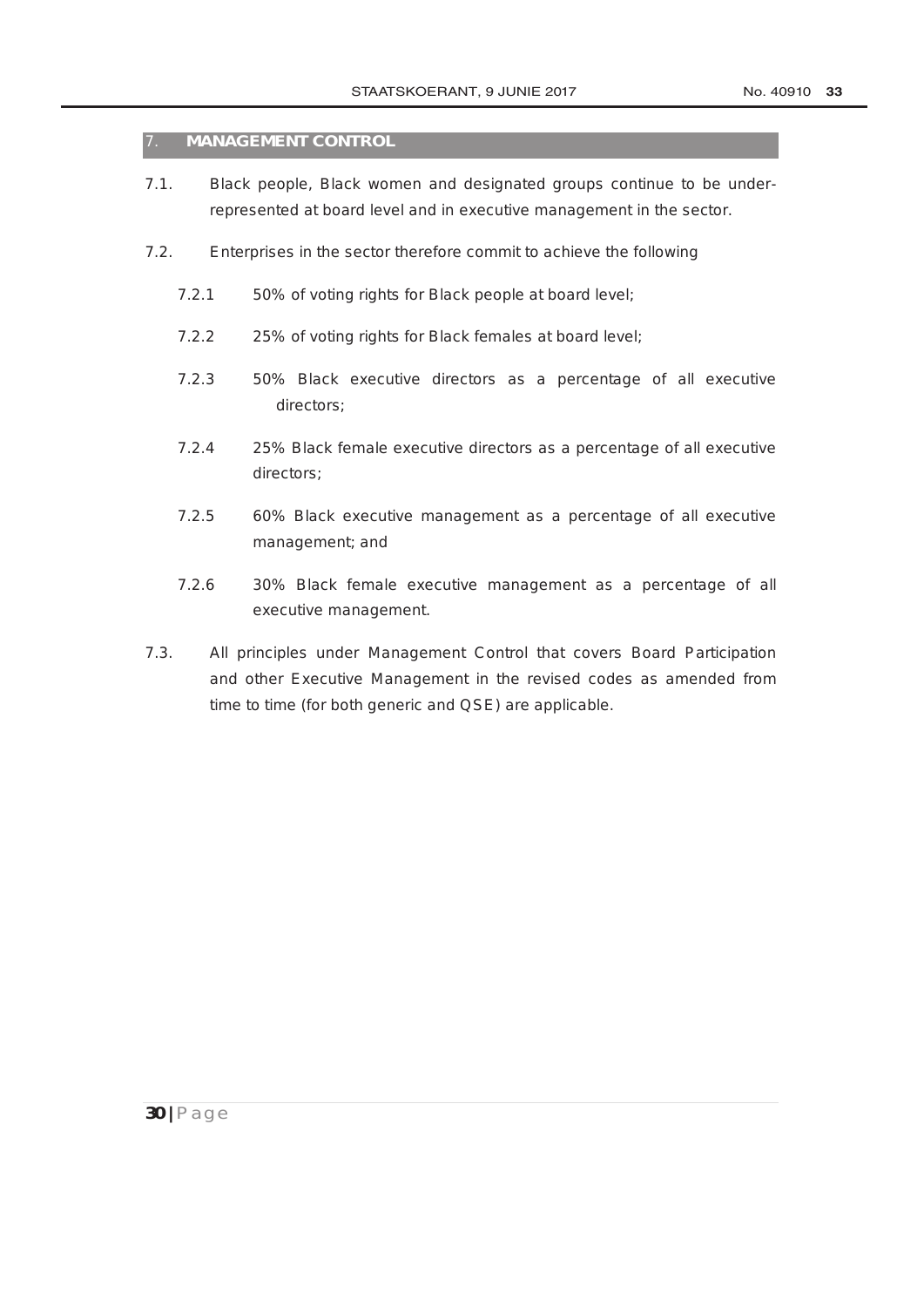## 7. MANAGEMENT CONTROL

7.1. Black people, Black women and designated groups continue to be under-represented at board level and in executive management in the sector.

7.2. Enterprises in the sector therefore commit to achieve the following

7.2.1 50% of voting rights for Black people at board level;

7.2.2 25% of voting rights for Black females at board level;

7.2.3 50% Black executive directors as a percentage of all executive directors;

7.2.4 25% Black female executive directors as a percentage of all executive directors;

7.2.5 60% Black executive management as a percentage of all executive management; and

7.2.6 30% Black female executive management as a percentage of all executive management.

7.3. All principles under Management Control that covers Board Participation and other Executive Management in the revised codes as amended from time to time (for both generic and QSE) are applicable.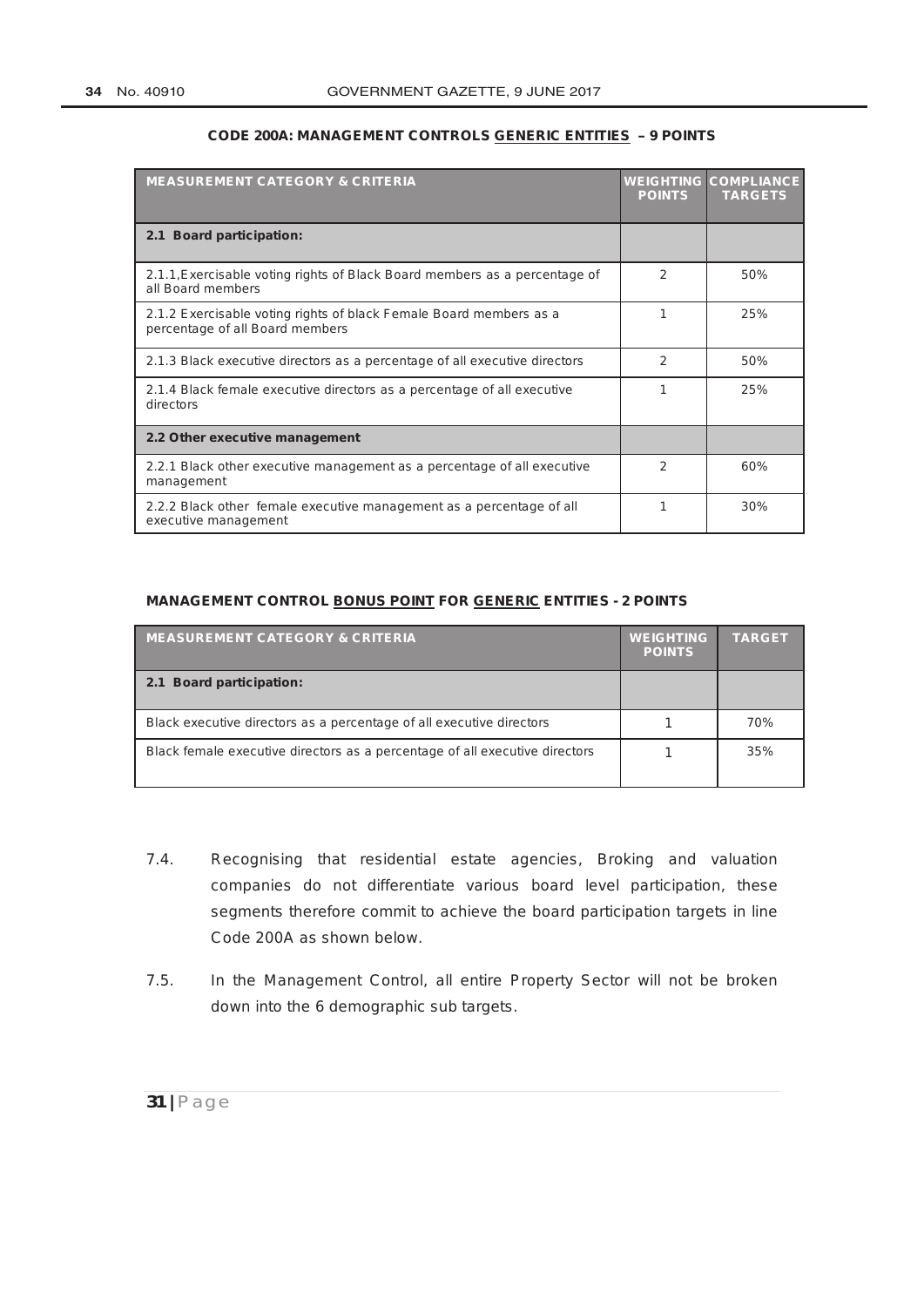**CODE 200A: MANAGEMENT CONTROLS GENERIC ENTITIES – 9 POINTS**

| MEASUREMENT CATEGORY & CRITERIA | WEIGHTING POINTS | COMPLIANCE TARGETS |
|---|---|---|
| **2.1 Board participation:** | | |
| 2.1.1,Exercisable voting rights of Black Board members as a percentage of all Board members | 2 | 50% |
| 2.1.2 Exercisable voting rights of black Female Board members as a percentage of all Board members | 1 | 25% |
| 2.1.3 Black executive directors as a percentage of all executive directors | 2 | 50% |
| 2.1.4 Black female executive directors as a percentage of all executive directors | 1 | 25% |
| **2.2 Other executive management** | | |
| 2.2.1 Black other executive management as a percentage of all executive management | 2 | 60% |
| 2.2.2 Black other female executive management as a percentage of all executive management | 1 | 30% |

**MANAGEMENT CONTROL BONUS POINT FOR GENERIC ENTITIES - 2 POINTS**

| MEASUREMENT CATEGORY & CRITERIA | WEIGHTING POINTS | TARGET |
|---|---|---|
| **2.1 Board participation:** | | |
| Black executive directors as a percentage of all executive directors | 1 | 70% |
| Black female executive directors as a percentage of all executive directors | 1 | 35% |

7.4. Recognising that residential estate agencies, Broking and valuation companies do not differentiate various board level participation, these segments therefore commit to achieve the board participation targets in line Code 200A as shown below.

7.5. In the Management Control, all entire Property Sector will not be broken down into the 6 demographic sub targets.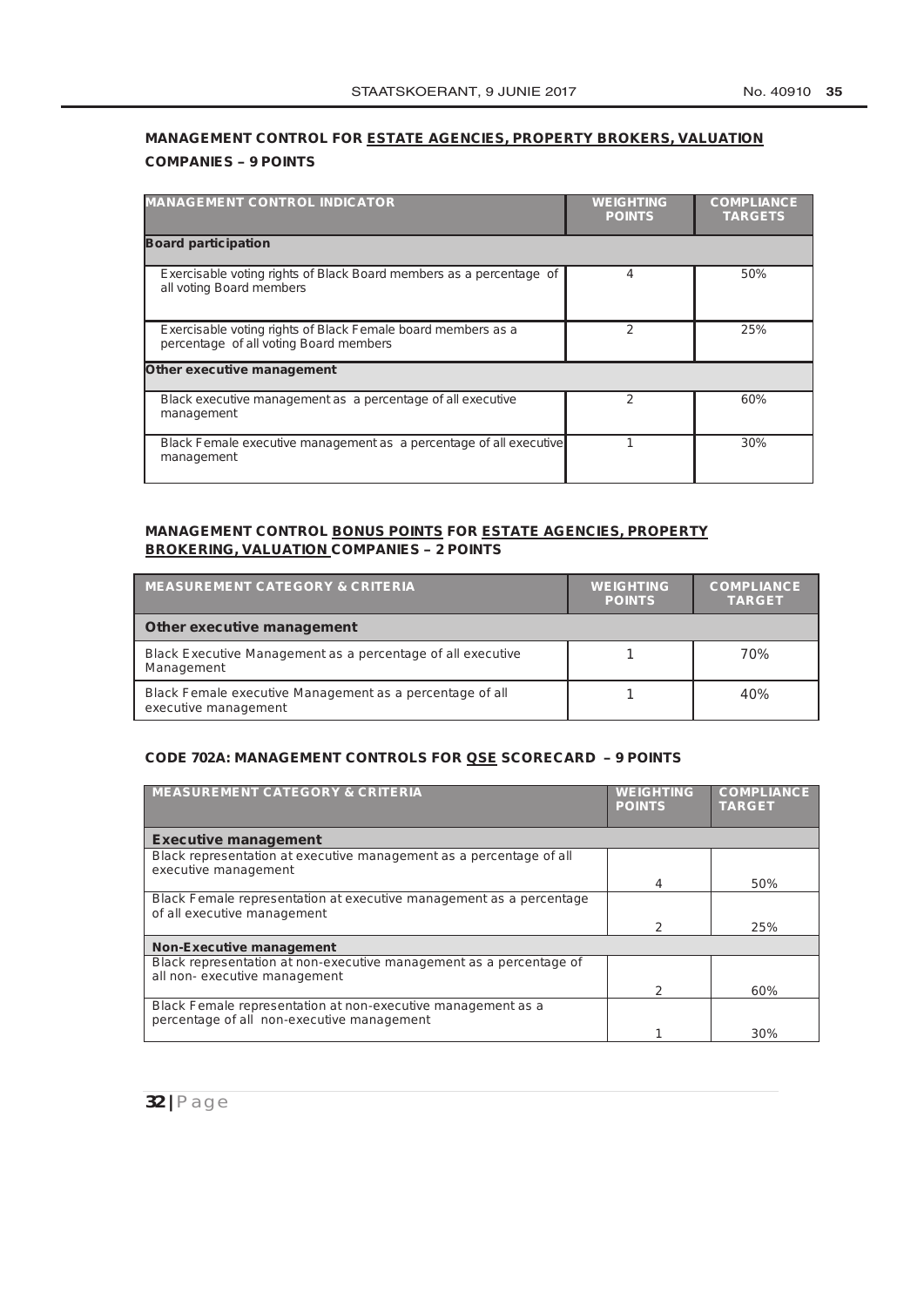**MANAGEMENT CONTROL FOR ESTATE AGENCIES, PROPERTY BROKERS, VALUATION COMPANIES – 9 POINTS**

| MANAGEMENT CONTROL INDICATOR | WEIGHTING POINTS | COMPLIANCE TARGETS |
|---|---|---|
| **Board participation** | | |
| Exercisable voting rights of Black Board members as a percentage of all voting Board members | 4 | 50% |
| Exercisable voting rights of Black Female board members as a percentage of all voting Board members | 2 | 25% |
| **Other executive management** | | |
| Black executive management as a percentage of all executive management | 2 | 60% |
| Black Female executive management as a percentage of all executive management | 1 | 30% |

**MANAGEMENT CONTROL BONUS POINTS FOR ESTATE AGENCIES, PROPERTY BROKERING, VALUATION COMPANIES – 2 POINTS**

| MEASUREMENT CATEGORY & CRITERIA | WEIGHTING POINTS | COMPLIANCE TARGET |
|---|---|---|
| **Other executive management** | | |
| Black Executive Management as a percentage of all executive Management | 1 | 70% |
| Black Female executive Management as a percentage of all executive management | 1 | 40% |

**CODE 702A: MANAGEMENT CONTROLS FOR QSE SCORECARD – 9 POINTS**

| MEASUREMENT CATEGORY & CRITERIA | WEIGHTING POINTS | COMPLIANCE TARGET |
|---|---|---|
| **Executive management** | | |
| Black representation at executive management as a percentage of all executive management | 4 | 50% |
| Black Female representation at executive management as a percentage of all executive management | 2 | 25% |
| **Non-Executive management** | | |
| Black representation at non-executive management as a percentage of all non- executive management | 2 | 60% |
| Black Female representation at non-executive management as a percentage of all non-executive management | 1 | 30% |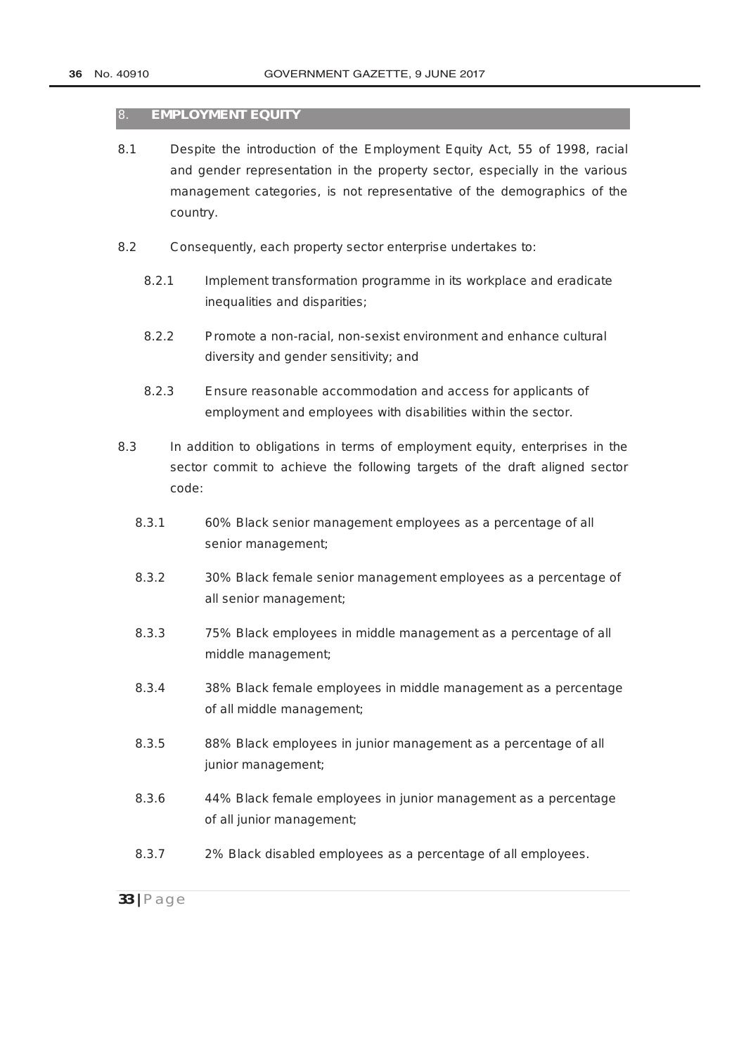## 8. EMPLOYMENT EQUITY

8.1 Despite the introduction of the Employment Equity Act, 55 of 1998, racial and gender representation in the property sector, especially in the various management categories, is not representative of the demographics of the country.

8.2 Consequently, each property sector enterprise undertakes to:

- 8.2.1 Implement transformation programme in its workplace and eradicate inequalities and disparities;
- 8.2.2 Promote a non-racial, non-sexist environment and enhance cultural diversity and gender sensitivity; and
- 8.2.3 Ensure reasonable accommodation and access for applicants of employment and employees with disabilities within the sector.

8.3 In addition to obligations in terms of employment equity, enterprises in the sector commit to achieve the following targets of the draft aligned sector code:

- 8.3.1 60% Black senior management employees as a percentage of all senior management;
- 8.3.2 30% Black female senior management employees as a percentage of all senior management;
- 8.3.3 75% Black employees in middle management as a percentage of all middle management;
- 8.3.4 38% Black female employees in middle management as a percentage of all middle management;
- 8.3.5 88% Black employees in junior management as a percentage of all junior management;
- 8.3.6 44% Black female employees in junior management as a percentage of all junior management;
- 8.3.7 2% Black disabled employees as a percentage of all employees.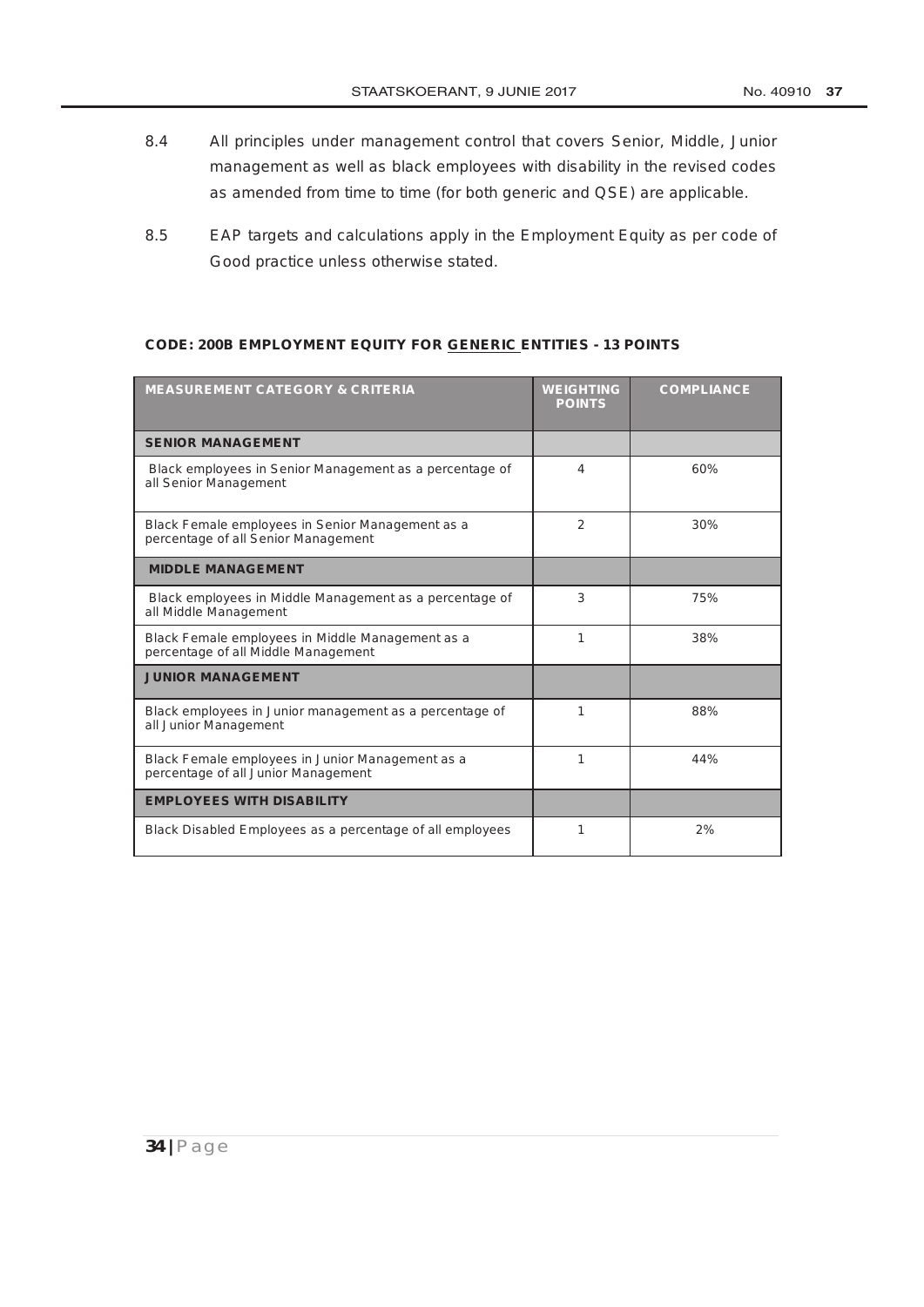8.4 All principles under management control that covers Senior, Middle, Junior management as well as black employees with disability in the revised codes as amended from time to time (for both generic and QSE) are applicable.

8.5 EAP targets and calculations apply in the Employment Equity as per code of Good practice unless otherwise stated.

**CODE: 200B EMPLOYMENT EQUITY FOR GENERIC ENTITIES - 13 POINTS**

| MEASUREMENT CATEGORY & CRITERIA | WEIGHTING POINTS | COMPLIANCE |
|---|---|---|
| **SENIOR MANAGEMENT** | | |
| Black employees in Senior Management as a percentage of all Senior Management | 4 | 60% |
| Black Female employees in Senior Management as a percentage of all Senior Management | 2 | 30% |
| **MIDDLE MANAGEMENT** | | |
| Black employees in Middle Management as a percentage of all Middle Management | 3 | 75% |
| Black Female employees in Middle Management as a percentage of all Middle Management | 1 | 38% |
| **JUNIOR MANAGEMENT** | | |
| Black employees in Junior management as a percentage of all Junior Management | 1 | 88% |
| Black Female employees in Junior Management as a percentage of all Junior Management | 1 | 44% |
| **EMPLOYEES WITH DISABILITY** | | |
| Black Disabled Employees as a percentage of all employees | 1 | 2% |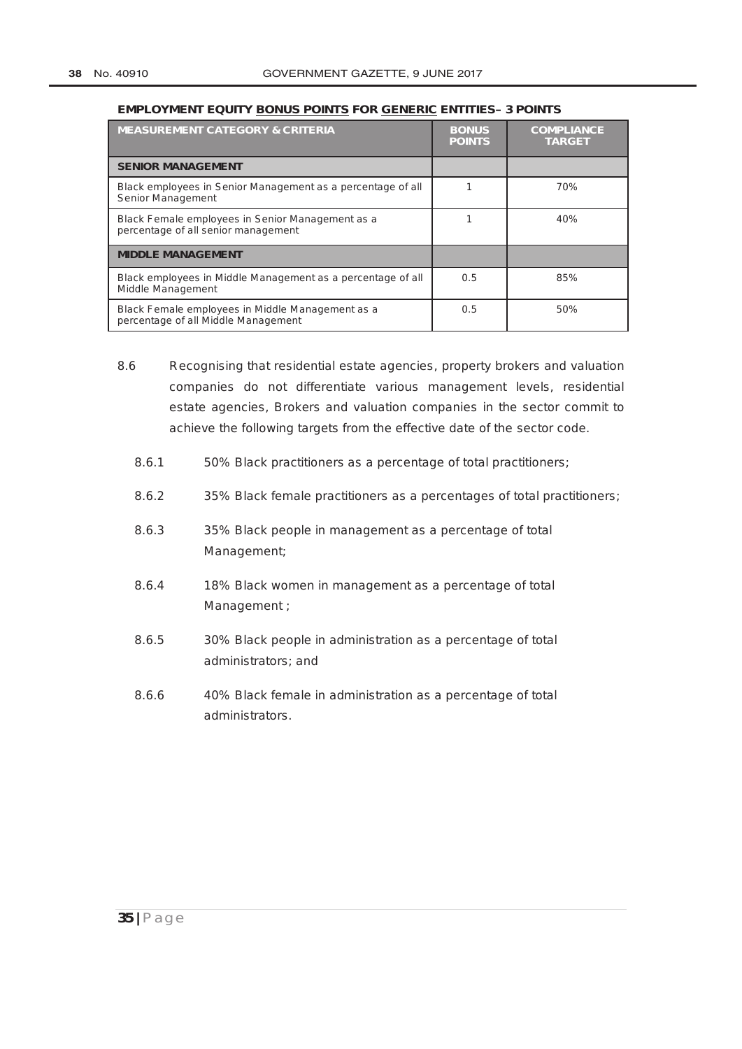**EMPLOYMENT EQUITY BONUS POINTS FOR GENERIC ENTITIES– 3 POINTS**

| MEASUREMENT CATEGORY & CRITERIA | BONUS POINTS | COMPLIANCE TARGET |
|---|---|---|
| **SENIOR MANAGEMENT** | | |
| Black employees in Senior Management as a percentage of all Senior Management | 1 | 70% |
| Black Female employees in Senior Management as a percentage of all senior management | 1 | 40% |
| **MIDDLE MANAGEMENT** | | |
| Black employees in Middle Management as a percentage of all Middle Management | 0.5 | 85% |
| Black Female employees in Middle Management as a percentage of all Middle Management | 0.5 | 50% |

8.6 Recognising that residential estate agencies, property brokers and valuation companies do not differentiate various management levels, residential estate agencies, Brokers and valuation companies in the sector commit to achieve the following targets from the effective date of the sector code.

8.6.1 50% Black practitioners as a percentage of total practitioners;

8.6.2 35% Black female practitioners as a percentages of total practitioners;

8.6.3 35% Black people in management as a percentage of total Management;

8.6.4 18% Black women in management as a percentage of total Management ;

8.6.5 30% Black people in administration as a percentage of total administrators; and

8.6.6 40% Black female in administration as a percentage of total administrators.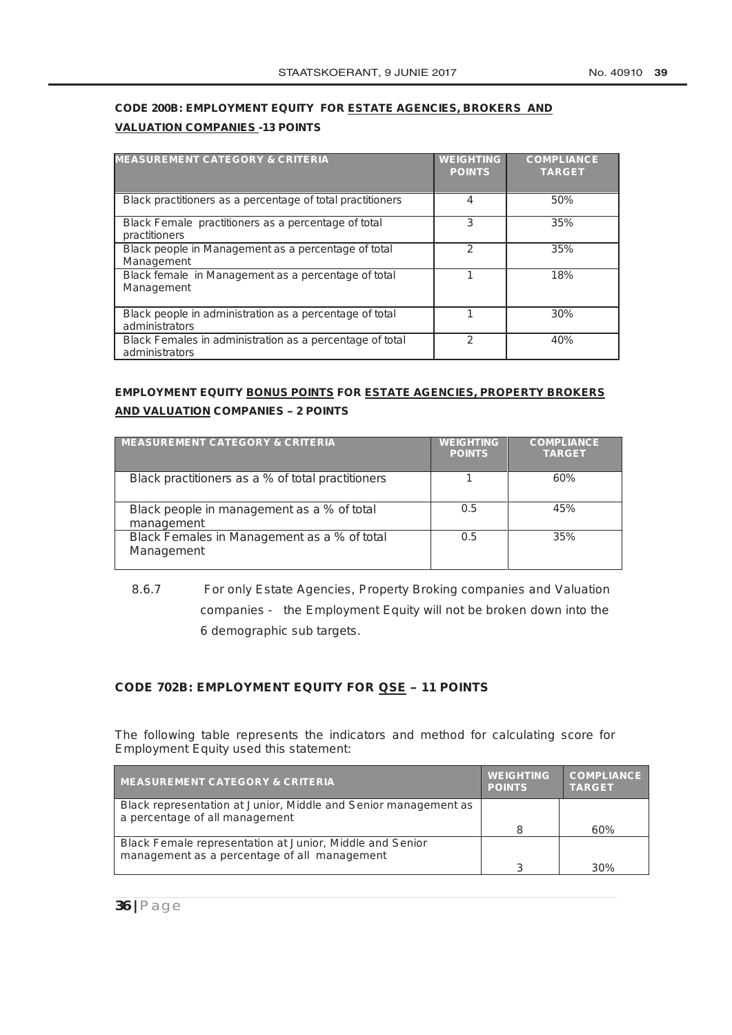**CODE 200B: EMPLOYMENT EQUITY FOR ESTATE AGENCIES, BROKERS AND VALUATION COMPANIES -13 POINTS**

| MEASUREMENT CATEGORY & CRITERIA | WEIGHTING POINTS | COMPLIANCE TARGET |
|---|---|---|
| Black practitioners as a percentage of total practitioners | 4 | 50% |
| Black Female practitioners as a percentage of total practitioners | 3 | 35% |
| Black people in Management as a percentage of total Management | 2 | 35% |
| Black female in Management as a percentage of total Management | 1 | 18% |
| Black people in administration as a percentage of total administrators | 1 | 30% |
| Black Females in administration as a percentage of total administrators | 2 | 40% |

**EMPLOYMENT EQUITY BONUS POINTS FOR ESTATE AGENCIES, PROPERTY BROKERS AND VALUATION COMPANIES – 2 POINTS**

| MEASUREMENT CATEGORY & CRITERIA | WEIGHTING POINTS | COMPLIANCE TARGET |
|---|---|---|
| Black practitioners as a % of total practitioners | 1 | 60% |
| Black people in management as a % of total management | 0.5 | 45% |
| Black Females in Management as a % of total Management | 0.5 | 35% |

8.6.7 For only Estate Agencies, Property Broking companies and Valuation companies - the Employment Equity will not be broken down into the 6 demographic sub targets.

**CODE 702B: EMPLOYMENT EQUITY FOR QSE – 11 POINTS**

The following table represents the indicators and method for calculating score for Employment Equity used this statement:

| MEASUREMENT CATEGORY & CRITERIA | WEIGHTING POINTS | COMPLIANCE TARGET |
|---|---|---|
| Black representation at Junior, Middle and Senior management as a percentage of all management | 8 | 60% |
| Black Female representation at Junior, Middle and Senior management as a percentage of all management | 3 | 30% |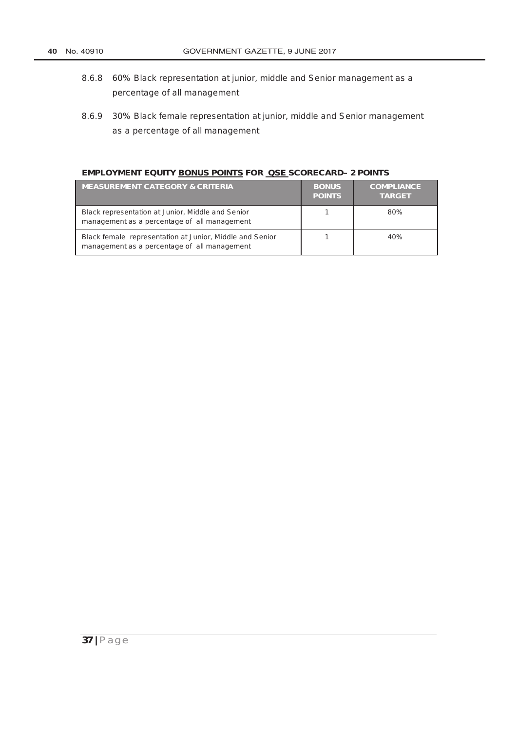8.6.8 60% Black representation at junior, middle and Senior management as a percentage of all management

8.6.9 30% Black female representation at junior, middle and Senior management as a percentage of all management

**EMPLOYMENT EQUITY <u>BONUS POINTS</u> FOR <u>QSE</u> SCORECARD– 2 POINTS**

| MEASUREMENT CATEGORY & CRITERIA | BONUS POINTS | COMPLIANCE TARGET |
|---|---|---|
| Black representation at Junior, Middle and Senior management as a percentage of all management | 1 | 80% |
| Black female representation at Junior, Middle and Senior management as a percentage of all management | 1 | 40% |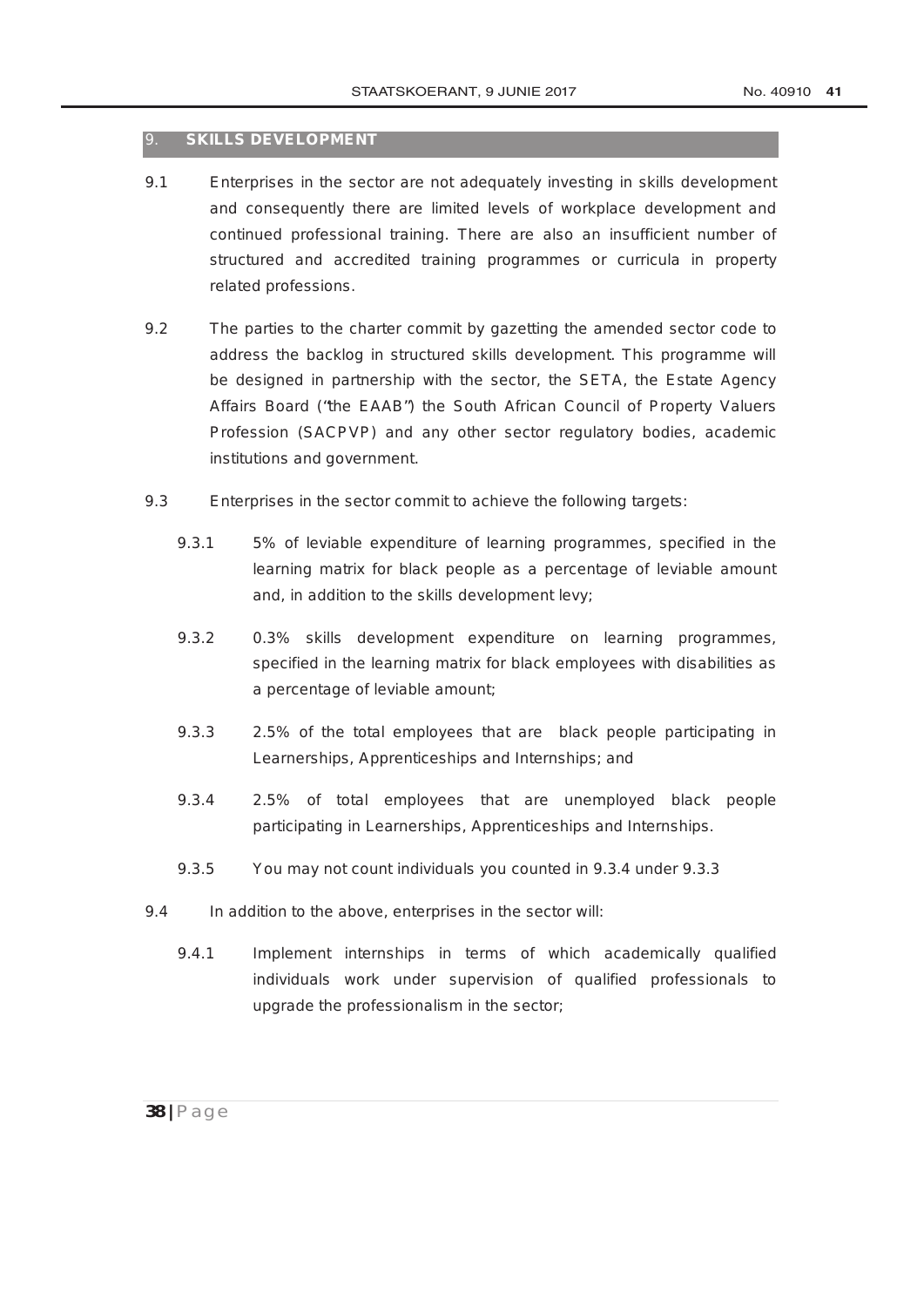## 9. SKILLS DEVELOPMENT

9.1 Enterprises in the sector are not adequately investing in skills development and consequently there are limited levels of workplace development and continued professional training. There are also an insufficient number of structured and accredited training programmes or curricula in property related professions.

9.2 The parties to the charter commit by gazetting the amended sector code to address the backlog in structured skills development. This programme will be designed in partnership with the sector, the SETA, the Estate Agency Affairs Board ("the EAAB") the South African Council of Property Valuers Profession (SACPVP) and any other sector regulatory bodies, academic institutions and government.

9.3 Enterprises in the sector commit to achieve the following targets:

- 9.3.1 5% of leviable expenditure of learning programmes, specified in the learning matrix for black people as a percentage of leviable amount and, in addition to the skills development levy;
- 9.3.2 0.3% skills development expenditure on learning programmes, specified in the learning matrix for black employees with disabilities as a percentage of leviable amount;
- 9.3.3 2.5% of the total employees that are black people participating in Learnerships, Apprenticeships and Internships; and
- 9.3.4 2.5% of total employees that are unemployed black people participating in Learnerships, Apprenticeships and Internships.
- 9.3.5 You may not count individuals you counted in 9.3.4 under 9.3.3

9.4 In addition to the above, enterprises in the sector will:

- 9.4.1 Implement internships in terms of which academically qualified individuals work under supervision of qualified professionals to upgrade the professionalism in the sector;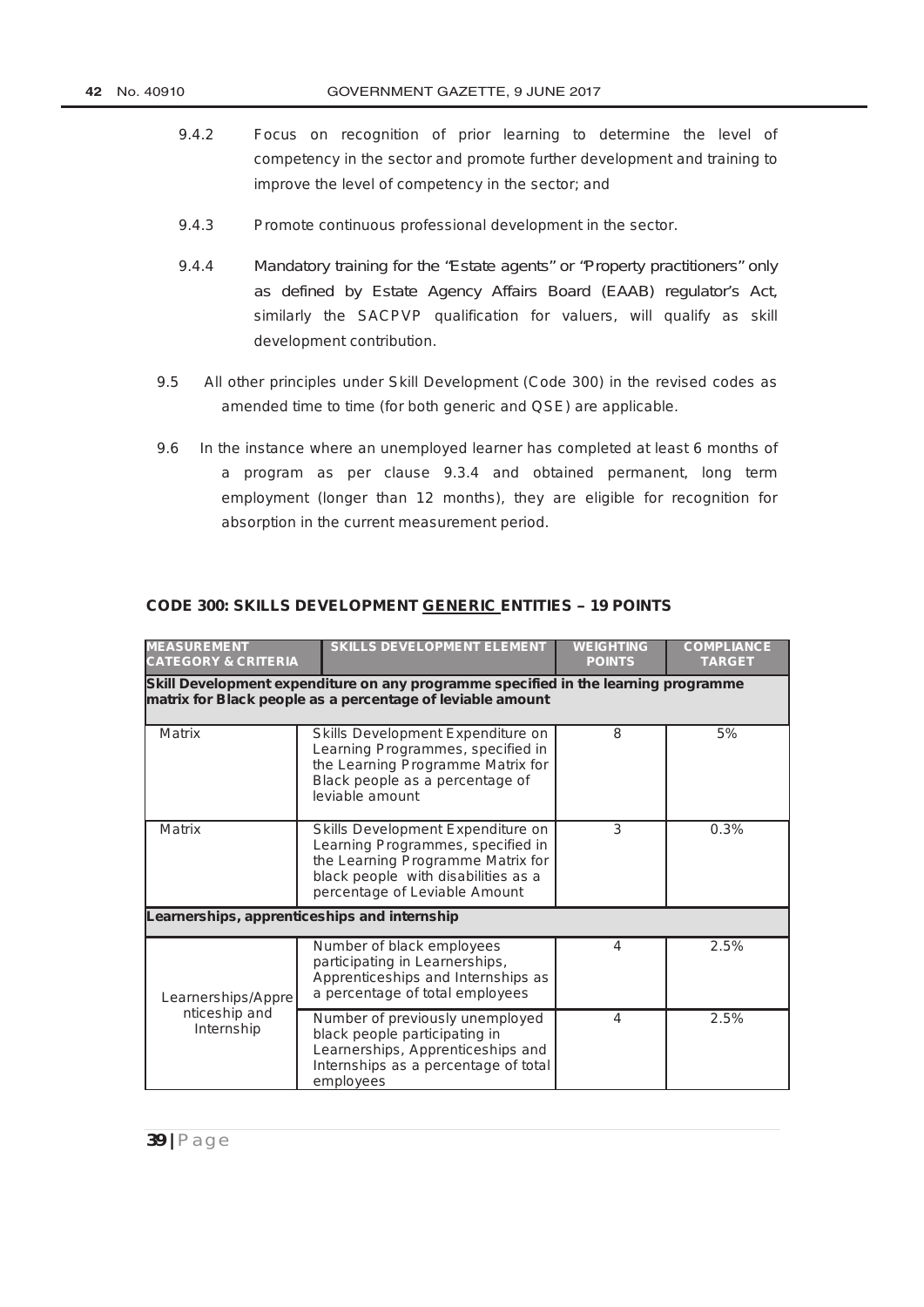9.4.2 Focus on recognition of prior learning to determine the level of competency in the sector and promote further development and training to improve the level of competency in the sector; and

9.4.3 Promote continuous professional development in the sector.

9.4.4 Mandatory training for the "Estate agents" or "Property practitioners" only as defined by Estate Agency Affairs Board (EAAB) regulator's Act, similarly the SACPVP qualification for valuers, will qualify as skill development contribution.

9.5 All other principles under Skill Development (Code 300) in the revised codes as amended time to time (for both generic and QSE) are applicable.

9.6 In the instance where an unemployed learner has completed at least 6 months of a program as per clause 9.3.4 and obtained permanent, long term employment (longer than 12 months), they are eligible for recognition for absorption in the current measurement period.

**CODE 300: SKILLS DEVELOPMENT GENERIC ENTITIES – 19 POINTS**

| MEASUREMENT CATEGORY & CRITERIA | SKILLS DEVELOPMENT ELEMENT | WEIGHTING POINTS | COMPLIANCE TARGET |
|---|---|---|---|
| **Skill Development expenditure on any programme specified in the learning programme matrix for Black people as a percentage of leviable amount** | | | |
| Matrix | Skills Development Expenditure on Learning Programmes, specified in the Learning Programme Matrix for Black people as a percentage of leviable amount | 8 | 5% |
| Matrix | Skills Development Expenditure on Learning Programmes, specified in the Learning Programme Matrix for black people with disabilities as a percentage of Leviable Amount | 3 | 0.3% |
| **Learnerships, apprenticeships and internship** | | | |
| Learnerships/Apprenticeship and Internship | Number of black employees participating in Learnerships, Apprenticeships and Internships as a percentage of total employees | 4 | 2.5% |
| | Number of previously unemployed black people participating in Learnerships, Apprenticeships and Internships as a percentage of total employees | 4 | 2.5% |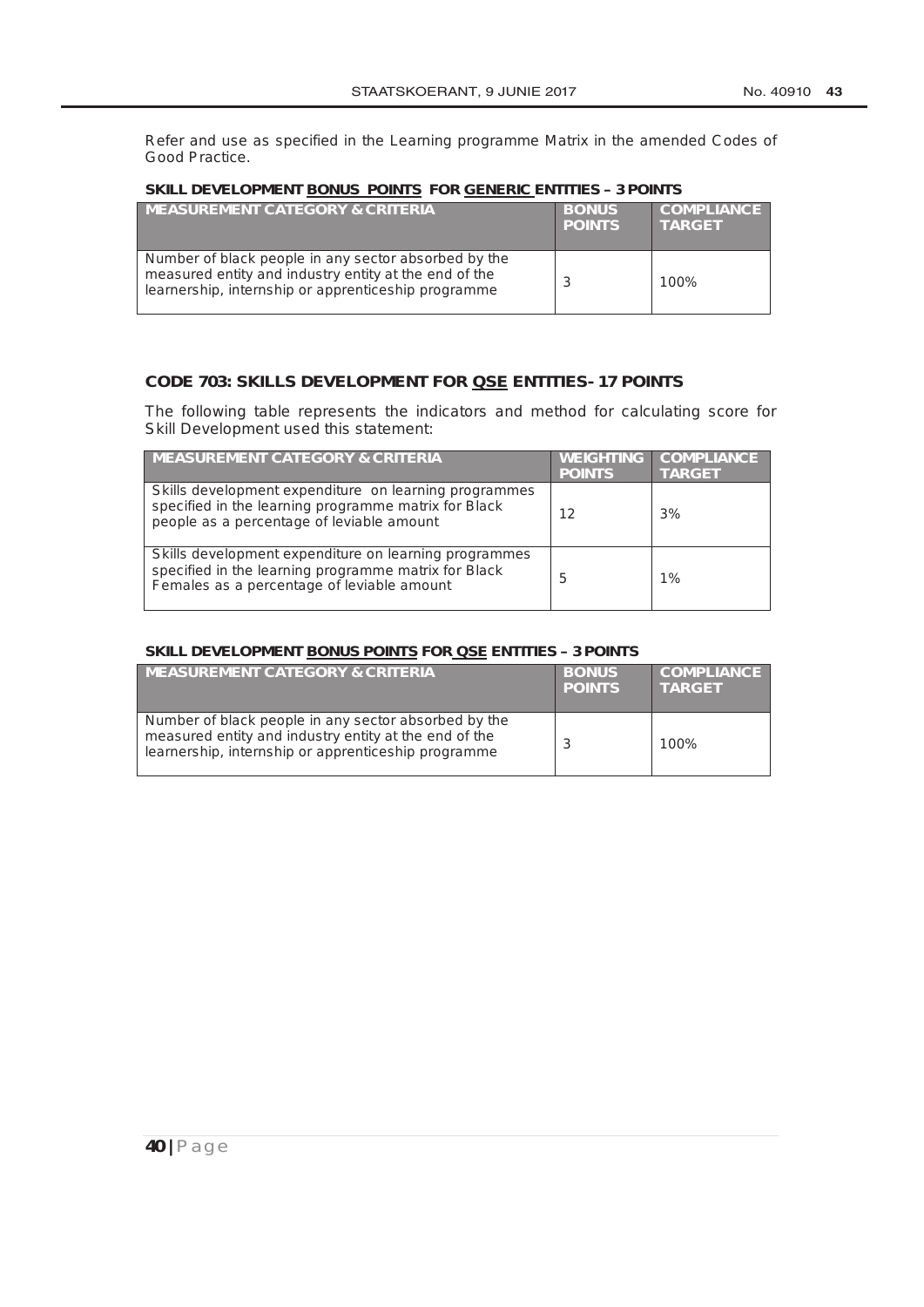Refer and use as specified in the Learning programme Matrix in the amended Codes of Good Practice.

**SKILL DEVELOPMENT <u>BONUS POINTS</u> FOR <u>GENERIC</u> ENTITIES – 3 POINTS**

| MEASUREMENT CATEGORY & CRITERIA | BONUS POINTS | COMPLIANCE TARGET |
|---|---|---|
| Number of black people in any sector absorbed by the measured entity and industry entity at the end of the learnership, internship or apprenticeship programme | 3 | 100% |

**CODE 703: SKILLS DEVELOPMENT FOR <u>QSE</u> ENTITIES- 17 POINTS**

The following table represents the indicators and method for calculating score for Skill Development used this statement:

| MEASUREMENT CATEGORY & CRITERIA | WEIGHTING POINTS | COMPLIANCE TARGET |
|---|---|---|
| Skills development expenditure on learning programmes specified in the learning programme matrix for Black people as a percentage of leviable amount | 12 | 3% |
| Skills development expenditure on learning programmes specified in the learning programme matrix for Black Females as a percentage of leviable amount | 5 | 1% |

**SKILL DEVELOPMENT <u>BONUS POINTS</u> FOR <u>QSE</u> ENTITIES – 3 POINTS**

| MEASUREMENT CATEGORY & CRITERIA | BONUS POINTS | COMPLIANCE TARGET |
|---|---|---|
| Number of black people in any sector absorbed by the measured entity and industry entity at the end of the learnership, internship or apprenticeship programme | 3 | 100% |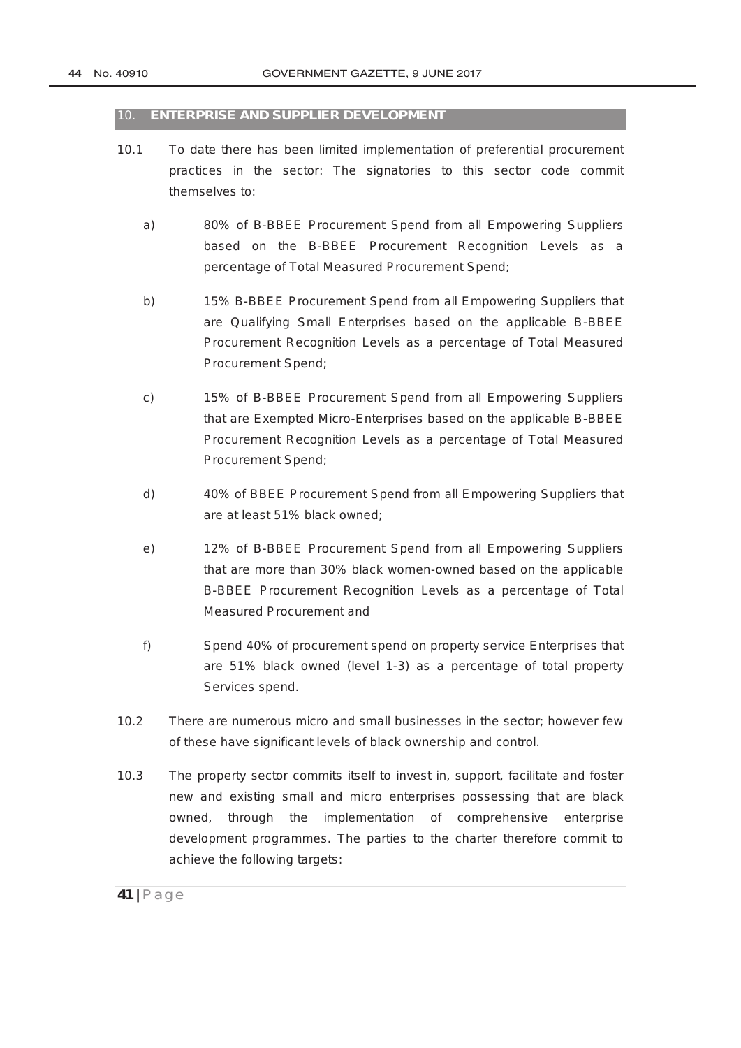## 10. ENTERPRISE AND SUPPLIER DEVELOPMENT

10.1 To date there has been limited implementation of preferential procurement practices in the sector: The signatories to this sector code commit themselves to:

a) 80% of B-BBEE Procurement Spend from all Empowering Suppliers based on the B-BBEE Procurement Recognition Levels as a percentage of Total Measured Procurement Spend;

b) 15% B-BBEE Procurement Spend from all Empowering Suppliers that are Qualifying Small Enterprises based on the applicable B-BBEE Procurement Recognition Levels as a percentage of Total Measured Procurement Spend;

c) 15% of B-BBEE Procurement Spend from all Empowering Suppliers that are Exempted Micro-Enterprises based on the applicable B-BBEE Procurement Recognition Levels as a percentage of Total Measured Procurement Spend;

d) 40% of BBEE Procurement Spend from all Empowering Suppliers that are at least 51% black owned;

e) 12% of B-BBEE Procurement Spend from all Empowering Suppliers that are more than 30% black women-owned based on the applicable B-BBEE Procurement Recognition Levels as a percentage of Total Measured Procurement and

f) Spend 40% of procurement spend on property service Enterprises that are 51% black owned (level 1-3) as a percentage of total property Services spend.

10.2 There are numerous micro and small businesses in the sector; however few of these have significant levels of black ownership and control.

10.3 The property sector commits itself to invest in, support, facilitate and foster new and existing small and micro enterprises possessing that are black owned, through the implementation of comprehensive enterprise development programmes. The parties to the charter therefore commit to achieve the following targets: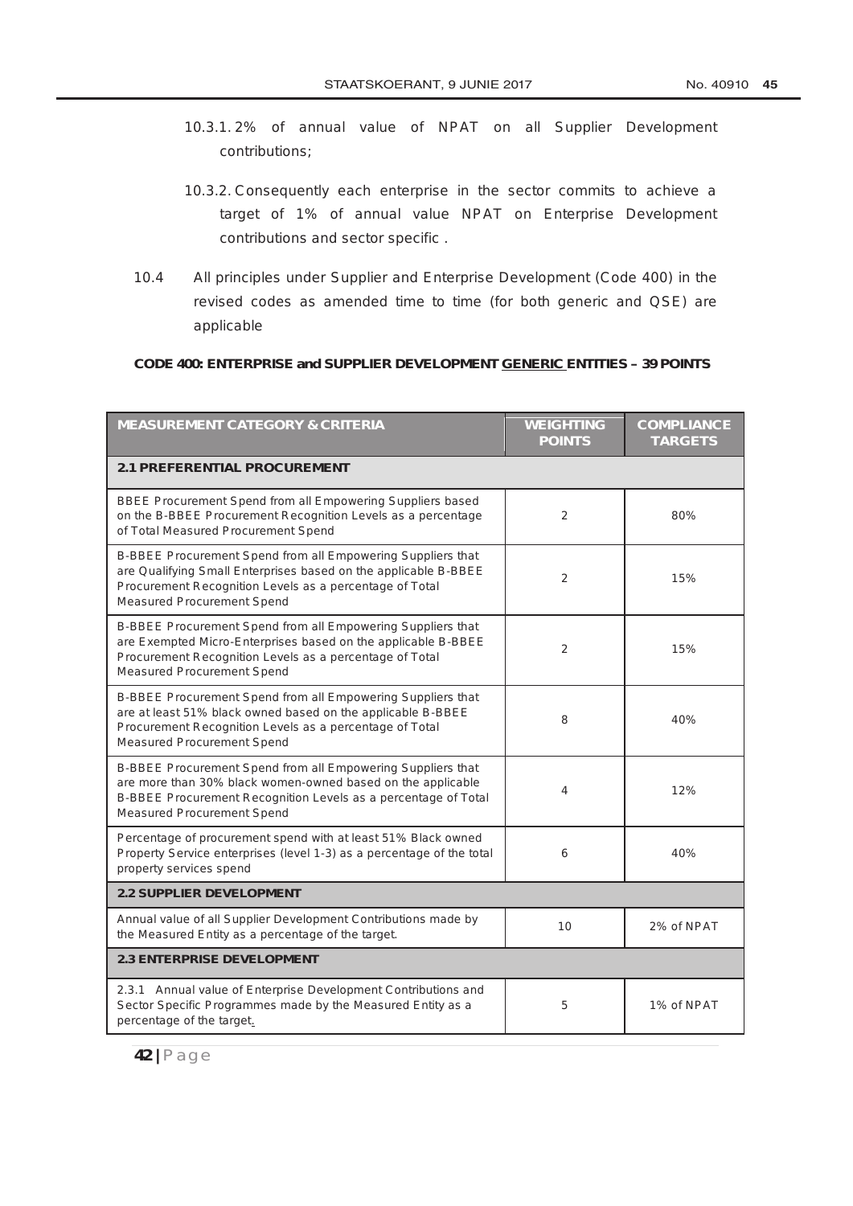10.3.1. 2% of annual value of NPAT on all Supplier Development contributions;

10.3.2. Consequently each enterprise in the sector commits to achieve a target of 1% of annual value NPAT on Enterprise Development contributions and sector specific .

10.4 All principles under Supplier and Enterprise Development (Code 400) in the revised codes as amended time to time (for both generic and QSE) are applicable

**CODE 400: ENTERPRISE and SUPPLIER DEVELOPMENT GENERIC ENTITIES – 39 POINTS**

| MEASUREMENT CATEGORY & CRITERIA | WEIGHTING POINTS | COMPLIANCE TARGETS |
|---|---|---|
| **2.1 PREFERENTIAL PROCUREMENT** | | |
| BBEE Procurement Spend from all Empowering Suppliers based on the B-BBEE Procurement Recognition Levels as a percentage of Total Measured Procurement Spend | 2 | 80% |
| B-BBEE Procurement Spend from all Empowering Suppliers that are Qualifying Small Enterprises based on the applicable B-BBEE Procurement Recognition Levels as a percentage of Total Measured Procurement Spend | 2 | 15% |
| B-BBEE Procurement Spend from all Empowering Suppliers that are Exempted Micro-Enterprises based on the applicable B-BBEE Procurement Recognition Levels as a percentage of Total Measured Procurement Spend | 2 | 15% |
| B-BBEE Procurement Spend from all Empowering Suppliers that are at least 51% black owned based on the applicable B-BBEE Procurement Recognition Levels as a percentage of Total Measured Procurement Spend | 8 | 40% |
| B-BBEE Procurement Spend from all Empowering Suppliers that are more than 30% black women-owned based on the applicable B-BBEE Procurement Recognition Levels as a percentage of Total Measured Procurement Spend | 4 | 12% |
| Percentage of procurement spend with at least 51% Black owned Property Service enterprises (level 1-3) as a percentage of the total property services spend | 6 | 40% |
| **2.2 SUPPLIER DEVELOPMENT** | | |
| Annual value of all Supplier Development Contributions made by the Measured Entity as a percentage of the target. | 10 | 2% of NPAT |
| **2.3 ENTERPRISE DEVELOPMENT** | | |
| 2.3.1 Annual value of Enterprise Development Contributions and Sector Specific Programmes made by the Measured Entity as a percentage of the target. | 5 | 1% of NPAT |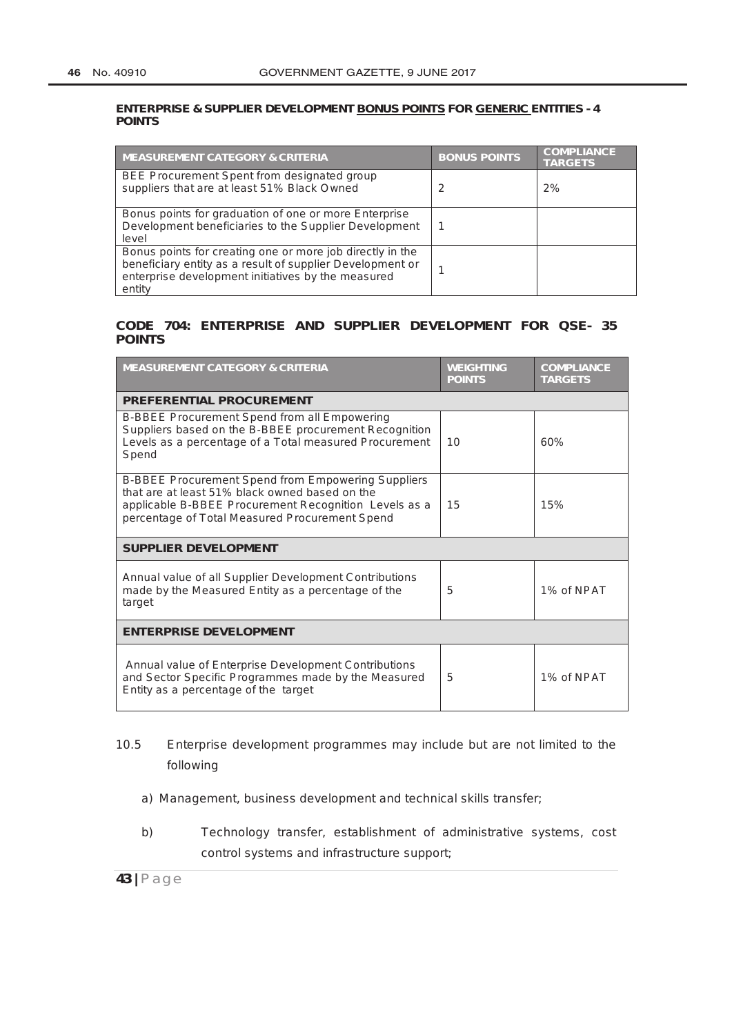**ENTERPRISE & SUPPLIER DEVELOPMENT <u>BONUS POINTS</u> FOR <u>GENERIC</u> ENTITIES - 4 POINTS**

| MEASUREMENT CATEGORY & CRITERIA | BONUS POINTS | COMPLIANCE TARGETS |
|---|---|---|
| BEE Procurement Spent from designated group suppliers that are at least 51% Black Owned | 2 | 2% |
| Bonus points for graduation of one or more Enterprise Development beneficiaries to the Supplier Development level | 1 | |
| Bonus points for creating one or more job directly in the beneficiary entity as a result of supplier Development or enterprise development initiatives by the measured entity | 1 | |

## CODE 704: ENTERPRISE AND SUPPLIER DEVELOPMENT FOR QSE- 35 POINTS

| MEASUREMENT CATEGORY & CRITERIA | WEIGHTING POINTS | COMPLIANCE TARGETS |
|---|---|---|
| **PREFERENTIAL PROCUREMENT** | | |
| B-BBEE Procurement Spend from all Empowering Suppliers based on the B-BBEE procurement Recognition Levels as a percentage of a Total measured Procurement Spend | 10 | 60% |
| B-BBEE Procurement Spend from Empowering Suppliers that are at least 51% black owned based on the applicable B-BBEE Procurement Recognition Levels as a percentage of Total Measured Procurement Spend | 15 | 15% |
| **SUPPLIER DEVELOPMENT** | | |
| Annual value of all Supplier Development Contributions made by the Measured Entity as a percentage of the target | 5 | 1% of NPAT |
| **ENTERPRISE DEVELOPMENT** | | |
| Annual value of Enterprise Development Contributions and Sector Specific Programmes made by the Measured Entity as a percentage of the target | 5 | 1% of NPAT |

10.5 Enterprise development programmes may include but are not limited to the following

a) Management, business development and technical skills transfer;

b) Technology transfer, establishment of administrative systems, cost control systems and infrastructure support;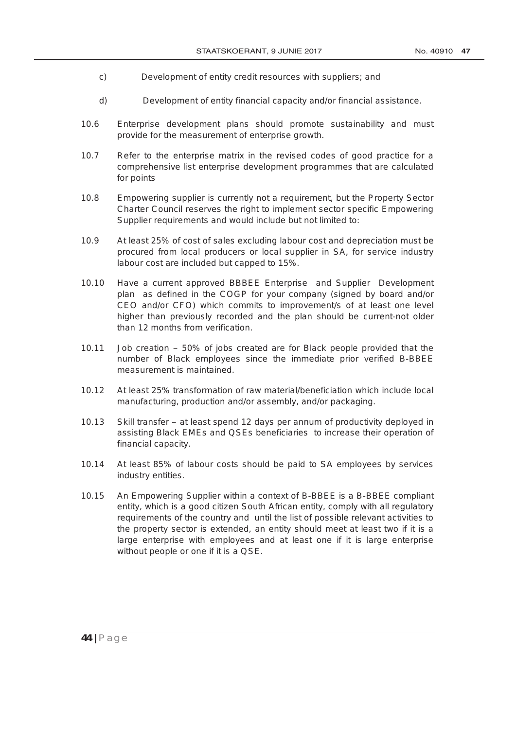c) Development of entity credit resources with suppliers; and

d) Development of entity financial capacity and/or financial assistance.

10.6 Enterprise development plans should promote sustainability and must provide for the measurement of enterprise growth.

10.7 Refer to the enterprise matrix in the revised codes of good practice for a comprehensive list enterprise development programmes that are calculated for points

10.8 Empowering supplier is currently not a requirement, but the Property Sector Charter Council reserves the right to implement sector specific Empowering Supplier requirements and would include but not limited to:

10.9 At least 25% of cost of sales excluding labour cost and depreciation must be procured from local producers or local supplier in SA, for service industry labour cost are included but capped to 15%.

10.10 Have a current approved BBBEE Enterprise and Supplier Development plan as defined in the COGP for your company (signed by board and/or CEO and/or CFO) which commits to improvement/s of at least one level higher than previously recorded and the plan should be current-not older than 12 months from verification.

10.11 Job creation – 50% of jobs created are for Black people provided that the number of Black employees since the immediate prior verified B-BBEE measurement is maintained.

10.12 At least 25% transformation of raw material/beneficiation which include local manufacturing, production and/or assembly, and/or packaging.

10.13 Skill transfer – at least spend 12 days per annum of productivity deployed in assisting Black EMEs and QSEs beneficiaries to increase their operation of financial capacity.

10.14 At least 85% of labour costs should be paid to SA employees by services industry entities.

10.15 An Empowering Supplier within a context of B-BBEE is a B-BBEE compliant entity, which is a good citizen South African entity, comply with all regulatory requirements of the country and until the list of possible relevant activities to the property sector is extended, an entity should meet at least two if it is a large enterprise with employees and at least one if it is large enterprise without people or one if it is a QSE.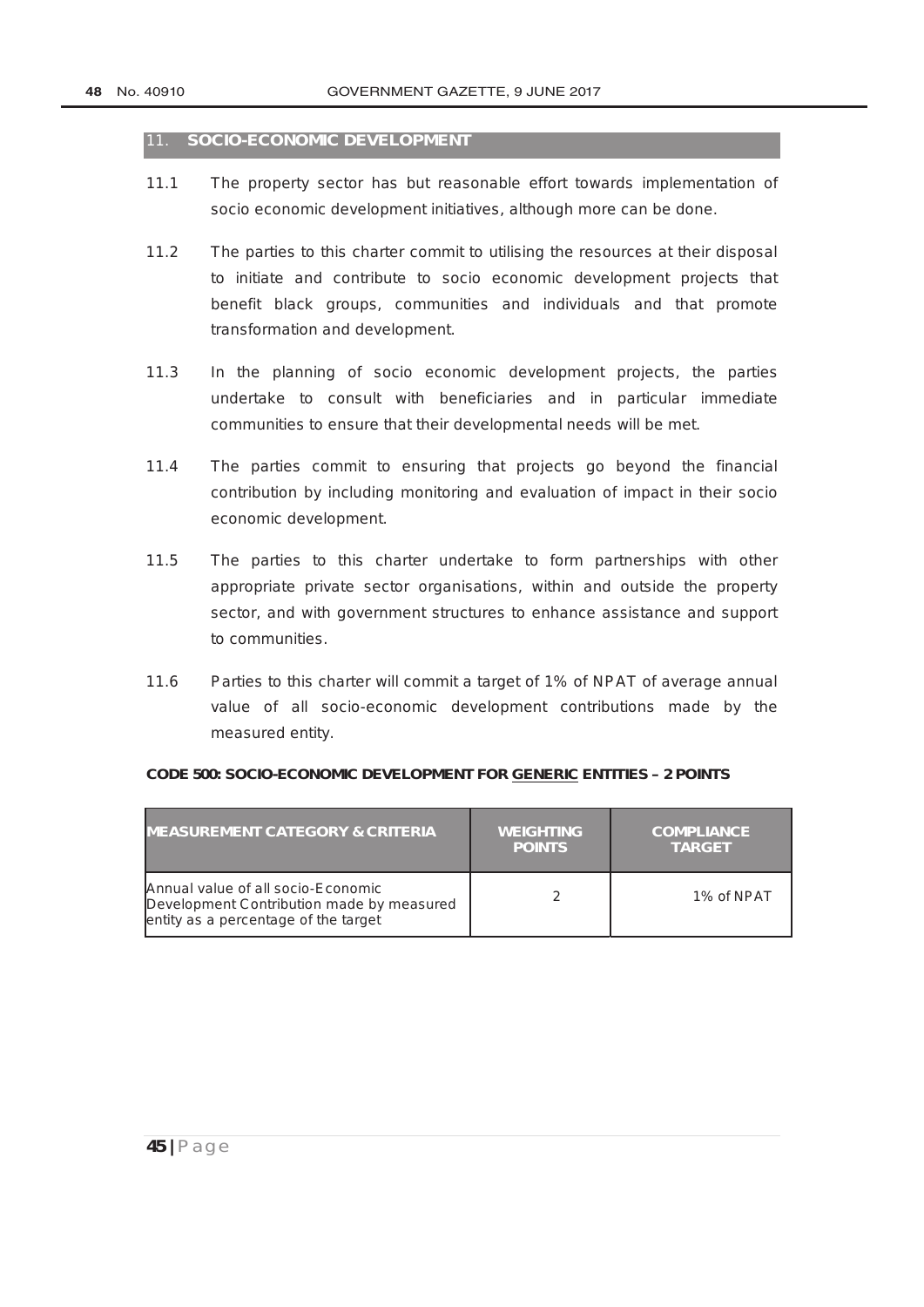## 11. SOCIO-ECONOMIC DEVELOPMENT

11.1 The property sector has but reasonable effort towards implementation of socio economic development initiatives, although more can be done.

11.2 The parties to this charter commit to utilising the resources at their disposal to initiate and contribute to socio economic development projects that benefit black groups, communities and individuals and that promote transformation and development.

11.3 In the planning of socio economic development projects, the parties undertake to consult with beneficiaries and in particular immediate communities to ensure that their developmental needs will be met.

11.4 The parties commit to ensuring that projects go beyond the financial contribution by including monitoring and evaluation of impact in their socio economic development.

11.5 The parties to this charter undertake to form partnerships with other appropriate private sector organisations, within and outside the property sector, and with government structures to enhance assistance and support to communities.

11.6 Parties to this charter will commit a target of 1% of NPAT of average annual value of all socio-economic development contributions made by the measured entity.

**CODE 500: SOCIO-ECONOMIC DEVELOPMENT FOR GENERIC ENTITIES – 2 POINTS**

| MEASUREMENT CATEGORY & CRITERIA | WEIGHTING POINTS | COMPLIANCE TARGET |
|---|---|---|
| Annual value of all socio-Economic Development Contribution made by measured entity as a percentage of the target | 2 | 1% of NPAT |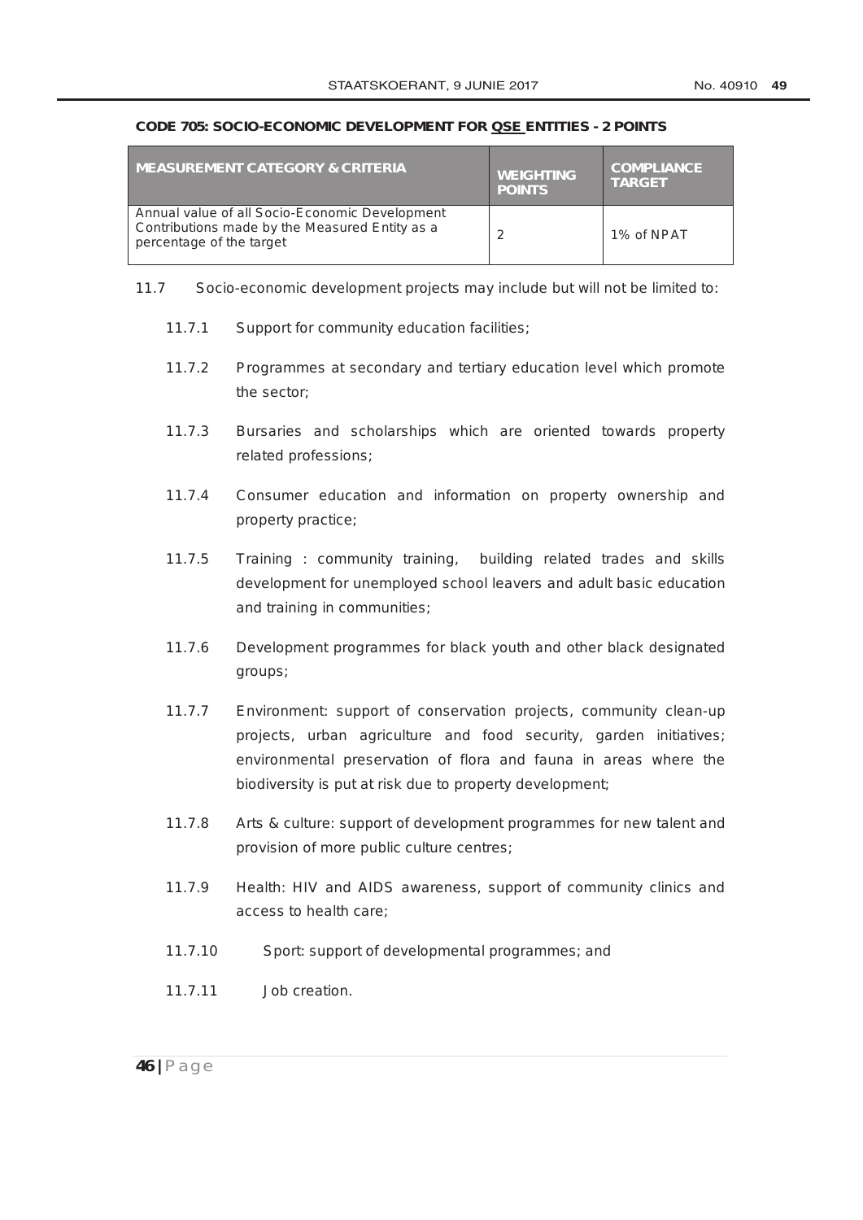**CODE 705: SOCIO-ECONOMIC DEVELOPMENT FOR QSE ENTITIES - 2 POINTS**

| MEASUREMENT CATEGORY & CRITERIA | WEIGHTING POINTS | COMPLIANCE TARGET |
|---|---|---|
| Annual value of all Socio-Economic Development Contributions made by the Measured Entity as a percentage of the target | 2 | 1% of NPAT |

11.7 Socio-economic development projects may include but will not be limited to:

- 11.7.1 Support for community education facilities;
- 11.7.2 Programmes at secondary and tertiary education level which promote the sector;
- 11.7.3 Bursaries and scholarships which are oriented towards property related professions;
- 11.7.4 Consumer education and information on property ownership and property practice;
- 11.7.5 Training : community training, building related trades and skills development for unemployed school leavers and adult basic education and training in communities;
- 11.7.6 Development programmes for black youth and other black designated groups;
- 11.7.7 Environment: support of conservation projects, community clean-up projects, urban agriculture and food security, garden initiatives; environmental preservation of flora and fauna in areas where the biodiversity is put at risk due to property development;
- 11.7.8 Arts & culture: support of development programmes for new talent and provision of more public culture centres;
- 11.7.9 Health: HIV and AIDS awareness, support of community clinics and access to health care;
- 11.7.10 Sport: support of developmental programmes; and
- 11.7.11 Job creation.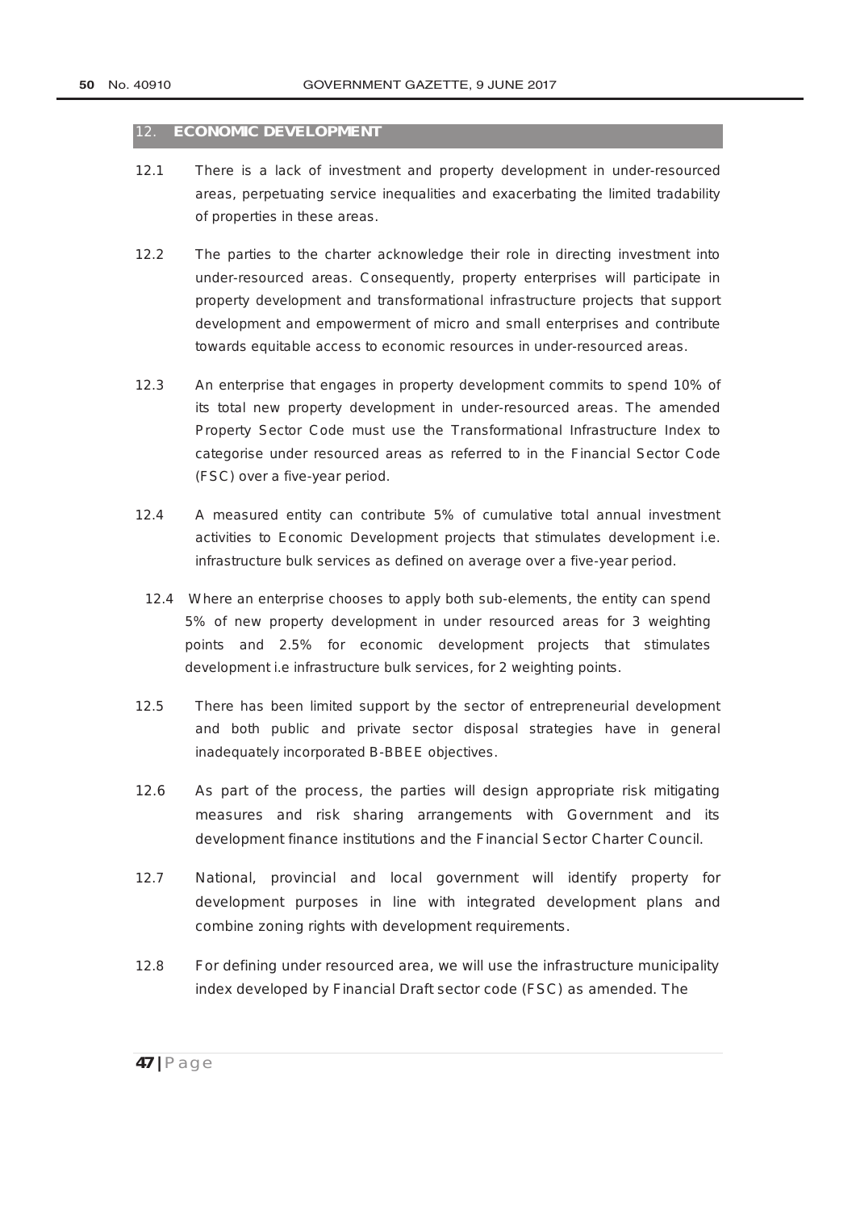## 12. ECONOMIC DEVELOPMENT

12.1 There is a lack of investment and property development in under-resourced areas, perpetuating service inequalities and exacerbating the limited tradability of properties in these areas.

12.2 The parties to the charter acknowledge their role in directing investment into under-resourced areas. Consequently, property enterprises will participate in property development and transformational infrastructure projects that support development and empowerment of micro and small enterprises and contribute towards equitable access to economic resources in under-resourced areas.

12.3 An enterprise that engages in property development commits to spend 10% of its total new property development in under-resourced areas. The amended Property Sector Code must use the Transformational Infrastructure Index to categorise under resourced areas as referred to in the Financial Sector Code (FSC) over a five-year period.

12.4 A measured entity can contribute 5% of cumulative total annual investment activities to Economic Development projects that stimulates development i.e. infrastructure bulk services as defined on average over a five-year period.

12.4 Where an enterprise chooses to apply both sub-elements, the entity can spend 5% of new property development in under resourced areas for 3 weighting points and 2.5% for economic development projects that stimulates development i.e infrastructure bulk services, for 2 weighting points.

12.5 There has been limited support by the sector of entrepreneurial development and both public and private sector disposal strategies have in general inadequately incorporated B-BBEE objectives.

12.6 As part of the process, the parties will design appropriate risk mitigating measures and risk sharing arrangements with Government and its development finance institutions and the Financial Sector Charter Council.

12.7 National, provincial and local government will identify property for development purposes in line with integrated development plans and combine zoning rights with development requirements.

12.8 For defining under resourced area, we will use the infrastructure municipality index developed by Financial Draft sector code (FSC) as amended. The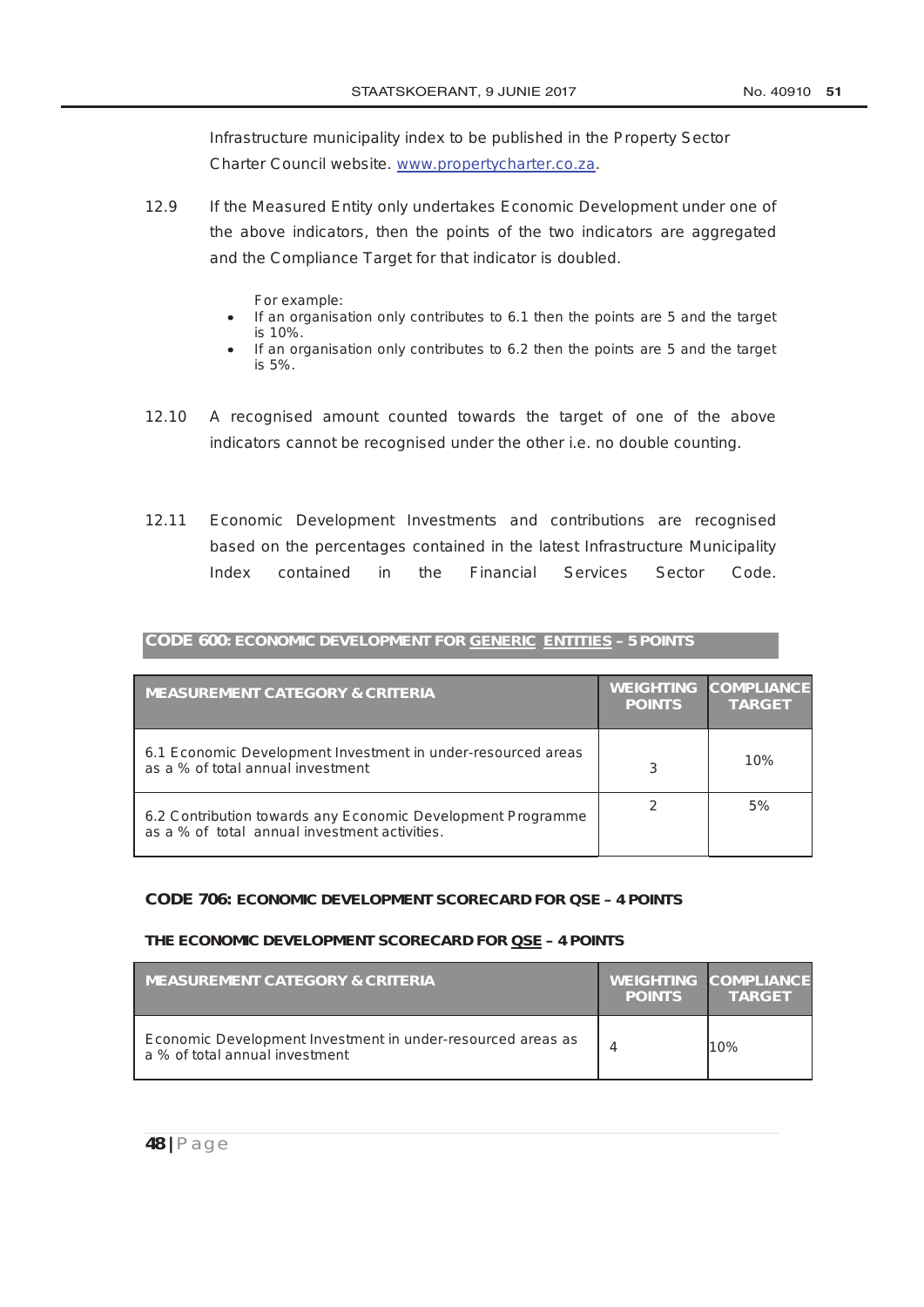Infrastructure municipality index to be published in the Property Sector Charter Council website. www.propertycharter.co.za.

12.9 If the Measured Entity only undertakes Economic Development under one of the above indicators, then the points of the two indicators are aggregated and the Compliance Target for that indicator is doubled.

For example:

- If an organisation only contributes to 6.1 then the points are 5 and the target is 10%.
- If an organisation only contributes to 6.2 then the points are 5 and the target is 5%.

12.10 A recognised amount counted towards the target of one of the above indicators cannot be recognised under the other i.e. no double counting.

12.11 Economic Development Investments and contributions are recognised based on the percentages contained in the latest Infrastructure Municipality Index contained in the Financial Services Sector Code.

**CODE 600: ECONOMIC DEVELOPMENT FOR GENERIC ENTITIES – 5 POINTS**

| MEASUREMENT CATEGORY & CRITERIA | WEIGHTING POINTS | COMPLIANCE TARGET |
|---|---|---|
| 6.1 Economic Development Investment in under-resourced areas as a % of total annual investment | 3 | 10% |
| 6.2 Contribution towards any Economic Development Programme as a % of total annual investment activities. | 2 | 5% |

**CODE 706: ECONOMIC DEVELOPMENT SCORECARD FOR QSE – 4 POINTS**

**THE ECONOMIC DEVELOPMENT SCORECARD FOR QSE – 4 POINTS**

| MEASUREMENT CATEGORY & CRITERIA | WEIGHTING POINTS | COMPLIANCE TARGET |
|---|---|---|
| Economic Development Investment in under-resourced areas as a % of total annual investment | 4 | 10% |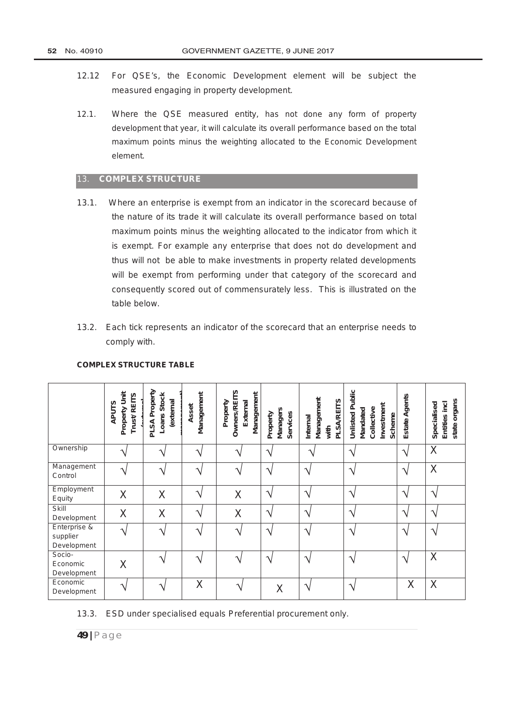12.12 For QSE's, the Economic Development element will be subject the measured engaging in property development.

12.1. Where the QSE measured entity, has not done any form of property development that year, it will calculate its overall performance based on the total maximum points minus the weighting allocated to the Economic Development element.

## 13. COMPLEX STRUCTURE

13.1. Where an enterprise is exempt from an indicator in the scorecard because of the nature of its trade it will calculate its overall performance based on total maximum points minus the weighting allocated to the indicator from which it is exempt. For example any enterprise that does not do development and thus will not be able to make investments in property related developments will be exempt from performing under that category of the scorecard and consequently scored out of commensurately less. This is illustrated on the table below.

13.2. Each tick represents an indicator of the scorecard that an enterprise needs to comply with.

**COMPLEX STRUCTURE TABLE**

| | APUTS Property Unit Trust/ REITS (external) | PLSA Property Loans Stock (external management) | Asset Management | Property Owners/REITS External Management | Property Managers Services | Internal Management with PLSA/REITS | Unlisted Public Mandated Collective Investment Scheme | Estate Agents | Specialised Entities incl state organs |
|---|---|---|---|---|---|---|---|---|---|
| Ownership | √ | √ | √ | √ | √ | √ | √ | √ | X |
| Management Control | √ | √ | √ | √ | √ | √ | √ | √ | X |
| Employment Equity | X | X | √ | X | √ | √ | √ | √ | √ |
| Skill Development | X | X | √ | X | √ | √ | √ | √ | √ |
| Enterprise & supplier Development | √ | √ | √ | √ | √ | √ | √ | √ | √ |
| Socio-Economic Development | X | √ | √ | √ | √ | √ | √ | √ | X |
| Economic Development | √ | √ | X | √ | X | √ | √ | X | X |

13.3. ESD under specialised equals Preferential procurement only.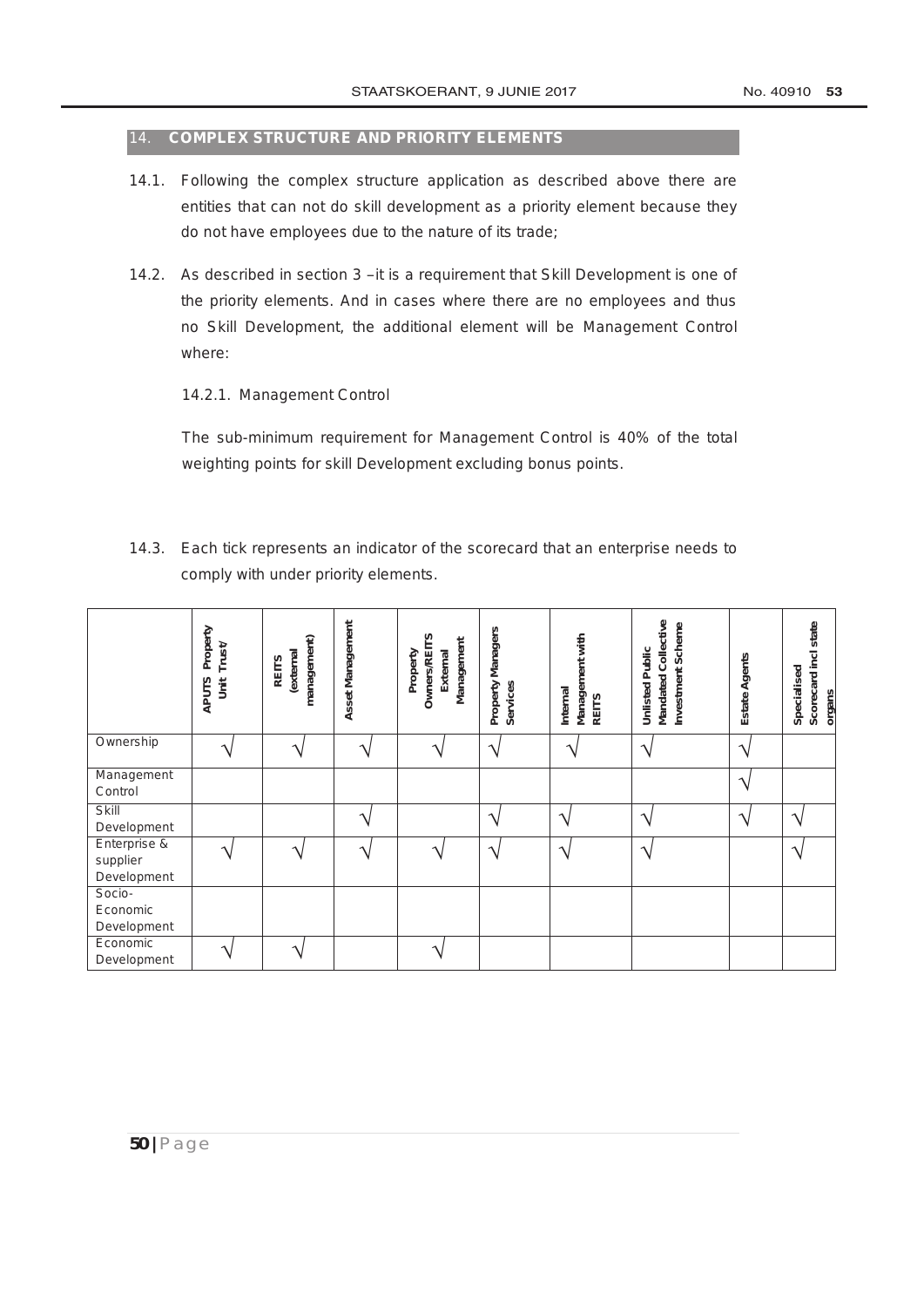## 14. COMPLEX STRUCTURE AND PRIORITY ELEMENTS

14.1. Following the complex structure application as described above there are entities that can not do skill development as a priority element because they do not have employees due to the nature of its trade;

14.2. As described in section 3 –it is a requirement that Skill Development is one of the priority elements. And in cases where there are no employees and thus no Skill Development, the additional element will be Management Control where:

14.2.1. Management Control

The sub-minimum requirement for Management Control is 40% of the total weighting points for skill Development excluding bonus points.

14.3. Each tick represents an indicator of the scorecard that an enterprise needs to comply with under priority elements.

| | APUTS Property Unit Trust/ | REITS (external management) | Asset Management | Property Owners/REITS External Management | Property Managers Services | Internal Management with REITS | Unlisted Public Mandated Collective Investment Scheme | Estate Agents | Specialised Scorecard incl state organs |
|---|---|---|---|---|---|---|---|---|---|
| Ownership | √ | √ | √ | √ | √ | √ | √ | √ | |
| Management Control | | | | | | | | √ | |
| Skill Development | | | √ | | √ | √ | √ | √ | √ |
| Enterprise & supplier Development | √ | √ | √ | √ | √ | √ | √ | | √ |
| Socio-Economic Development | | | | | | | | | |
| Economic Development | √ | √ | | √ | | | | | |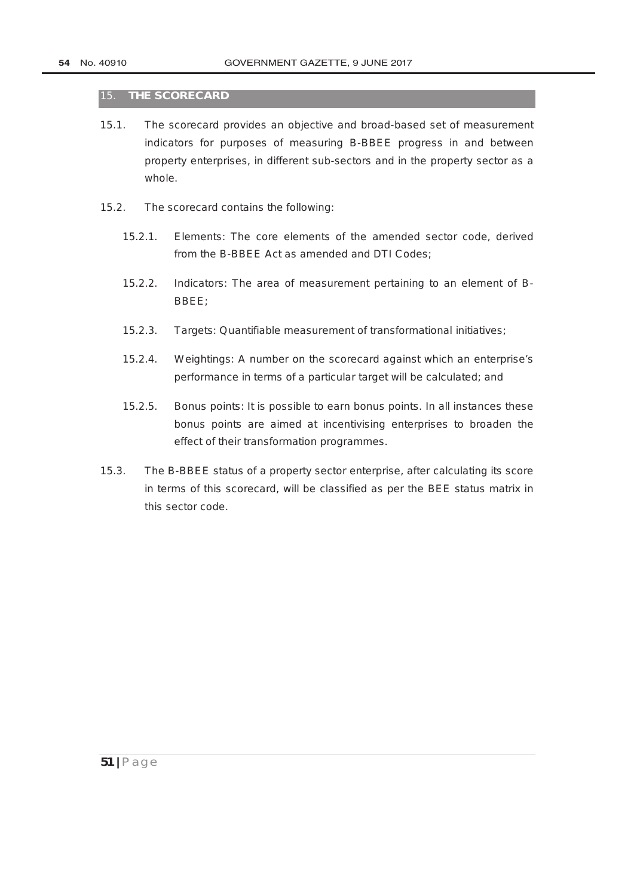## 15. THE SCORECARD

15.1. The scorecard provides an objective and broad-based set of measurement indicators for purposes of measuring B-BBEE progress in and between property enterprises, in different sub-sectors and in the property sector as a whole.

15.2. The scorecard contains the following:

15.2.1. Elements: The core elements of the amended sector code, derived from the B-BBEE Act as amended and DTI Codes;

15.2.2. Indicators: The area of measurement pertaining to an element of B-BBEE;

15.2.3. Targets: Quantifiable measurement of transformational initiatives;

15.2.4. Weightings: A number on the scorecard against which an enterprise's performance in terms of a particular target will be calculated; and

15.2.5. Bonus points: It is possible to earn bonus points. In all instances these bonus points are aimed at incentivising enterprises to broaden the effect of their transformation programmes.

15.3. The B-BBEE status of a property sector enterprise, after calculating its score in terms of this scorecard, will be classified as per the BEE status matrix in this sector code.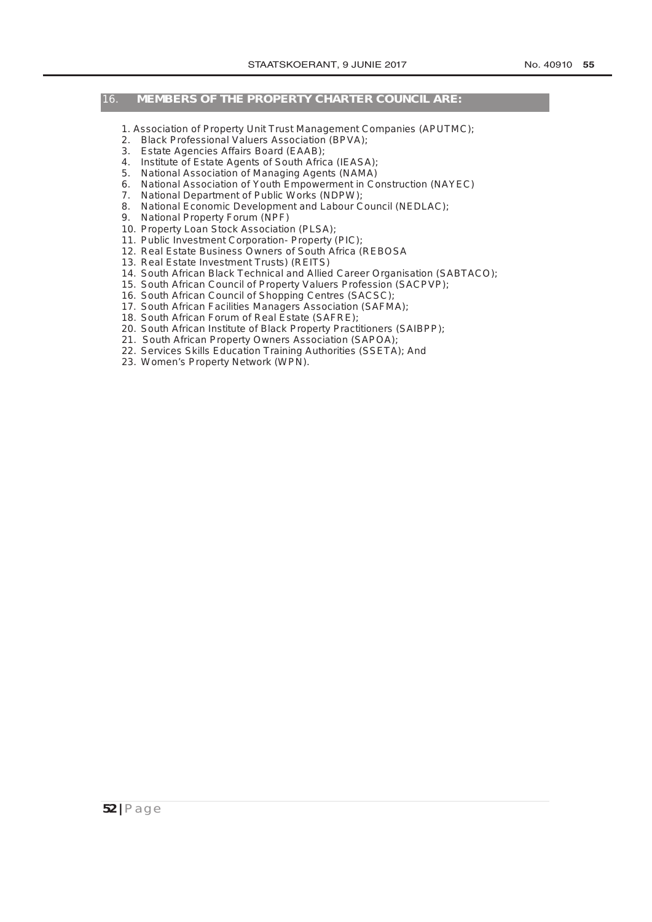## 16. MEMBERS OF THE PROPERTY CHARTER COUNCIL ARE:

1. Association of Property Unit Trust Management Companies (APUTMC);
2. Black Professional Valuers Association (BPVA);
3. Estate Agencies Affairs Board (EAAB);
4. Institute of Estate Agents of South Africa (IEASA);
5. National Association of Managing Agents (NAMA)
6. National Association of Youth Empowerment in Construction (NAYEC)
7. National Department of Public Works (NDPW);
8. National Economic Development and Labour Council (NEDLAC);
9. National Property Forum (NPF)
10. Property Loan Stock Association (PLSA);
11. Public Investment Corporation- Property (PIC);
12. Real Estate Business Owners of South Africa (REBOSA
13. Real Estate Investment Trusts) (REITS)
14. South African Black Technical and Allied Career Organisation (SABTACO);
15. South African Council of Property Valuers Profession (SACPVP);
16. South African Council of Shopping Centres (SACSC);
17. South African Facilities Managers Association (SAFMA);
18. South African Forum of Real Estate (SAFRE);
20. South African Institute of Black Property Practitioners (SAIBPP);
21. South African Property Owners Association (SAPOA);
22. Services Skills Education Training Authorities (SSETA); And
23. Women's Property Network (WPN).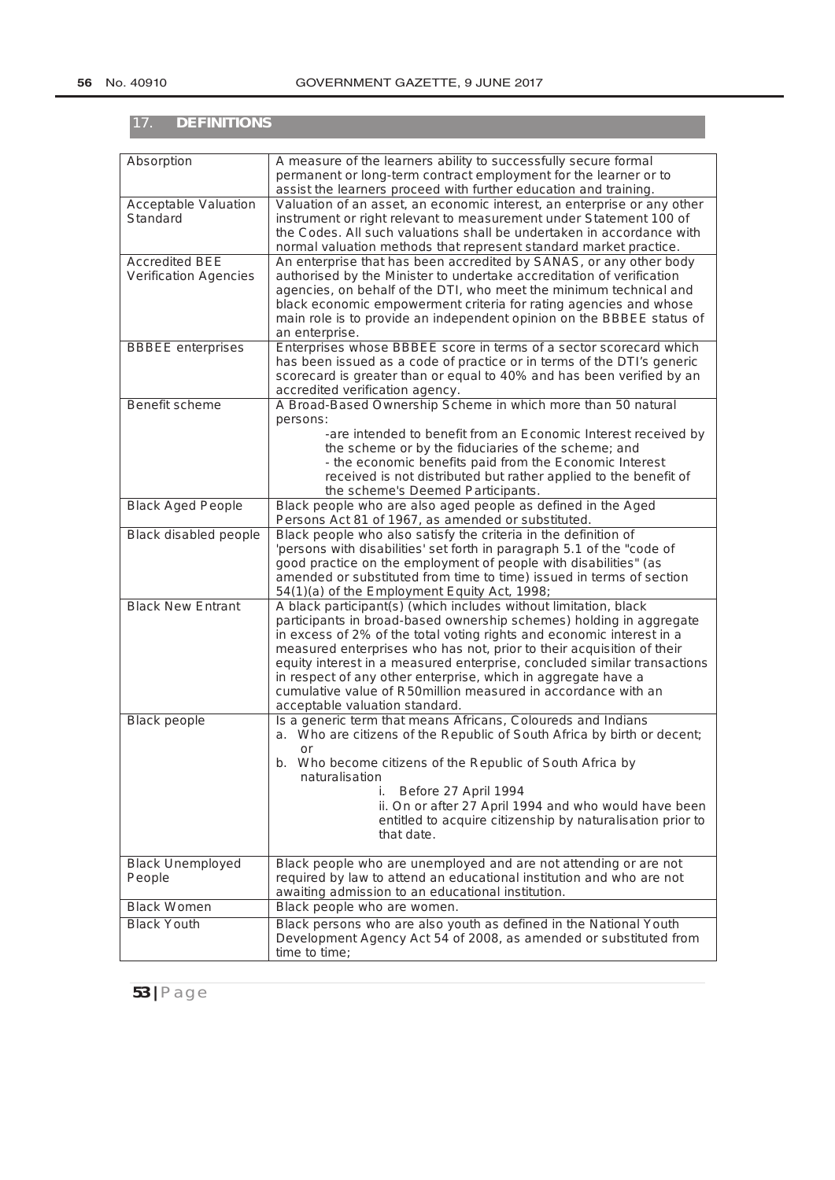## 17. DEFINITIONS

| | |
|---|---|
| Absorption | A measure of the learners ability to successfully secure formal permanent or long-term contract employment for the learner or to assist the learners proceed with further education and training. |
| Acceptable Valuation Standard | Valuation of an asset, an economic interest, an enterprise or any other instrument or right relevant to measurement under Statement 100 of the Codes. All such valuations shall be undertaken in accordance with normal valuation methods that represent standard market practice. |
| Accredited BEE Verification Agencies | An enterprise that has been accredited by SANAS, or any other body authorised by the Minister to undertake accreditation of verification agencies, on behalf of the DTI, who meet the minimum technical and black economic empowerment criteria for rating agencies and whose main role is to provide an independent opinion on the BBBEE status of an enterprise. |
| BBBEE enterprises | Enterprises whose BBBEE score in terms of a sector scorecard which has been issued as a code of practice or in terms of the DTI's generic scorecard is greater than or equal to 40% and has been verified by an accredited verification agency. |
| Benefit scheme | A Broad-Based Ownership Scheme in which more than 50 natural persons:<br>-are intended to benefit from an Economic Interest received by the scheme or by the fiduciaries of the scheme; and<br>- the economic benefits paid from the Economic Interest received is not distributed but rather applied to the benefit of the scheme's Deemed Participants. |
| Black Aged People | Black people who are also aged people as defined in the Aged Persons Act 81 of 1967, as amended or substituted. |
| Black disabled people | Black people who also satisfy the criteria in the definition of 'persons with disabilities' set forth in paragraph 5.1 of the "code of good practice on the employment of people with disabilities" (as amended or substituted from time to time) issued in terms of section 54(1)(a) of the Employment Equity Act, 1998; |
| Black New Entrant | A black participant(s) (which includes without limitation, black participants in broad-based ownership schemes) holding in aggregate in excess of 2% of the total voting rights and economic interest in a measured enterprises who has not, prior to their acquisition of their equity interest in a measured enterprise, concluded similar transactions in respect of any other enterprise, which in aggregate have a cumulative value of R50million measured in accordance with an acceptable valuation standard. |
| Black people | Is a generic term that means Africans, Coloureds and Indians<br>a. Who are citizens of the Republic of South Africa by birth or decent; or<br>b. Who become citizens of the Republic of South Africa by naturalisation<br>i. Before 27 April 1994<br>ii. On or after 27 April 1994 and who would have been entitled to acquire citizenship by naturalisation prior to that date. |
| Black Unemployed People | Black people who are unemployed and are not attending or are not required by law to attend an educational institution and who are not awaiting admission to an educational institution. |
| Black Women | Black people who are women. |
| Black Youth | Black persons who are also youth as defined in the National Youth Development Agency Act 54 of 2008, as amended or substituted from time to time; |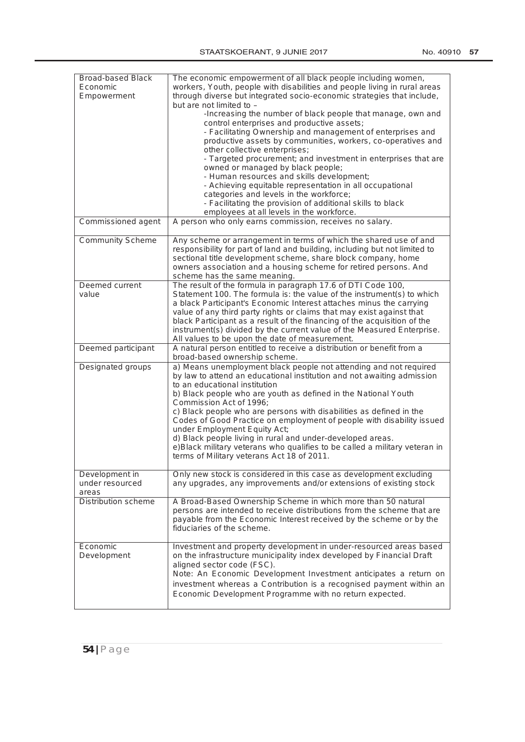| Broad-based Black Economic Empowerment | The economic empowerment of all black people including women, workers, Youth, people with disabilities and people living in rural areas through diverse but integrated socio-economic strategies that include, but are not limited to – <br>-Increasing the number of black people that manage, own and control enterprises and productive assets; <br>- Facilitating Ownership and management of enterprises and productive assets by communities, workers, co-operatives and other collective enterprises; <br>- Targeted procurement; and investment in enterprises that are owned or managed by black people; <br>- Human resources and skills development; <br>- Achieving equitable representation in all occupational categories and levels in the workforce; <br>- Facilitating the provision of additional skills to black employees at all levels in the workforce. |
|---|---|
| Commissioned agent | A person who only earns commission, receives no salary. |
| Community Scheme | Any scheme or arrangement in terms of which the shared use of and responsibility for part of land and building, including but not limited to sectional title development scheme, share block company, home owners association and a housing scheme for retired persons. And scheme has the same meaning. |
| Deemed current value | The result of the formula in paragraph 17.6 of DTI Code 100, Statement 100. The formula is: the value of the instrument(s) to which a black Participant's Economic Interest attaches minus the carrying value of any third party rights or claims that may exist against that black Participant as a result of the financing of the acquisition of the instrument(s) divided by the current value of the Measured Enterprise. All values to be upon the date of measurement. |
| Deemed participant | A natural person entitled to receive a distribution or benefit from a broad-based ownership scheme. |
| Designated groups | a) Means unemployment black people not attending and not required by law to attend an educational institution and not awaiting admission to an educational institution <br>b) Black people who are youth as defined in the National Youth Commission Act of 1996; <br>c) Black people who are persons with disabilities as defined in the Codes of Good Practice on employment of people with disability issued under Employment Equity Act; <br>d) Black people living in rural and under-developed areas. <br>e)Black military veterans who qualifies to be called a military veteran in terms of Military veterans Act 18 of 2011. |
| Development in under resourced areas | Only new stock is considered in this case as development excluding any upgrades, any improvements and/or extensions of existing stock |
| Distribution scheme | A Broad-Based Ownership Scheme in which more than 50 natural persons are intended to receive distributions from the scheme that are payable from the Economic Interest received by the scheme or by the fiduciaries of the scheme. |
| Economic Development | Investment and property development in under-resourced areas based on the infrastructure municipality index developed by Financial Draft aligned sector code (FSC). <br>Note: An Economic Development Investment anticipates a return on investment whereas a Contribution is a recognised payment within an Economic Development Programme with no return expected. |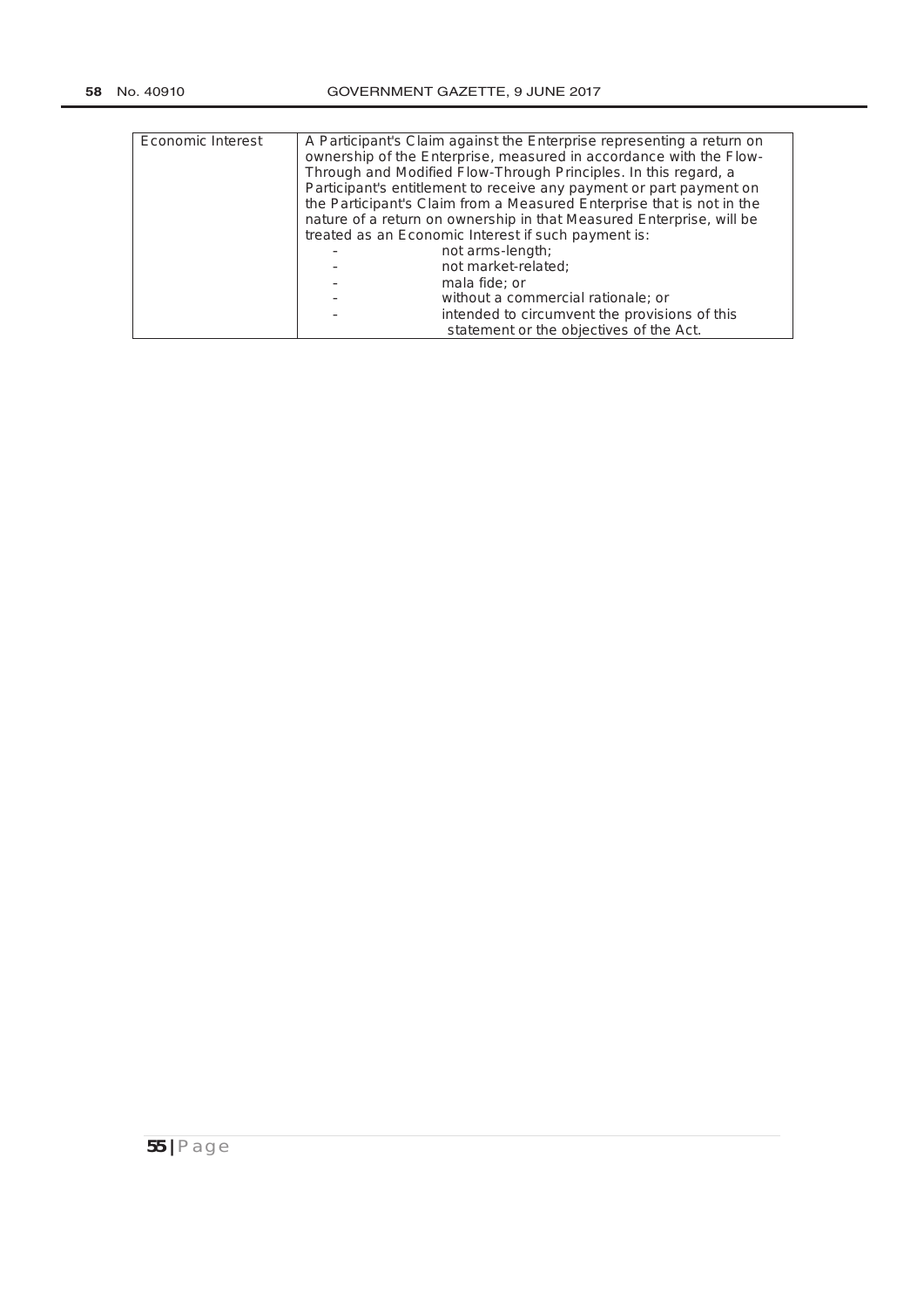| Economic Interest | A Participant's Claim against the Enterprise representing a return on ownership of the Enterprise, measured in accordance with the Flow-Through and Modified Flow-Through Principles. In this regard, a Participant's entitlement to receive any payment or part payment on the Participant's Claim from a Measured Enterprise that is not in the nature of a return on ownership in that Measured Enterprise, will be treated as an Economic Interest if such payment is:<br>- not arms-length;<br>- not market-related;<br>- mala fide; or<br>- without a commercial rationale; or<br>- intended to circumvent the provisions of this statement or the objectives of the Act. |
|---|---|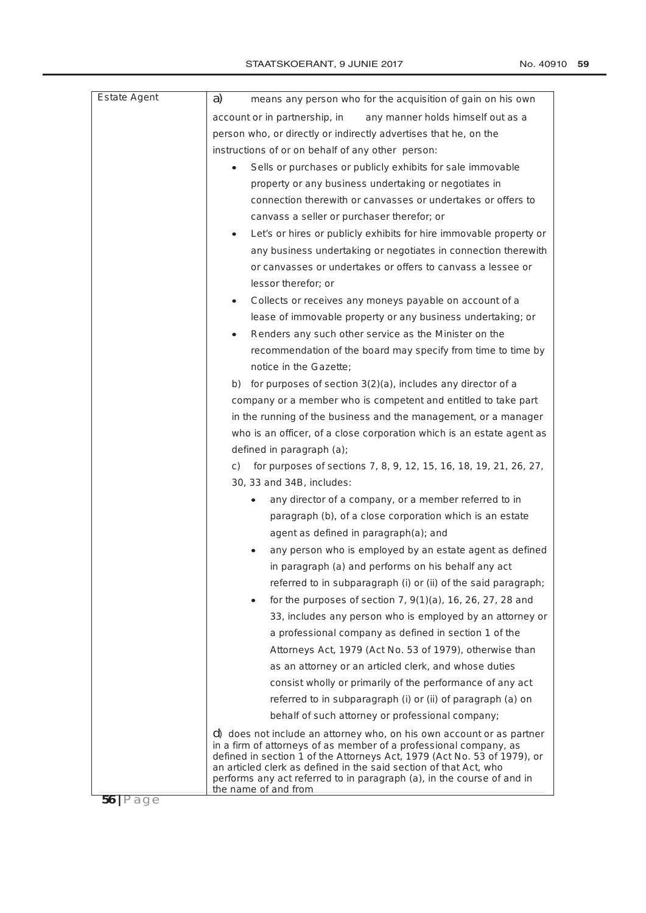| | |
|---|---|
| Estate Agent | a) means any person who for the acquisition of gain on his own account or in partnership, in any manner holds himself out as a person who, or directly or indirectly advertises that he, on the instructions of or on behalf of any other person:<br>• Sells or purchases or publicly exhibits for sale immovable property or any business undertaking or negotiates in connection therewith or canvasses or undertakes or offers to canvass a seller or purchaser therefor; or<br>• Let's or hires or publicly exhibits for hire immovable property or any business undertaking or negotiates in connection therewith or canvasses or undertakes or offers to canvass a lessee or lessor therefor; or<br>• Collects or receives any moneys payable on account of a lease of immovable property or any business undertaking; or<br>• Renders any such other service as the Minister on the recommendation of the board may specify from time to time by notice in the Gazette;<br>b) for purposes of section 3(2)(a), includes any director of a company or a member who is competent and entitled to take part in the running of the business and the management, or a manager who is an officer, of a close corporation which is an estate agent as defined in paragraph (a);<br>c) for purposes of sections 7, 8, 9, 12, 15, 16, 18, 19, 21, 26, 27, 30, 33 and 34B, includes:<br>• any director of a company, or a member referred to in paragraph (b), of a close corporation which is an estate agent as defined in paragraph(a); and<br>• any person who is employed by an estate agent as defined in paragraph (a) and performs on his behalf any act referred to in subparagraph (i) or (ii) of the said paragraph;<br>• for the purposes of section 7, 9(1)(a), 16, 26, 27, 28 and 33, includes any person who is employed by an attorney or a professional company as defined in section 1 of the Attorneys Act, 1979 (Act No. 53 of 1979), otherwise than as an attorney or an articled clerk, and whose duties consist wholly or primarily of the performance of any act referred to in subparagraph (i) or (ii) of paragraph (a) on behalf of such attorney or professional company;<br>d) does not include an attorney who, on his own account or as partner in a firm of attorneys of as member of a professional company, as defined in section 1 of the Attorneys Act, 1979 (Act No. 53 of 1979), or an articled clerk as defined in the said section of that Act, who performs any act referred to in paragraph (a), in the course of and in the name of and from |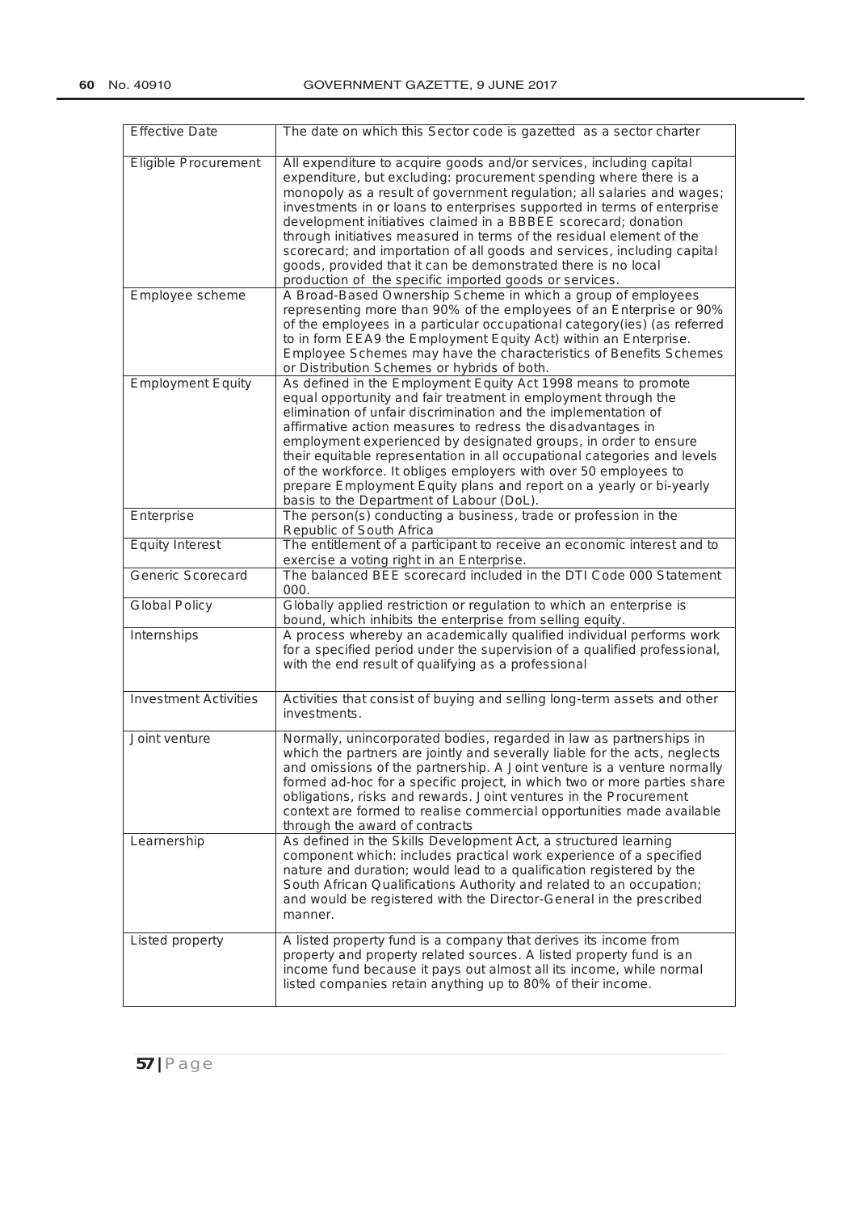| Effective Date | The date on which this Sector code is gazetted as a sector charter |
|---|---|
| Eligible Procurement | All expenditure to acquire goods and/or services, including capital expenditure, but excluding: procurement spending where there is a monopoly as a result of government regulation; all salaries and wages; investments in or loans to enterprises supported in terms of enterprise development initiatives claimed in a BBBEE scorecard; donation through initiatives measured in terms of the residual element of the scorecard; and importation of all goods and services, including capital goods, provided that it can be demonstrated there is no local production of the specific imported goods or services. |
| Employee scheme | A Broad-Based Ownership Scheme in which a group of employees representing more than 90% of the employees of an Enterprise or 90% of the employees in a particular occupational category(ies) (as referred to in form EEA9 the Employment Equity Act) within an Enterprise. Employee Schemes may have the characteristics of Benefits Schemes or Distribution Schemes or hybrids of both. |
| Employment Equity | As defined in the Employment Equity Act 1998 means to promote equal opportunity and fair treatment in employment through the elimination of unfair discrimination and the implementation of affirmative action measures to redress the disadvantages in employment experienced by designated groups, in order to ensure their equitable representation in all occupational categories and levels of the workforce. It obliges employers with over 50 employees to prepare Employment Equity plans and report on a yearly or bi-yearly basis to the Department of Labour (DoL). |
| Enterprise | The person(s) conducting a business, trade or profession in the Republic of South Africa |
| Equity Interest | The entitlement of a participant to receive an economic interest and to exercise a voting right in an Enterprise. |
| Generic Scorecard | The balanced BEE scorecard included in the DTI Code 000 Statement 000. |
| Global Policy | Globally applied restriction or regulation to which an enterprise is bound, which inhibits the enterprise from selling equity. |
| Internships | A process whereby an academically qualified individual performs work for a specified period under the supervision of a qualified professional, with the end result of qualifying as a professional |
| Investment Activities | Activities that consist of buying and selling long-term assets and other investments. |
| Joint venture | Normally, unincorporated bodies, regarded in law as partnerships in which the partners are jointly and severally liable for the acts, neglects and omissions of the partnership. A Joint venture is a venture normally formed ad-hoc for a specific project, in which two or more parties share obligations, risks and rewards. Joint ventures in the Procurement context are formed to realise commercial opportunities made available through the award of contracts |
| Learnership | As defined in the Skills Development Act, a structured learning component which: includes practical work experience of a specified nature and duration; would lead to a qualification registered by the South African Qualifications Authority and related to an occupation; and would be registered with the Director-General in the prescribed manner. |
| Listed property | A listed property fund is a company that derives its income from property and property related sources. A listed property fund is an income fund because it pays out almost all its income, while normal listed companies retain anything up to 80% of their income. |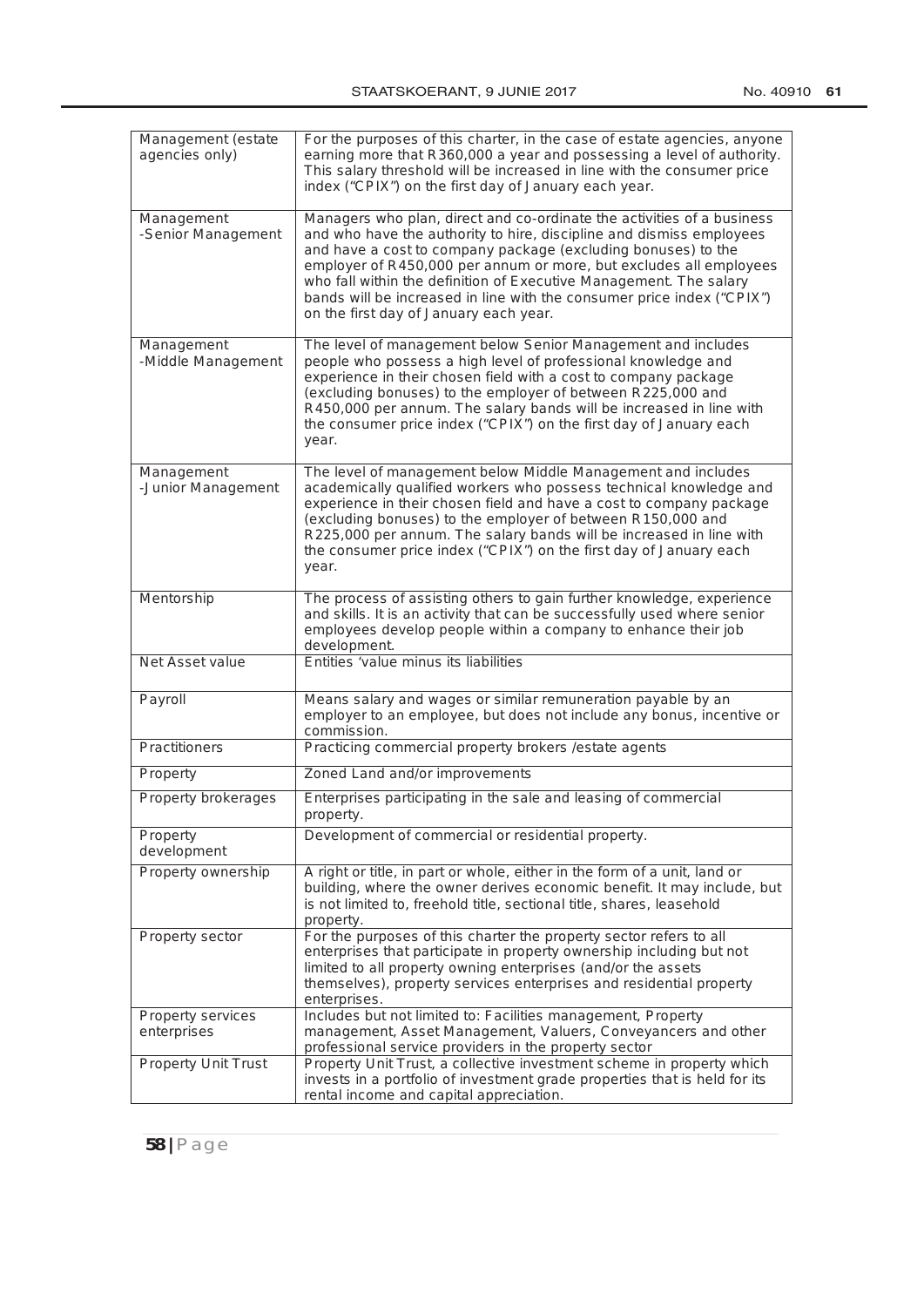| | |
|---|---|
| Management (estate agencies only) | For the purposes of this charter, in the case of estate agencies, anyone earning more that R360,000 a year and possessing a level of authority. This salary threshold will be increased in line with the consumer price index ("CPIX") on the first day of January each year. |
| Management -Senior Management | Managers who plan, direct and co-ordinate the activities of a business and who have the authority to hire, discipline and dismiss employees and have a cost to company package (excluding bonuses) to the employer of R450,000 per annum or more, but excludes all employees who fall within the definition of Executive Management. The salary bands will be increased in line with the consumer price index ("CPIX") on the first day of January each year. |
| Management -Middle Management | The level of management below Senior Management and includes people who possess a high level of professional knowledge and experience in their chosen field with a cost to company package (excluding bonuses) to the employer of between R225,000 and R450,000 per annum. The salary bands will be increased in line with the consumer price index ("CPIX") on the first day of January each year. |
| Management -Junior Management | The level of management below Middle Management and includes academically qualified workers who possess technical knowledge and experience in their chosen field and have a cost to company package (excluding bonuses) to the employer of between R150,000 and R225,000 per annum. The salary bands will be increased in line with the consumer price index ("CPIX") on the first day of January each year. |
| Mentorship | The process of assisting others to gain further knowledge, experience and skills. It is an activity that can be successfully used where senior employees develop people within a company to enhance their job development. |
| Net Asset value | Entities 'value minus its liabilities |
| Payroll | Means salary and wages or similar remuneration payable by an employer to an employee, but does not include any bonus, incentive or commission. |
| Practitioners | Practicing commercial property brokers /estate agents |
| Property | Zoned Land and/or improvements |
| Property brokerages | Enterprises participating in the sale and leasing of commercial property. |
| Property development | Development of commercial or residential property. |
| Property ownership | A right or title, in part or whole, either in the form of a unit, land or building, where the owner derives economic benefit. It may include, but is not limited to, freehold title, sectional title, shares, leasehold property. |
| Property sector | For the purposes of this charter the property sector refers to all enterprises that participate in property ownership including but not limited to all property owning enterprises (and/or the assets themselves), property services enterprises and residential property enterprises. |
| Property services enterprises | Includes but not limited to: Facilities management, Property management, Asset Management, Valuers, Conveyancers and other professional service providers in the property sector |
| Property Unit Trust | Property Unit Trust, a collective investment scheme in property which invests in a portfolio of investment grade properties that is held for its rental income and capital appreciation. |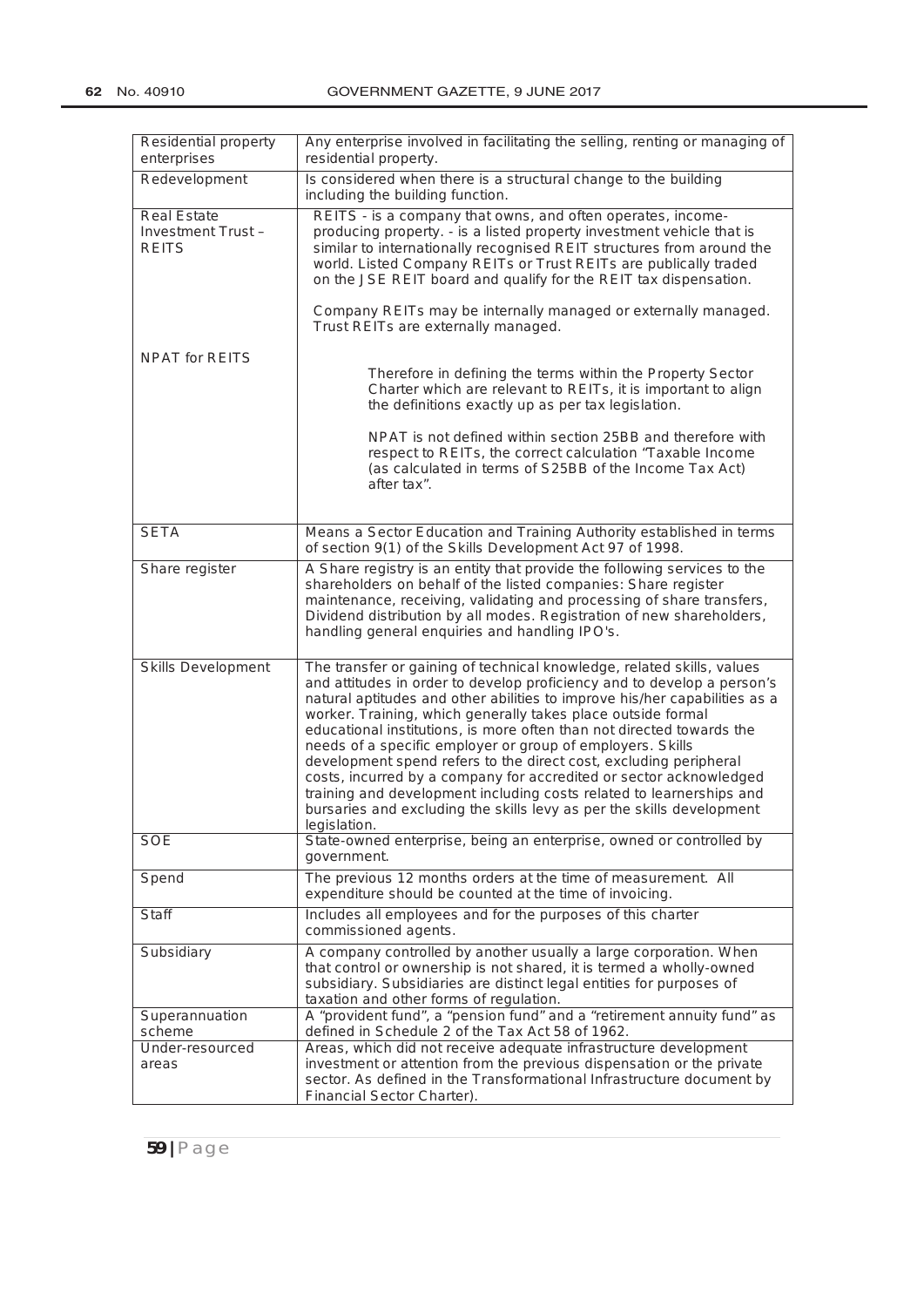| | |
|---|---|
| Residential property enterprises | Any enterprise involved in facilitating the selling, renting or managing of residential property. |
| Redevelopment | Is considered when there is a structural change to the building including the building function. |
| Real Estate Investment Trust – REITS | REITS - is a company that owns, and often operates, income-producing property. - is a listed property investment vehicle that is similar to internationally recognised REIT structures from around the world. Listed Company REITs or Trust REITs are publically traded on the JSE REIT board and qualify for the REIT tax dispensation.<br><br>Company REITs may be internally managed or externally managed. Trust REITs are externally managed. |
| NPAT for REITS | Therefore in defining the terms within the Property Sector Charter which are relevant to REITs, it is important to align the definitions exactly up as per tax legislation.<br><br>NPAT is not defined within section 25BB and therefore with respect to REITs, the correct calculation "Taxable Income (as calculated in terms of S25BB of the Income Tax Act) after tax". |
| SETA | Means a Sector Education and Training Authority established in terms of section 9(1) of the Skills Development Act 97 of 1998. |
| Share register | A Share registry is an entity that provide the following services to the shareholders on behalf of the listed companies: Share register maintenance, receiving, validating and processing of share transfers, Dividend distribution by all modes. Registration of new shareholders, handling general enquiries and handling IPO's. |
| Skills Development | The transfer or gaining of technical knowledge, related skills, values and attitudes in order to develop proficiency and to develop a person's natural aptitudes and other abilities to improve his/her capabilities as a worker. Training, which generally takes place outside formal educational institutions, is more often than not directed towards the needs of a specific employer or group of employers. Skills development spend refers to the direct cost, excluding peripheral costs, incurred by a company for accredited or sector acknowledged training and development including costs related to learnerships and bursaries and excluding the skills levy as per the skills development legislation. |
| SOE | State-owned enterprise, being an enterprise, owned or controlled by government. |
| Spend | The previous 12 months orders at the time of measurement. All expenditure should be counted at the time of invoicing. |
| Staff | Includes all employees and for the purposes of this charter commissioned agents. |
| Subsidiary | A company controlled by another usually a large corporation. When that control or ownership is not shared, it is termed a wholly-owned subsidiary. Subsidiaries are distinct legal entities for purposes of taxation and other forms of regulation. |
| Superannuation scheme | A "provident fund", a "pension fund" and a "retirement annuity fund" as defined in Schedule 2 of the Tax Act 58 of 1962. |
| Under-resourced areas | Areas, which did not receive adequate infrastructure development investment or attention from the previous dispensation or the private sector. As defined in the Transformational Infrastructure document by Financial Sector Charter). |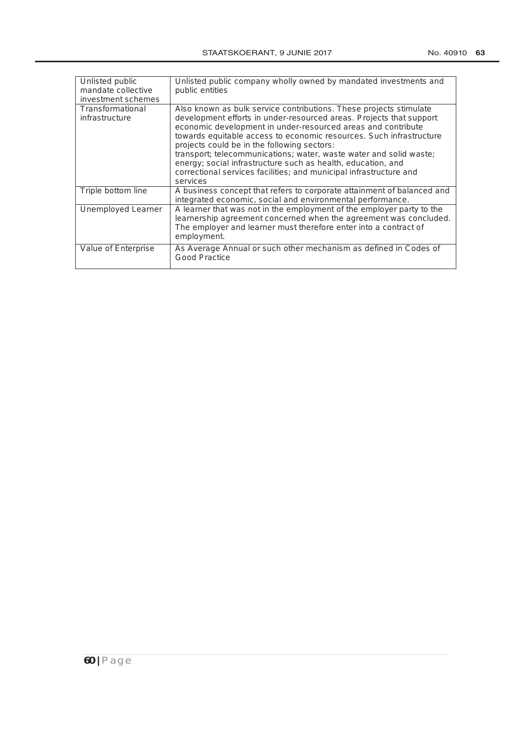| | |
|---|---|
| Unlisted public mandate collective investment schemes | Unlisted public company wholly owned by mandated investments and public entities |
| Transformational infrastructure | Also known as bulk service contributions. These projects stimulate development efforts in under-resourced areas. Projects that support economic development in under-resourced areas and contribute towards equitable access to economic resources. Such infrastructure projects could be in the following sectors: transport; telecommunications; water, waste water and solid waste; energy; social infrastructure such as health, education, and correctional services facilities; and municipal infrastructure and services |
| Triple bottom line | A business concept that refers to corporate attainment of balanced and integrated economic, social and environmental performance. |
| Unemployed Learner | A learner that was not in the employment of the employer party to the learnership agreement concerned when the agreement was concluded. The employer and learner must therefore enter into a contract of employment. |
| Value of Enterprise | As Average Annual or such other mechanism as defined in Codes of Good Practice |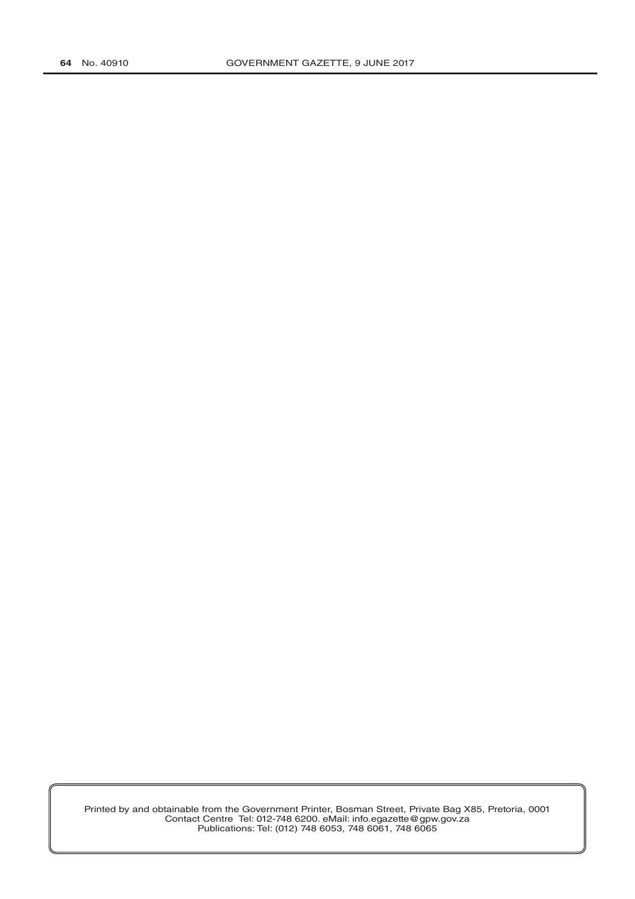Printed by and obtainable from the Government Printer, Bosman Street, Private Bag X85, Pretoria, 0001
Contact Centre Tel: 012-748 6200. eMail: info.egazette@gpw.gov.za
Publications: Tel: (012) 748 6053, 748 6061, 748 6065